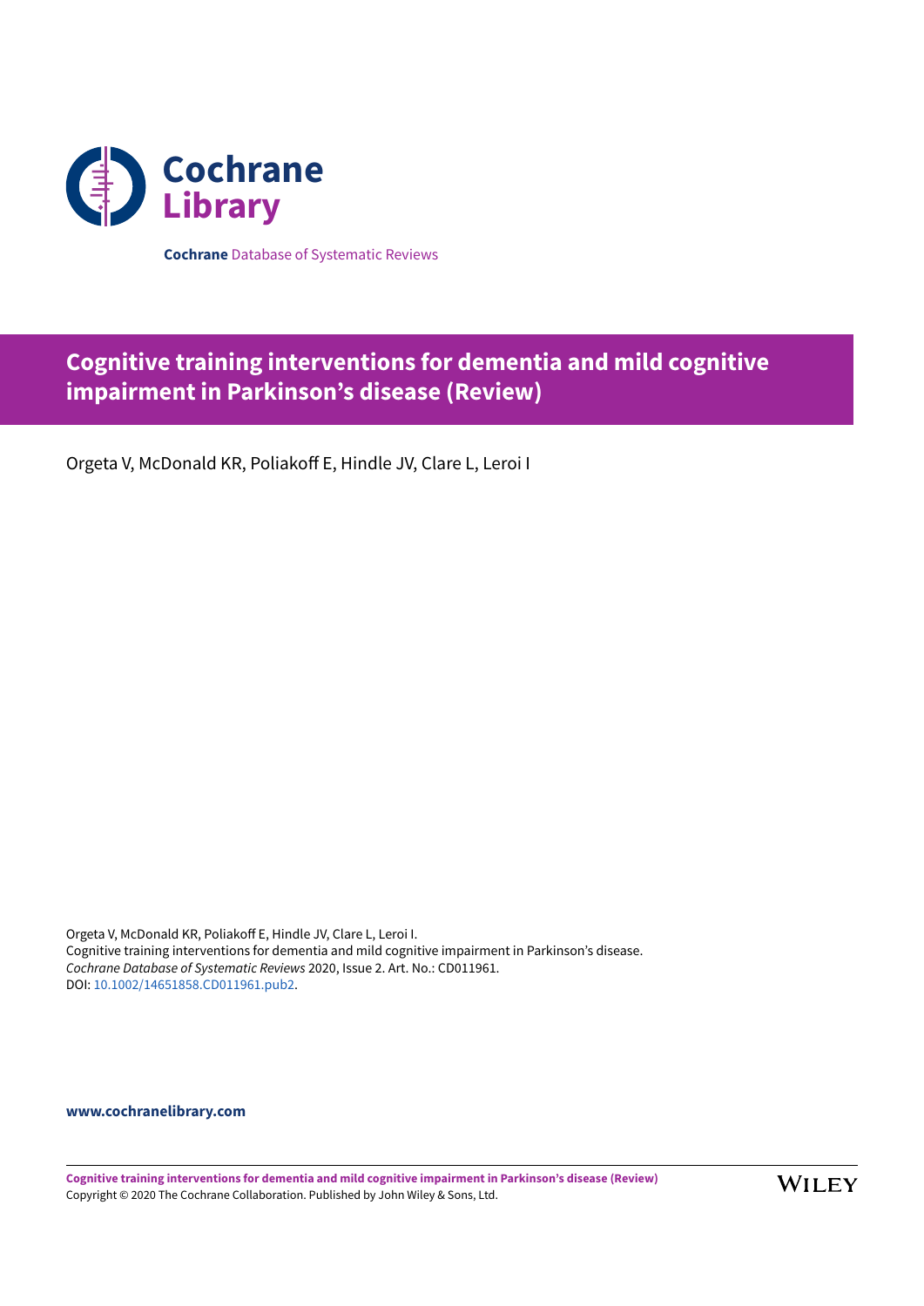Cochrane Library

**Cochrane** Database of Systematic Reviews

# Cognitive training interventions for dementia and mild cognitive impairment in Parkinson's disease (Review)

Orgeta V, McDonald KR, Poliakoff E, Hindle JV, Clare L, Leroi I

Orgeta V, McDonald KR, Poliakoff E, Hindle JV, Clare L, Leroi I.
Cognitive training interventions for dementia and mild cognitive impairment in Parkinson's disease.
*Cochrane Database of Systematic Reviews* 2020, Issue 2. Art. No.: CD011961.
DOI: 10.1002/14651858.CD011961.pub2.

**www.cochranelibrary.com**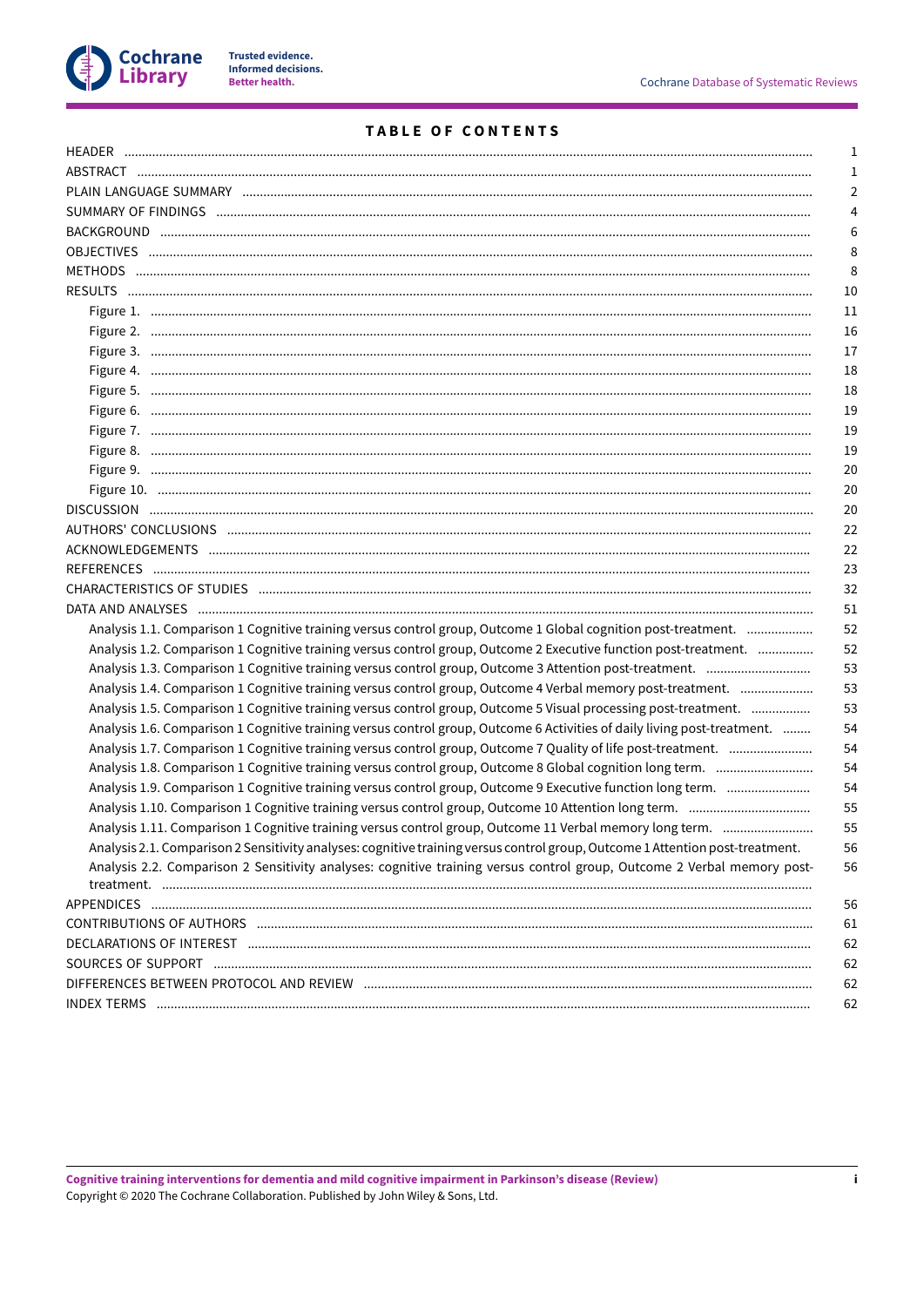# TABLE OF CONTENTS

| | |
|---|---|
| HEADER | 1 |
| ABSTRACT | 1 |
| PLAIN LANGUAGE SUMMARY | 2 |
| SUMMARY OF FINDINGS | 4 |
| BACKGROUND | 6 |
| OBJECTIVES | 8 |
| METHODS | 8 |
| RESULTS | 10 |
| Figure 1. | 11 |
| Figure 2. | 16 |
| Figure 3. | 17 |
| Figure 4. | 18 |
| Figure 5. | 18 |
| Figure 6. | 19 |
| Figure 7. | 19 |
| Figure 8. | 19 |
| Figure 9. | 20 |
| Figure 10. | 20 |
| DISCUSSION | 20 |
| AUTHORS' CONCLUSIONS | 22 |
| ACKNOWLEDGEMENTS | 22 |
| REFERENCES | 23 |
| CHARACTERISTICS OF STUDIES | 32 |
| DATA AND ANALYSES | 51 |
| Analysis 1.1. Comparison 1 Cognitive training versus control group, Outcome 1 Global cognition post-treatment. | 52 |
| Analysis 1.2. Comparison 1 Cognitive training versus control group, Outcome 2 Executive function post-treatment. | 52 |
| Analysis 1.3. Comparison 1 Cognitive training versus control group, Outcome 3 Attention post-treatment. | 53 |
| Analysis 1.4. Comparison 1 Cognitive training versus control group, Outcome 4 Verbal memory post-treatment. | 53 |
| Analysis 1.5. Comparison 1 Cognitive training versus control group, Outcome 5 Visual processing post-treatment. | 53 |
| Analysis 1.6. Comparison 1 Cognitive training versus control group, Outcome 6 Activities of daily living post-treatment. | 54 |
| Analysis 1.7. Comparison 1 Cognitive training versus control group, Outcome 7 Quality of life post-treatment. | 54 |
| Analysis 1.8. Comparison 1 Cognitive training versus control group, Outcome 8 Global cognition long term. | 54 |
| Analysis 1.9. Comparison 1 Cognitive training versus control group, Outcome 9 Executive function long term. | 54 |
| Analysis 1.10. Comparison 1 Cognitive training versus control group, Outcome 10 Attention long term. | 55 |
| Analysis 1.11. Comparison 1 Cognitive training versus control group, Outcome 11 Verbal memory long term. | 55 |
| Analysis 2.1. Comparison 2 Sensitivity analyses: cognitive training versus control group, Outcome 1 Attention post-treatment. | 56 |
| Analysis 2.2. Comparison 2 Sensitivity analyses: cognitive training versus control group, Outcome 2 Verbal memory post-treatment. | 56 |
| APPENDICES | 56 |
| CONTRIBUTIONS OF AUTHORS | 61 |
| DECLARATIONS OF INTEREST | 62 |
| SOURCES OF SUPPORT | 62 |
| DIFFERENCES BETWEEN PROTOCOL AND REVIEW | 62 |
| INDEX TERMS | 62 |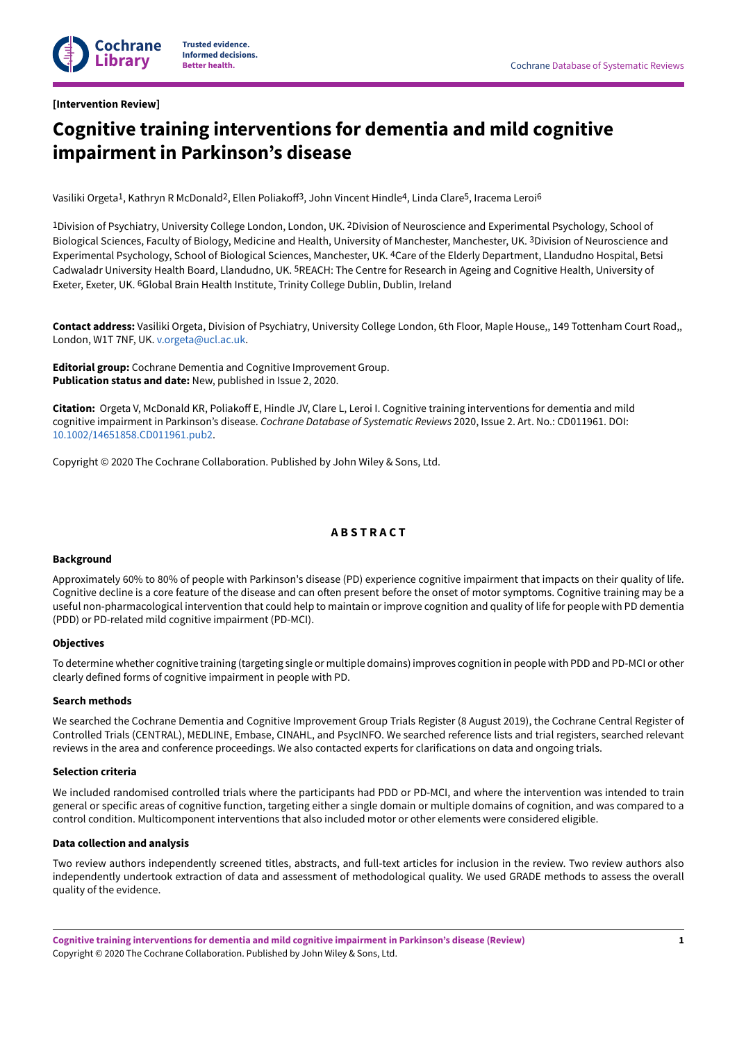[Intervention Review]

# Cognitive training interventions for dementia and mild cognitive impairment in Parkinson's disease

Vasiliki Orgeta[1], Kathryn R McDonald[2], Ellen Poliakoff[3], John Vincent Hindle[4], Linda Clare[5], Iracema Leroi[6]

[1]Division of Psychiatry, University College London, London, UK. [2]Division of Neuroscience and Experimental Psychology, School of Biological Sciences, Faculty of Biology, Medicine and Health, University of Manchester, Manchester, UK. [3]Division of Neuroscience and Experimental Psychology, School of Biological Sciences, Manchester, UK. [4]Care of the Elderly Department, Llandudno Hospital, Betsi Cadwaladr University Health Board, Llandudno, UK. [5]REACH: The Centre for Research in Ageing and Cognitive Health, University of Exeter, Exeter, UK. [6]Global Brain Health Institute, Trinity College Dublin, Dublin, Ireland

**Contact address:** Vasiliki Orgeta, Division of Psychiatry, University College London, 6th Floor, Maple House,, 149 Tottenham Court Road,, London, W1T 7NF, UK. v.orgeta@ucl.ac.uk.

**Editorial group:** Cochrane Dementia and Cognitive Improvement Group.
**Publication status and date:** New, published in Issue 2, 2020.

**Citation:** Orgeta V, McDonald KR, Poliakoff E, Hindle JV, Clare L, Leroi I. Cognitive training interventions for dementia and mild cognitive impairment in Parkinson's disease. *Cochrane Database of Systematic Reviews* 2020, Issue 2. Art. No.: CD011961. DOI: 10.1002/14651858.CD011961.pub2.

Copyright © 2020 The Cochrane Collaboration. Published by John Wiley & Sons, Ltd.

## ABSTRACT

### Background

Approximately 60% to 80% of people with Parkinson's disease (PD) experience cognitive impairment that impacts on their quality of life. Cognitive decline is a core feature of the disease and can often present before the onset of motor symptoms. Cognitive training may be a useful non-pharmacological intervention that could help to maintain or improve cognition and quality of life for people with PD dementia (PDD) or PD-related mild cognitive impairment (PD-MCI).

### Objectives

To determine whether cognitive training (targeting single or multiple domains) improves cognition in people with PDD and PD-MCI or other clearly defined forms of cognitive impairment in people with PD.

### Search methods

We searched the Cochrane Dementia and Cognitive Improvement Group Trials Register (8 August 2019), the Cochrane Central Register of Controlled Trials (CENTRAL), MEDLINE, Embase, CINAHL, and PsycINFO. We searched reference lists and trial registers, searched relevant reviews in the area and conference proceedings. We also contacted experts for clarifications on data and ongoing trials.

### Selection criteria

We included randomised controlled trials where the participants had PDD or PD-MCI, and where the intervention was intended to train general or specific areas of cognitive function, targeting either a single domain or multiple domains of cognition, and was compared to a control condition. Multicomponent interventions that also included motor or other elements were considered eligible.

### Data collection and analysis

Two review authors independently screened titles, abstracts, and full-text articles for inclusion in the review. Two review authors also independently undertook extraction of data and assessment of methodological quality. We used GRADE methods to assess the overall quality of the evidence.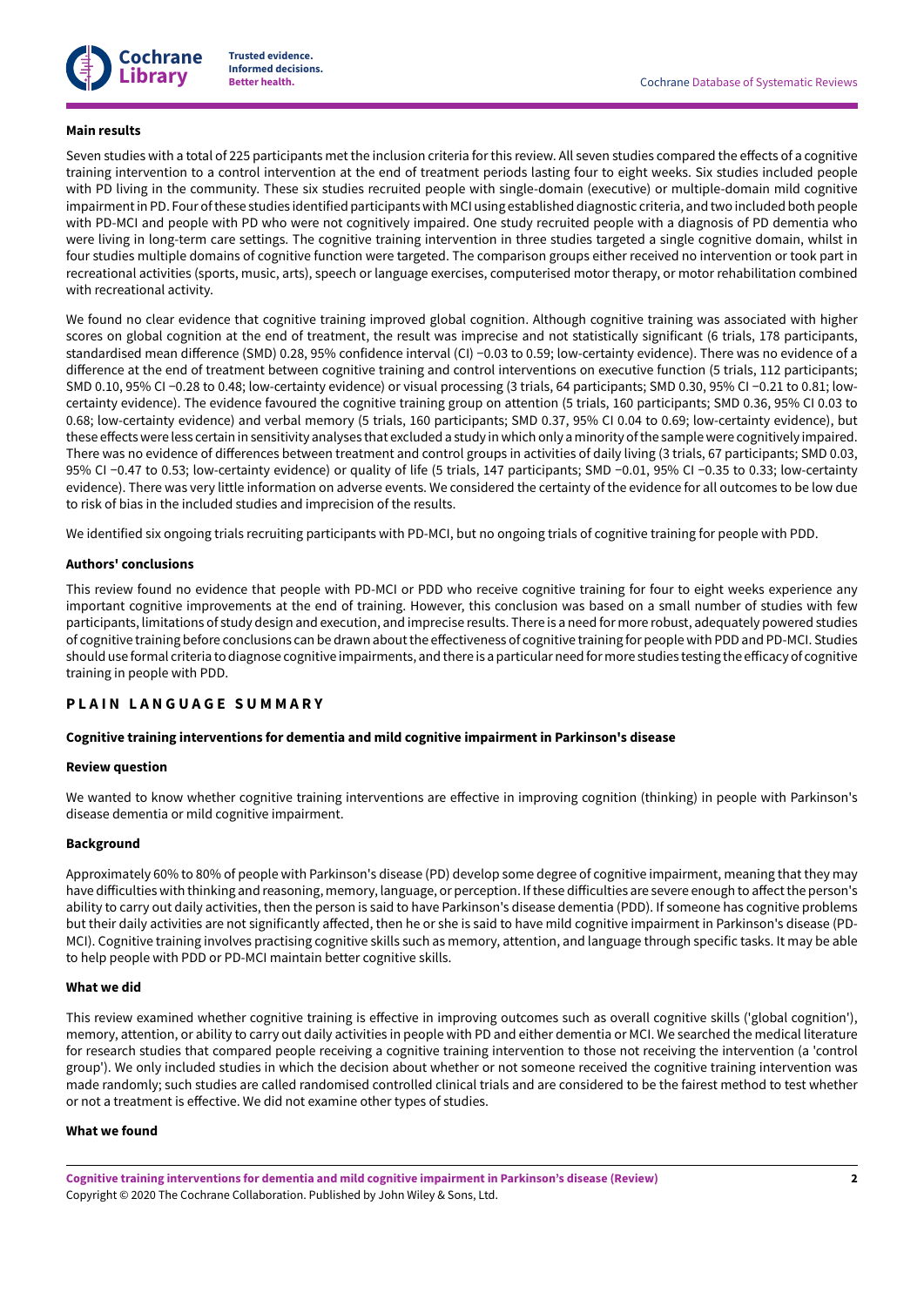### Main results

Seven studies with a total of 225 participants met the inclusion criteria for this review. All seven studies compared the effects of a cognitive training intervention to a control intervention at the end of treatment periods lasting four to eight weeks. Six studies included people with PD living in the community. These six studies recruited people with single-domain (executive) or multiple-domain mild cognitive impairment in PD. Four of these studies identified participants with MCI using established diagnostic criteria, and two included both people with PD-MCI and people with PD who were not cognitively impaired. One study recruited people with a diagnosis of PD dementia who were living in long-term care settings. The cognitive training intervention in three studies targeted a single cognitive domain, whilst in four studies multiple domains of cognitive function were targeted. The comparison groups either received no intervention or took part in recreational activities (sports, music, arts), speech or language exercises, computerised motor therapy, or motor rehabilitation combined with recreational activity.

We found no clear evidence that cognitive training improved global cognition. Although cognitive training was associated with higher scores on global cognition at the end of treatment, the result was imprecise and not statistically significant (6 trials, 178 participants, standardised mean difference (SMD) 0.28, 95% confidence interval (CI) −0.03 to 0.59; low-certainty evidence). There was no evidence of a difference at the end of treatment between cognitive training and control interventions on executive function (5 trials, 112 participants; SMD 0.10, 95% CI −0.28 to 0.48; low-certainty evidence) or visual processing (3 trials, 64 participants; SMD 0.30, 95% CI −0.21 to 0.81; low-certainty evidence). The evidence favoured the cognitive training group on attention (5 trials, 160 participants; SMD 0.36, 95% CI 0.03 to 0.68; low-certainty evidence) and verbal memory (5 trials, 160 participants; SMD 0.37, 95% CI 0.04 to 0.69; low-certainty evidence), but these effects were less certain in sensitivity analyses that excluded a study in which only a minority of the sample were cognitively impaired. There was no evidence of differences between treatment and control groups in activities of daily living (3 trials, 67 participants; SMD 0.03, 95% CI −0.47 to 0.53; low-certainty evidence) or quality of life (5 trials, 147 participants; SMD −0.01, 95% CI −0.35 to 0.33; low-certainty evidence). There was very little information on adverse events. We considered the certainty of the evidence for all outcomes to be low due to risk of bias in the included studies and imprecision of the results.

We identified six ongoing trials recruiting participants with PD-MCI, but no ongoing trials of cognitive training for people with PDD.

### Authors' conclusions

This review found no evidence that people with PD-MCI or PDD who receive cognitive training for four to eight weeks experience any important cognitive improvements at the end of training. However, this conclusion was based on a small number of studies with few participants, limitations of study design and execution, and imprecise results. There is a need for more robust, adequately powered studies of cognitive training before conclusions can be drawn about the effectiveness of cognitive training for people with PDD and PD-MCI. Studies should use formal criteria to diagnose cognitive impairments, and there is a particular need for more studies testing the efficacy of cognitive training in people with PDD.

## PLAIN LANGUAGE SUMMARY

### Cognitive training interventions for dementia and mild cognitive impairment in Parkinson's disease

#### Review question

We wanted to know whether cognitive training interventions are effective in improving cognition (thinking) in people with Parkinson's disease dementia or mild cognitive impairment.

#### Background

Approximately 60% to 80% of people with Parkinson's disease (PD) develop some degree of cognitive impairment, meaning that they may have difficulties with thinking and reasoning, memory, language, or perception. If these difficulties are severe enough to affect the person's ability to carry out daily activities, then the person is said to have Parkinson's disease dementia (PDD). If someone has cognitive problems but their daily activities are not significantly affected, then he or she is said to have mild cognitive impairment in Parkinson's disease (PD-MCI). Cognitive training involves practising cognitive skills such as memory, attention, and language through specific tasks. It may be able to help people with PDD or PD-MCI maintain better cognitive skills.

#### What we did

This review examined whether cognitive training is effective in improving outcomes such as overall cognitive skills ('global cognition'), memory, attention, or ability to carry out daily activities in people with PD and either dementia or MCI. We searched the medical literature for research studies that compared people receiving a cognitive training intervention to those not receiving the intervention (a 'control group'). We only included studies in which the decision about whether or not someone received the cognitive training intervention was made randomly; such studies are called randomised controlled clinical trials and are considered to be the fairest method to test whether or not a treatment is effective. We did not examine other types of studies.

#### What we found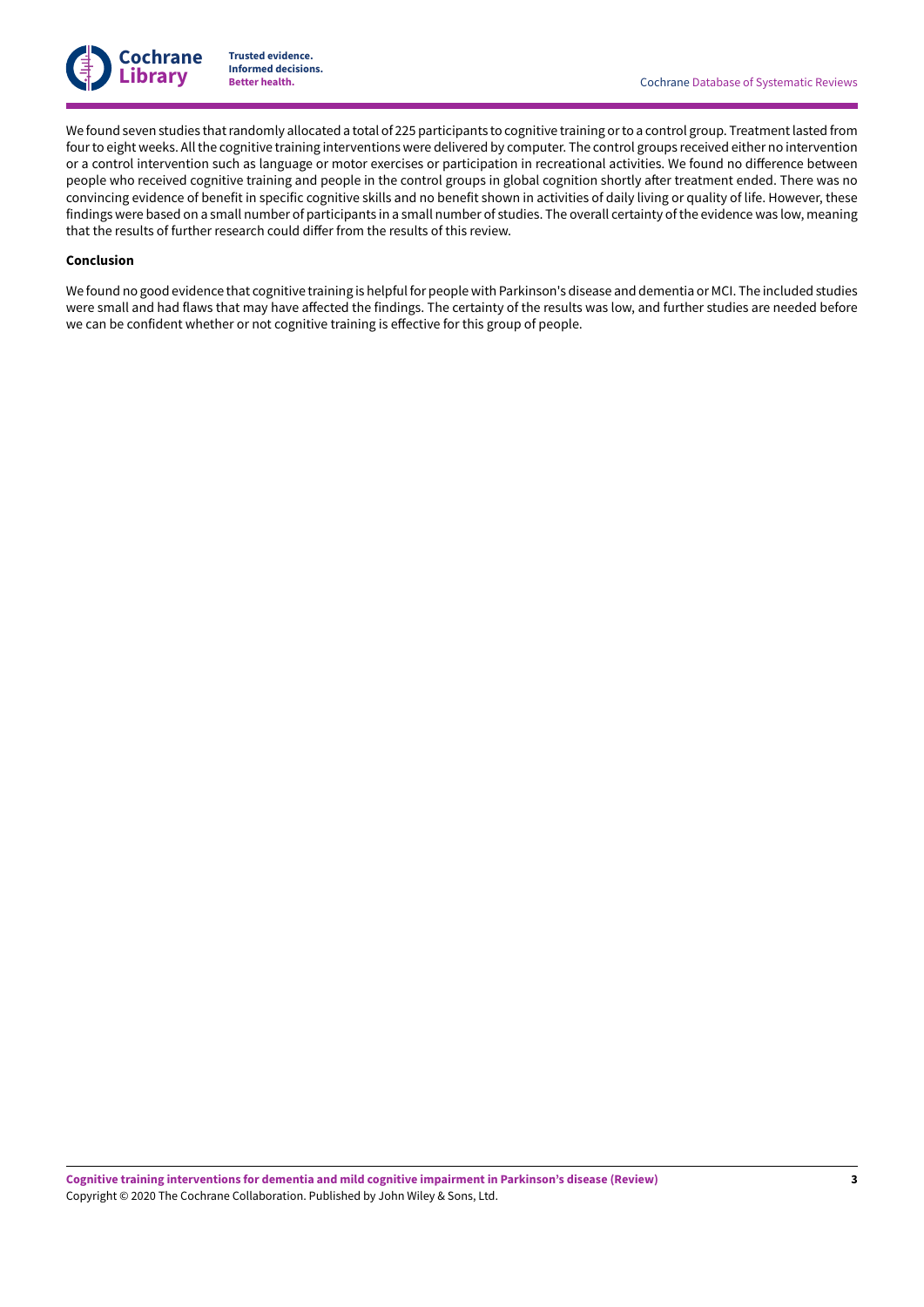We found seven studies that randomly allocated a total of 225 participants to cognitive training or to a control group. Treatment lasted from four to eight weeks. All the cognitive training interventions were delivered by computer. The control groups received either no intervention or a control intervention such as language or motor exercises or participation in recreational activities. We found no difference between people who received cognitive training and people in the control groups in global cognition shortly after treatment ended. There was no convincing evidence of benefit in specific cognitive skills and no benefit shown in activities of daily living or quality of life. However, these findings were based on a small number of participants in a small number of studies. The overall certainty of the evidence was low, meaning that the results of further research could differ from the results of this review.

**Conclusion**

We found no good evidence that cognitive training is helpful for people with Parkinson's disease and dementia or MCI. The included studies were small and had flaws that may have affected the findings. The certainty of the results was low, and further studies are needed before we can be confident whether or not cognitive training is effective for this group of people.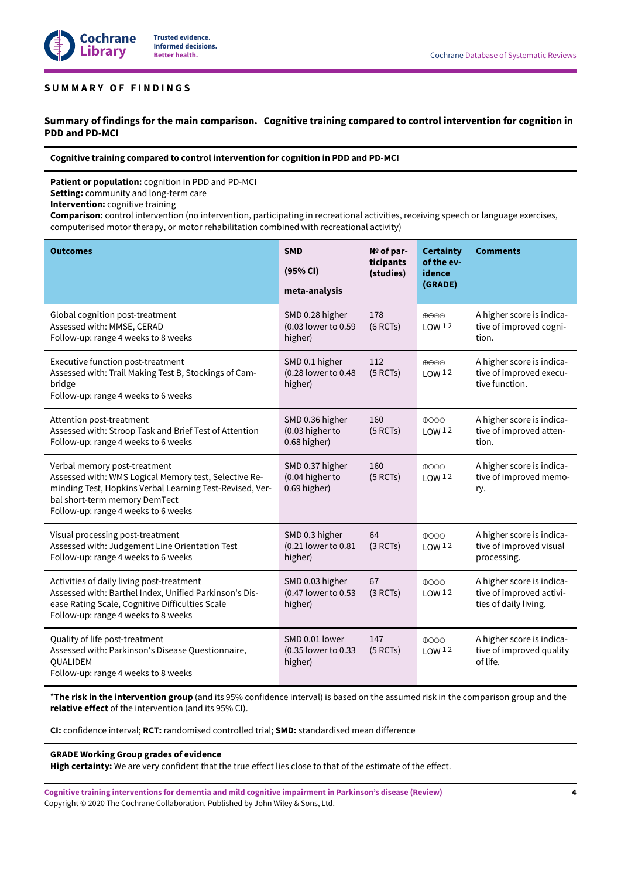## SUMMARY OF FINDINGS

### Summary of findings for the main comparison. Cognitive training compared to control intervention for cognition in PDD and PD-MCI

**Cognitive training compared to control intervention for cognition in PDD and PD-MCI**

**Patient or population:** cognition in PDD and PD-MCI
**Setting:** community and long-term care
**Intervention:** cognitive training
**Comparison:** control intervention (no intervention, participating in recreational activities, receiving speech or language exercises, computerised motor therapy, or motor rehabilitation combined with recreational activity)

| Outcomes | SMD (95% CI) meta-analysis | № of participants (studies) | Certainty of the evidence (GRADE) | Comments |
|---|---|---|---|---|
| Global cognition post-treatment<br>Assessed with: MMSE, CERAD<br>Follow-up: range 4 weeks to 8 weeks | SMD 0.28 higher (0.03 lower to 0.59 higher) | 178 (6 RCTs) | ⊕⊕⊝⊝ LOW [1,2] | A higher score is indicative of improved cognition. |
| Executive function post-treatment<br>Assessed with: Trail Making Test B, Stockings of Cambridge<br>Follow-up: range 4 weeks to 6 weeks | SMD 0.1 higher (0.28 lower to 0.48 higher) | 112 (5 RCTs) | ⊕⊕⊝⊝ LOW [1,2] | A higher score is indicative of improved executive function. |
| Attention post-treatment<br>Assessed with: Stroop Task and Brief Test of Attention<br>Follow-up: range 4 weeks to 6 weeks | SMD 0.36 higher (0.03 higher to 0.68 higher) | 160 (5 RCTs) | ⊕⊕⊝⊝ LOW [1,2] | A higher score is indicative of improved attention. |
| Verbal memory post-treatment<br>Assessed with: WMS Logical Memory test, Selective Reminding Test, Hopkins Verbal Learning Test-Revised, Verbal short-term memory DemTect<br>Follow-up: range 4 weeks to 6 weeks | SMD 0.37 higher (0.04 higher to 0.69 higher) | 160 (5 RCTs) | ⊕⊕⊝⊝ LOW [1,2] | A higher score is indicative of improved memory. |
| Visual processing post-treatment<br>Assessed with: Judgement Line Orientation Test<br>Follow-up: range 4 weeks to 6 weeks | SMD 0.3 higher (0.21 lower to 0.81 higher) | 64 (3 RCTs) | ⊕⊕⊝⊝ LOW [1,2] | A higher score is indicative of improved visual processing. |
| Activities of daily living post-treatment<br>Assessed with: Barthel Index, Unified Parkinson's Disease Rating Scale, Cognitive Difficulties Scale<br>Follow-up: range 4 weeks to 8 weeks | SMD 0.03 higher (0.47 lower to 0.53 higher) | 67 (3 RCTs) | ⊕⊕⊝⊝ LOW [1,2] | A higher score is indicative of improved activities of daily living. |
| Quality of life post-treatment<br>Assessed with: Parkinson's Disease Questionnaire, QUALIDEM<br>Follow-up: range 4 weeks to 8 weeks | SMD 0.01 lower (0.35 lower to 0.33 higher) | 147 (5 RCTs) | ⊕⊕⊝⊝ LOW [1,2] | A higher score is indicative of improved quality of life. |

*__The risk in the intervention group__ (and its 95% confidence interval) is based on the assumed risk in the comparison group and the **relative effect** of the intervention (and its 95% CI).

**CI:** confidence interval; **RCT:** randomised controlled trial; **SMD:** standardised mean difference

**GRADE Working Group grades of evidence**
**High certainty:** We are very confident that the true effect lies close to that of the estimate of the effect.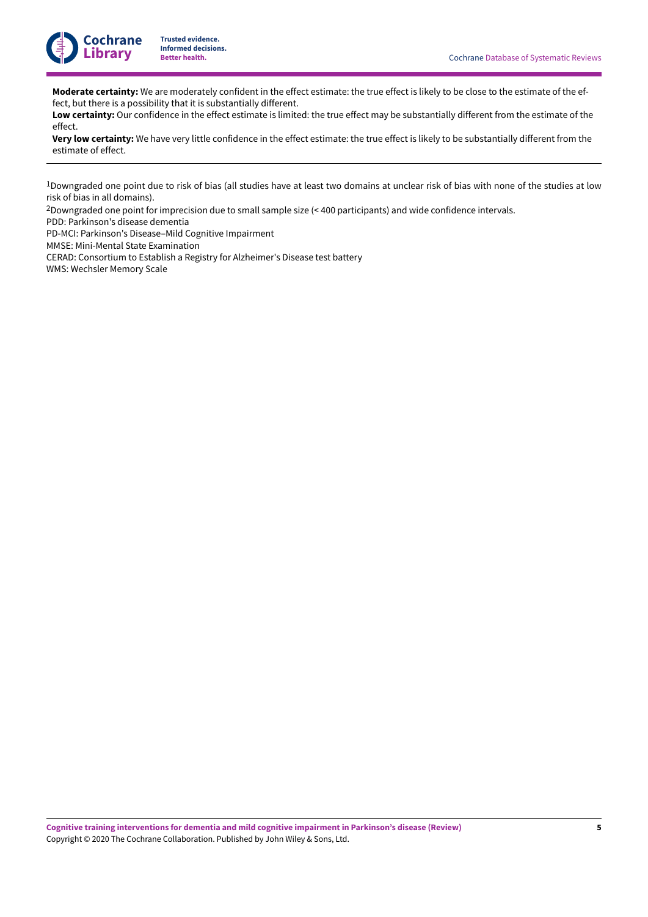**Moderate certainty:** We are moderately confident in the effect estimate: the true effect is likely to be close to the estimate of the effect, but there is a possibility that it is substantially different.
**Low certainty:** Our confidence in the effect estimate is limited: the true effect may be substantially different from the estimate of the effect.
**Very low certainty:** We have very little confidence in the effect estimate: the true effect is likely to be substantially different from the estimate of effect.

[1]Downgraded one point due to risk of bias (all studies have at least two domains at unclear risk of bias with none of the studies at low risk of bias in all domains).

[2]Downgraded one point for imprecision due to small sample size (< 400 participants) and wide confidence intervals.

PDD: Parkinson's disease dementia

PD-MCI: Parkinson's Disease–Mild Cognitive Impairment

MMSE: Mini-Mental State Examination

CERAD: Consortium to Establish a Registry for Alzheimer's Disease test battery

WMS: Wechsler Memory Scale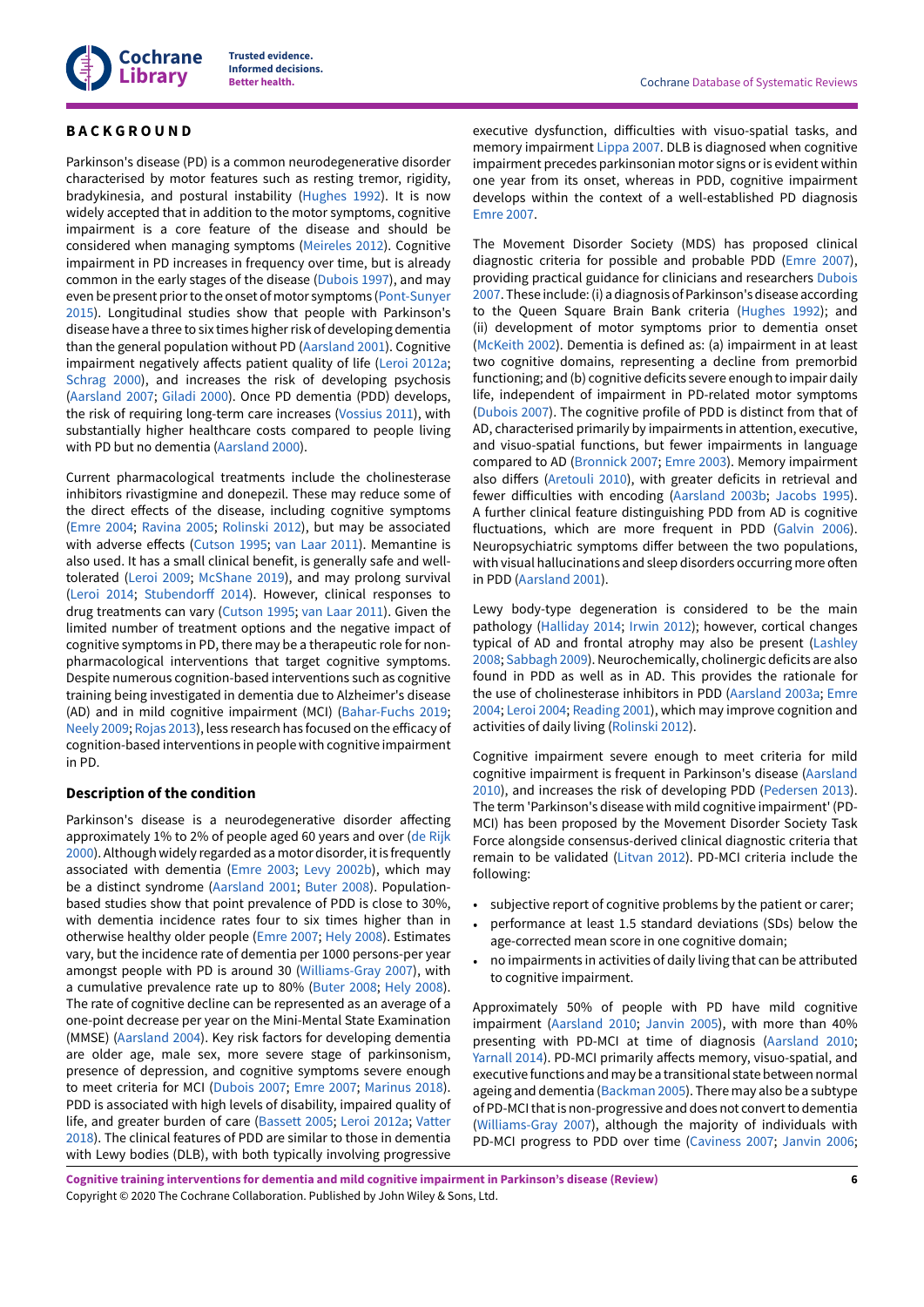## BACKGROUND

Parkinson's disease (PD) is a common neurodegenerative disorder characterised by motor features such as resting tremor, rigidity, bradykinesia, and postural instability (Hughes 1992). It is now widely accepted that in addition to the motor symptoms, cognitive impairment is a core feature of the disease and should be considered when managing symptoms (Meireles 2012). Cognitive impairment in PD increases in frequency over time, but is already common in the early stages of the disease (Dubois 1997), and may even be present prior to the onset of motor symptoms (Pont-Sunyer 2015). Longitudinal studies show that people with Parkinson's disease have a three to six times higher risk of developing dementia than the general population without PD (Aarsland 2001). Cognitive impairment negatively affects patient quality of life (Leroi 2012a; Schrag 2000), and increases the risk of developing psychosis (Aarsland 2007; Giladi 2000). Once PD dementia (PDD) develops, the risk of requiring long-term care increases (Vossius 2011), with substantially higher healthcare costs compared to people living with PD but no dementia (Aarsland 2000).

Current pharmacological treatments include the cholinesterase inhibitors rivastigmine and donepezil. These may reduce some of the direct effects of the disease, including cognitive symptoms (Emre 2004; Ravina 2005; Rolinski 2012), but may be associated with adverse effects (Cutson 1995; van Laar 2011). Memantine is also used. It has a small clinical benefit, is generally safe and well-tolerated (Leroi 2009; McShane 2019), and may prolong survival (Leroi 2014; Stubendorff 2014). However, clinical responses to drug treatments can vary (Cutson 1995; van Laar 2011). Given the limited number of treatment options and the negative impact of cognitive symptoms in PD, there may be a therapeutic role for non-pharmacological interventions that target cognitive symptoms. Despite numerous cognition-based interventions such as cognitive training being investigated in dementia due to Alzheimer's disease (AD) and in mild cognitive impairment (MCI) (Bahar-Fuchs 2019; Neely 2009; Rojas 2013), less research has focused on the efficacy of cognition-based interventions in people with cognitive impairment in PD.

### Description of the condition

Parkinson's disease is a neurodegenerative disorder affecting approximately 1% to 2% of people aged 60 years and over (de Rijk 2000). Although widely regarded as a motor disorder, it is frequently associated with dementia (Emre 2003; Levy 2002b), which may be a distinct syndrome (Aarsland 2001; Buter 2008). Population-based studies show that point prevalence of PDD is close to 30%, with dementia incidence rates four to six times higher than in otherwise healthy older people (Emre 2007; Hely 2008). Estimates vary, but the incidence rate of dementia per 1000 persons-per year amongst people with PD is around 30 (Williams-Gray 2007), with a cumulative prevalence rate up to 80% (Buter 2008; Hely 2008). The rate of cognitive decline can be represented as an average of a one-point decrease per year on the Mini-Mental State Examination (MMSE) (Aarsland 2004). Key risk factors for developing dementia are older age, male sex, more severe stage of parkinsonism, presence of depression, and cognitive symptoms severe enough to meet criteria for MCI (Dubois 2007; Emre 2007; Marinus 2018). PDD is associated with high levels of disability, impaired quality of life, and greater burden of care (Bassett 2005; Leroi 2012a; Vatter 2018). The clinical features of PDD are similar to those in dementia with Lewy bodies (DLB), with both typically involving progressive executive dysfunction, difficulties with visuo-spatial tasks, and memory impairment Lippa 2007. DLB is diagnosed when cognitive impairment precedes parkinsonian motor signs or is evident within one year from its onset, whereas in PDD, cognitive impairment develops within the context of a well-established PD diagnosis Emre 2007.

The Movement Disorder Society (MDS) has proposed clinical diagnostic criteria for possible and probable PDD (Emre 2007), providing practical guidance for clinicians and researchers Dubois 2007. These include: (i) a diagnosis of Parkinson's disease according to the Queen Square Brain Bank criteria (Hughes 1992); and (ii) development of motor symptoms prior to dementia onset (McKeith 2002). Dementia is defined as: (a) impairment in at least two cognitive domains, representing a decline from premorbid functioning; and (b) cognitive deficits severe enough to impair daily life, independent of impairment in PD-related motor symptoms (Dubois 2007). The cognitive profile of PDD is distinct from that of AD, characterised primarily by impairments in attention, executive, and visuo-spatial functions, but fewer impairments in language compared to AD (Bronnick 2007; Emre 2003). Memory impairment also differs (Aretouli 2010), with greater deficits in retrieval and fewer difficulties with encoding (Aarsland 2003b; Jacobs 1995). A further clinical feature distinguishing PDD from AD is cognitive fluctuations, which are more frequent in PDD (Galvin 2006). Neuropsychiatric symptoms differ between the two populations, with visual hallucinations and sleep disorders occurring more often in PDD (Aarsland 2001).

Lewy body-type degeneration is considered to be the main pathology (Halliday 2014; Irwin 2012); however, cortical changes typical of AD and frontal atrophy may also be present (Lashley 2008; Sabbagh 2009). Neurochemically, cholinergic deficits are also found in PDD as well as in AD. This provides the rationale for the use of cholinesterase inhibitors in PDD (Aarsland 2003a; Emre 2004; Leroi 2004; Reading 2001), which may improve cognition and activities of daily living (Rolinski 2012).

Cognitive impairment severe enough to meet criteria for mild cognitive impairment is frequent in Parkinson's disease (Aarsland 2010), and increases the risk of developing PDD (Pedersen 2013). The term 'Parkinson's disease with mild cognitive impairment' (PD-MCI) has been proposed by the Movement Disorder Society Task Force alongside consensus-derived clinical diagnostic criteria that remain to be validated (Litvan 2012). PD-MCI criteria include the following:

- subjective report of cognitive problems by the patient or carer;
- performance at least 1.5 standard deviations (SDs) below the age-corrected mean score in one cognitive domain;
- no impairments in activities of daily living that can be attributed to cognitive impairment.

Approximately 50% of people with PD have mild cognitive impairment (Aarsland 2010; Janvin 2005), with more than 40% presenting with PD-MCI at time of diagnosis (Aarsland 2010; Yarnall 2014). PD-MCI primarily affects memory, visuo-spatial, and executive functions and may be a transitional state between normal ageing and dementia (Backman 2005). There may also be a subtype of PD-MCI that is non-progressive and does not convert to dementia (Williams-Gray 2007), although the majority of individuals with PD-MCI progress to PDD over time (Caviness 2007; Janvin 2006;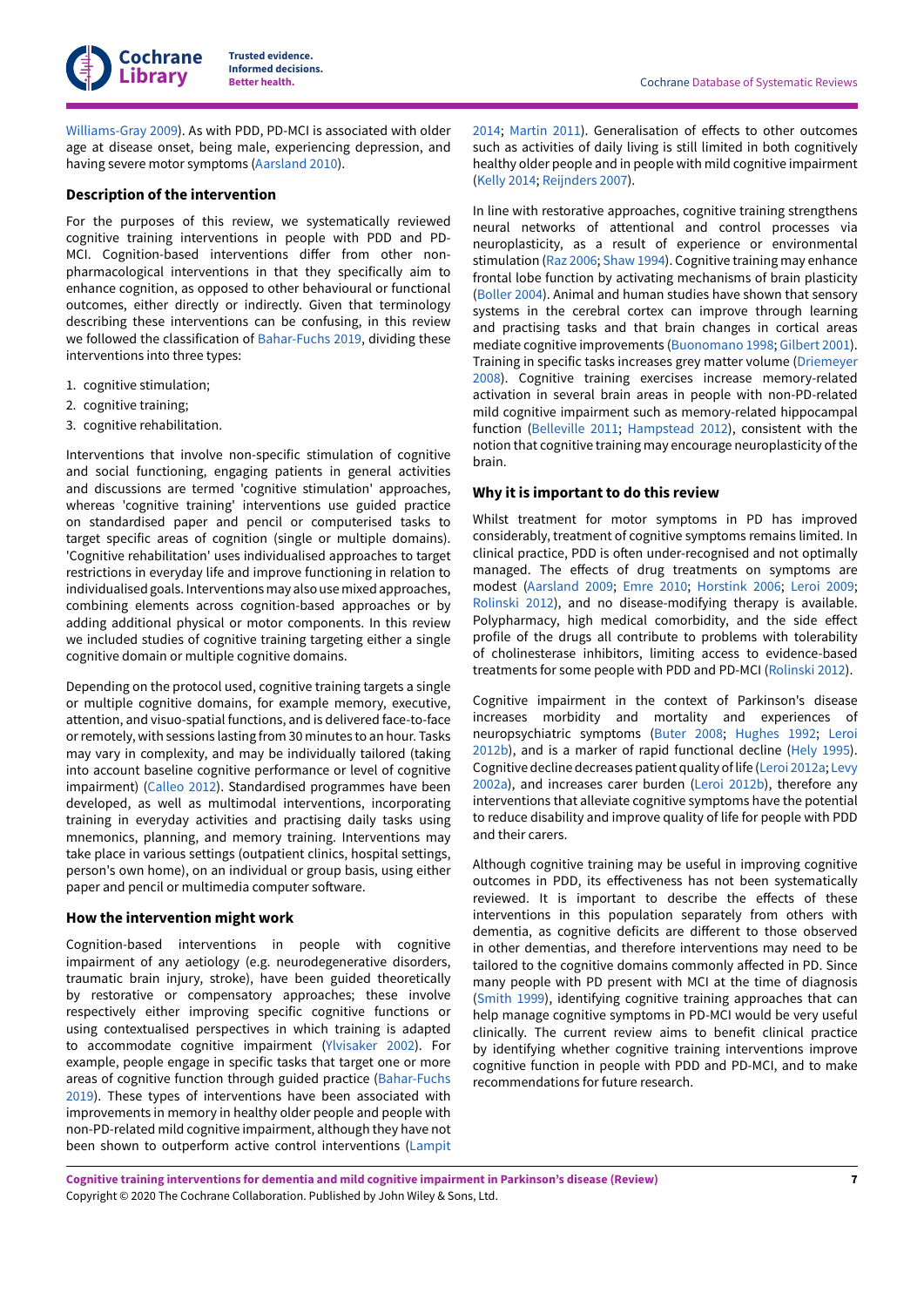Williams-Gray 2009). As with PDD, PD-MCI is associated with older age at disease onset, being male, experiencing depression, and having severe motor symptoms (Aarsland 2010).

### Description of the intervention

For the purposes of this review, we systematically reviewed cognitive training interventions in people with PDD and PD-MCI. Cognition-based interventions differ from other non-pharmacological interventions in that they specifically aim to enhance cognition, as opposed to other behavioural or functional outcomes, either directly or indirectly. Given that terminology describing these interventions can be confusing, in this review we followed the classification of Bahar-Fuchs 2019, dividing these interventions into three types:

1. cognitive stimulation;
2. cognitive training;
3. cognitive rehabilitation.

Interventions that involve non-specific stimulation of cognitive and social functioning, engaging patients in general activities and discussions are termed 'cognitive stimulation' approaches, whereas 'cognitive training' interventions use guided practice on standardised paper and pencil or computerised tasks to target specific areas of cognition (single or multiple domains). 'Cognitive rehabilitation' uses individualised approaches to target restrictions in everyday life and improve functioning in relation to individualised goals. Interventions may also use mixed approaches, combining elements across cognition-based approaches or by adding additional physical or motor components. In this review we included studies of cognitive training targeting either a single cognitive domain or multiple cognitive domains.

Depending on the protocol used, cognitive training targets a single or multiple cognitive domains, for example memory, executive, attention, and visuo-spatial functions, and is delivered face-to-face or remotely, with sessions lasting from 30 minutes to an hour. Tasks may vary in complexity, and may be individually tailored (taking into account baseline cognitive performance or level of cognitive impairment) (Calleo 2012). Standardised programmes have been developed, as well as multimodal interventions, incorporating training in everyday activities and practising daily tasks using mnemonics, planning, and memory training. Interventions may take place in various settings (outpatient clinics, hospital settings, person's own home), on an individual or group basis, using either paper and pencil or multimedia computer software.

### How the intervention might work

Cognition-based interventions in people with cognitive impairment of any aetiology (e.g. neurodegenerative disorders, traumatic brain injury, stroke), have been guided theoretically by restorative or compensatory approaches; these involve respectively either improving specific cognitive functions or using contextualised perspectives in which training is adapted to accommodate cognitive impairment (Ylvisaker 2002). For example, people engage in specific tasks that target one or more areas of cognitive function through guided practice (Bahar-Fuchs 2019). These types of interventions have been associated with improvements in memory in healthy older people and people with non-PD-related mild cognitive impairment, although they have not been shown to outperform active control interventions (Lampit 2014; Martin 2011). Generalisation of effects to other outcomes such as activities of daily living is still limited in both cognitively healthy older people and in people with mild cognitive impairment (Kelly 2014; Reijnders 2007).

In line with restorative approaches, cognitive training strengthens neural networks of attentional and control processes via neuroplasticity, as a result of experience or environmental stimulation (Raz 2006; Shaw 1994). Cognitive training may enhance frontal lobe function by activating mechanisms of brain plasticity (Boller 2004). Animal and human studies have shown that sensory systems in the cerebral cortex can improve through learning and practising tasks and that brain changes in cortical areas mediate cognitive improvements (Buonomano 1998; Gilbert 2001). Training in specific tasks increases grey matter volume (Driemeyer 2008). Cognitive training exercises increase memory-related activation in several brain areas in people with non-PD-related mild cognitive impairment such as memory-related hippocampal function (Belleville 2011; Hampstead 2012), consistent with the notion that cognitive training may encourage neuroplasticity of the brain.

### Why it is important to do this review

Whilst treatment for motor symptoms in PD has improved considerably, treatment of cognitive symptoms remains limited. In clinical practice, PDD is often under-recognised and not optimally managed. The effects of drug treatments on symptoms are modest (Aarsland 2009; Emre 2010; Horstink 2006; Leroi 2009; Rolinski 2012), and no disease-modifying therapy is available. Polypharmacy, high medical comorbidity, and the side effect profile of the drugs all contribute to problems with tolerability of cholinesterase inhibitors, limiting access to evidence-based treatments for some people with PDD and PD-MCI (Rolinski 2012).

Cognitive impairment in the context of Parkinson's disease increases morbidity and mortality and experiences of neuropsychiatric symptoms (Buter 2008; Hughes 1992; Leroi 2012b), and is a marker of rapid functional decline (Hely 1995). Cognitive decline decreases patient quality of life (Leroi 2012a; Levy 2002a), and increases carer burden (Leroi 2012b), therefore any interventions that alleviate cognitive symptoms have the potential to reduce disability and improve quality of life for people with PDD and their carers.

Although cognitive training may be useful in improving cognitive outcomes in PDD, its effectiveness has not been systematically reviewed. It is important to describe the effects of these interventions in this population separately from others with dementia, as cognitive deficits are different to those observed in other dementias, and therefore interventions may need to be tailored to the cognitive domains commonly affected in PD. Since many people with PD present with MCI at the time of diagnosis (Smith 1999), identifying cognitive training approaches that can help manage cognitive symptoms in PD-MCI would be very useful clinically. The current review aims to benefit clinical practice by identifying whether cognitive training interventions improve cognitive function in people with PDD and PD-MCI, and to make recommendations for future research.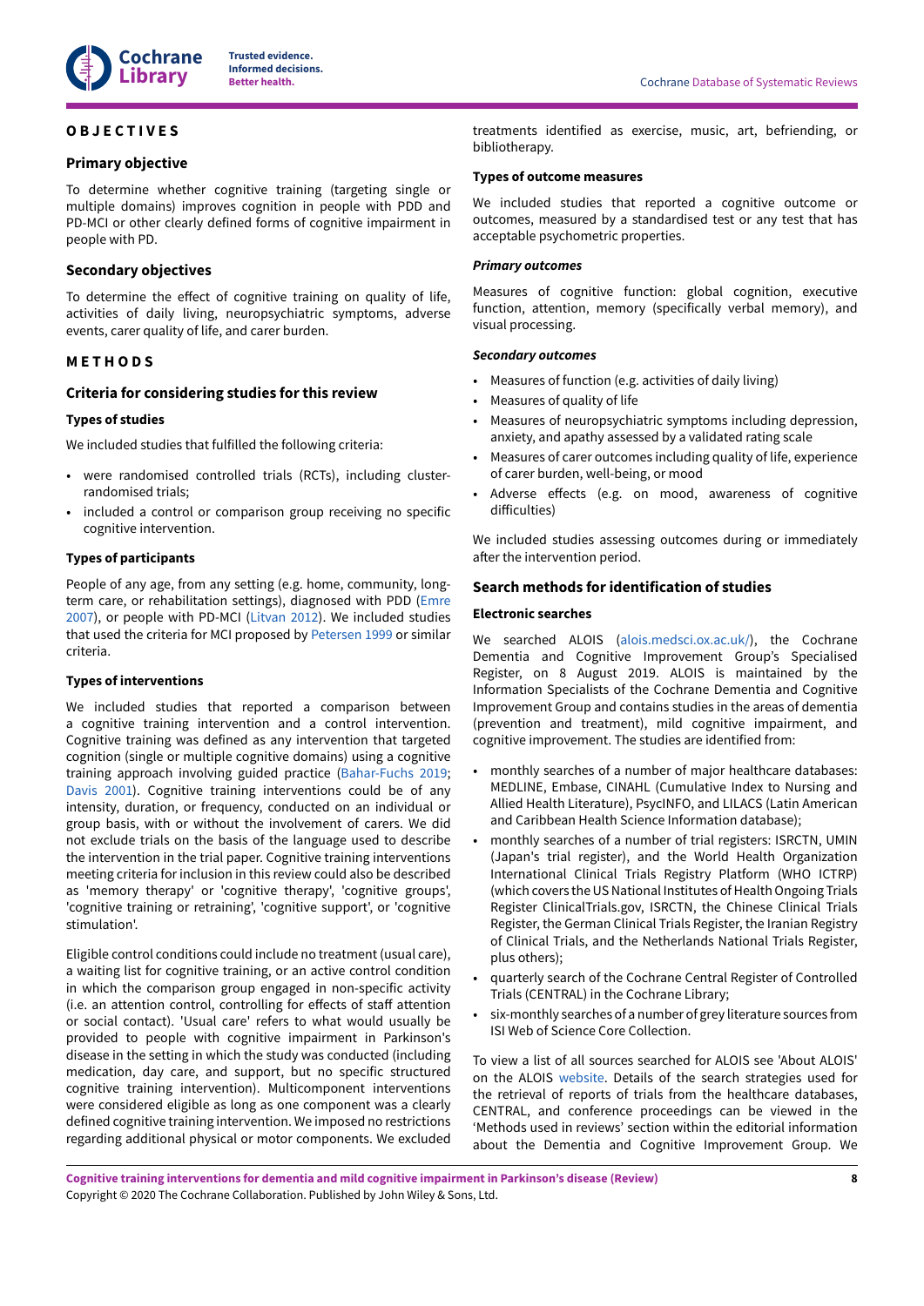# OBJECTIVES

## Primary objective

To determine whether cognitive training (targeting single or multiple domains) improves cognition in people with PDD and PD-MCI or other clearly defined forms of cognitive impairment in people with PD.

## Secondary objectives

To determine the effect of cognitive training on quality of life, activities of daily living, neuropsychiatric symptoms, adverse events, carer quality of life, and carer burden.

# METHODS

## Criteria for considering studies for this review

### Types of studies

We included studies that fulfilled the following criteria:

- were randomised controlled trials (RCTs), including cluster-randomised trials;
- included a control or comparison group receiving no specific cognitive intervention.

### Types of participants

People of any age, from any setting (e.g. home, community, long-term care, or rehabilitation settings), diagnosed with PDD (Emre 2007), or people with PD-MCI (Litvan 2012). We included studies that used the criteria for MCI proposed by Petersen 1999 or similar criteria.

### Types of interventions

We included studies that reported a comparison between a cognitive training intervention and a control intervention. Cognitive training was defined as any intervention that targeted cognition (single or multiple cognitive domains) using a cognitive training approach involving guided practice (Bahar-Fuchs 2019; Davis 2001). Cognitive training interventions could be of any intensity, duration, or frequency, conducted on an individual or group basis, with or without the involvement of carers. We did not exclude trials on the basis of the language used to describe the intervention in the trial paper. Cognitive training interventions meeting criteria for inclusion in this review could also be described as 'memory therapy' or 'cognitive therapy', 'cognitive groups', 'cognitive training or retraining', 'cognitive support', or 'cognitive stimulation'.

Eligible control conditions could include no treatment (usual care), a waiting list for cognitive training, or an active control condition in which the comparison group engaged in non-specific activity (i.e. an attention control, controlling for effects of staff attention or social contact). 'Usual care' refers to what would usually be provided to people with cognitive impairment in Parkinson's disease in the setting in which the study was conducted (including medication, day care, and support, but no specific structured cognitive training intervention). Multicomponent interventions were considered eligible as long as one component was a clearly defined cognitive training intervention. We imposed no restrictions regarding additional physical or motor components. We excluded treatments identified as exercise, music, art, befriending, or bibliotherapy.

### Types of outcome measures

We included studies that reported a cognitive outcome or outcomes, measured by a standardised test or any test that has acceptable psychometric properties.

#### *Primary outcomes*

Measures of cognitive function: global cognition, executive function, attention, memory (specifically verbal memory), and visual processing.

#### *Secondary outcomes*

- Measures of function (e.g. activities of daily living)
- Measures of quality of life
- Measures of neuropsychiatric symptoms including depression, anxiety, and apathy assessed by a validated rating scale
- Measures of carer outcomes including quality of life, experience of carer burden, well-being, or mood
- Adverse effects (e.g. on mood, awareness of cognitive difficulties)

We included studies assessing outcomes during or immediately after the intervention period.

## Search methods for identification of studies

### Electronic searches

We searched ALOIS (alois.medsci.ox.ac.uk/), the Cochrane Dementia and Cognitive Improvement Group's Specialised Register, on 8 August 2019. ALOIS is maintained by the Information Specialists of the Cochrane Dementia and Cognitive Improvement Group and contains studies in the areas of dementia (prevention and treatment), mild cognitive impairment, and cognitive improvement. The studies are identified from:

- monthly searches of a number of major healthcare databases: MEDLINE, Embase, CINAHL (Cumulative Index to Nursing and Allied Health Literature), PsycINFO, and LILACS (Latin American and Caribbean Health Science Information database);
- monthly searches of a number of trial registers: ISRCTN, UMIN (Japan's trial register), and the World Health Organization International Clinical Trials Registry Platform (WHO ICTRP) (which covers the US National Institutes of Health Ongoing Trials Register ClinicalTrials.gov, ISRCTN, the Chinese Clinical Trials Register, the German Clinical Trials Register, the Iranian Registry of Clinical Trials, and the Netherlands National Trials Register, plus others);
- quarterly search of the Cochrane Central Register of Controlled Trials (CENTRAL) in the Cochrane Library;
- six-monthly searches of a number of grey literature sources from ISI Web of Science Core Collection.

To view a list of all sources searched for ALOIS see 'About ALOIS' on the ALOIS website. Details of the search strategies used for the retrieval of reports of trials from the healthcare databases, CENTRAL, and conference proceedings can be viewed in the 'Methods used in reviews' section within the editorial information about the Dementia and Cognitive Improvement Group. We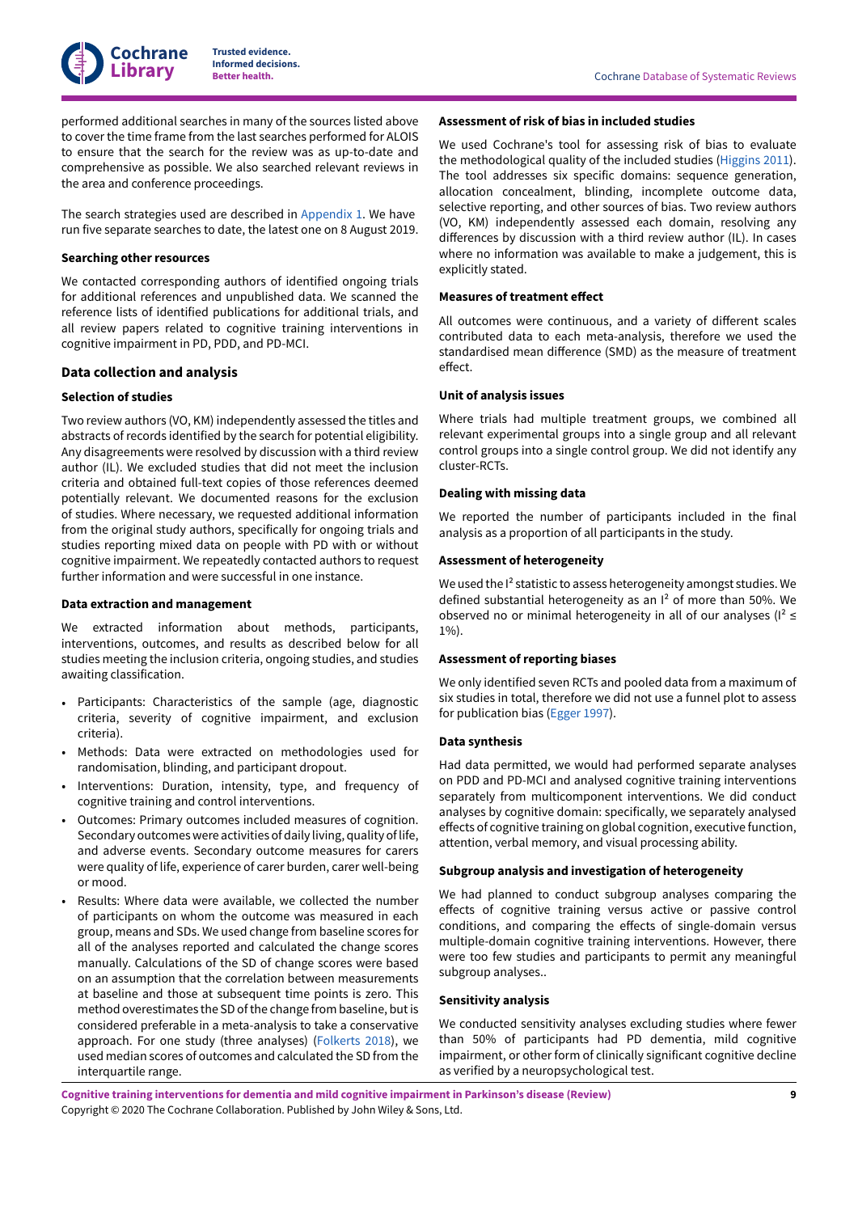performed additional searches in many of the sources listed above to cover the time frame from the last searches performed for ALOIS to ensure that the search for the review was as up-to-date and comprehensive as possible. We also searched relevant reviews in the area and conference proceedings.

The search strategies used are described in Appendix 1. We have run five separate searches to date, the latest one on 8 August 2019.

#### Searching other resources

We contacted corresponding authors of identified ongoing trials for additional references and unpublished data. We scanned the reference lists of identified publications for additional trials, and all review papers related to cognitive training interventions in cognitive impairment in PD, PDD, and PD-MCI.

### Data collection and analysis

#### Selection of studies

Two review authors (VO, KM) independently assessed the titles and abstracts of records identified by the search for potential eligibility. Any disagreements were resolved by discussion with a third review author (IL). We excluded studies that did not meet the inclusion criteria and obtained full-text copies of those references deemed potentially relevant. We documented reasons for the exclusion of studies. Where necessary, we requested additional information from the original study authors, specifically for ongoing trials and studies reporting mixed data on people with PD with or without cognitive impairment. We repeatedly contacted authors to request further information and were successful in one instance.

#### Data extraction and management

We extracted information about methods, participants, interventions, outcomes, and results as described below for all studies meeting the inclusion criteria, ongoing studies, and studies awaiting classification.

- Participants: Characteristics of the sample (age, diagnostic criteria, severity of cognitive impairment, and exclusion criteria).
- Methods: Data were extracted on methodologies used for randomisation, blinding, and participant dropout.
- Interventions: Duration, intensity, type, and frequency of cognitive training and control interventions.
- Outcomes: Primary outcomes included measures of cognition. Secondary outcomes were activities of daily living, quality of life, and adverse events. Secondary outcome measures for carers were quality of life, experience of carer burden, carer well-being or mood.
- Results: Where data were available, we collected the number of participants on whom the outcome was measured in each group, means and SDs. We used change from baseline scores for all of the analyses reported and calculated the change scores manually. Calculations of the SD of change scores were based on an assumption that the correlation between measurements at baseline and those at subsequent time points is zero. This method overestimates the SD of the change from baseline, but is considered preferable in a meta-analysis to take a conservative approach. For one study (three analyses) (Folkerts 2018), we used median scores of outcomes and calculated the SD from the interquartile range.

#### Assessment of risk of bias in included studies

We used Cochrane's tool for assessing risk of bias to evaluate the methodological quality of the included studies (Higgins 2011). The tool addresses six specific domains: sequence generation, allocation concealment, blinding, incomplete outcome data, selective reporting, and other sources of bias. Two review authors (VO, KM) independently assessed each domain, resolving any differences by discussion with a third review author (IL). In cases where no information was available to make a judgement, this is explicitly stated.

#### Measures of treatment effect

All outcomes were continuous, and a variety of different scales contributed data to each meta-analysis, therefore we used the standardised mean difference (SMD) as the measure of treatment effect.

#### Unit of analysis issues

Where trials had multiple treatment groups, we combined all relevant experimental groups into a single group and all relevant control groups into a single control group. We did not identify any cluster-RCTs.

#### Dealing with missing data

We reported the number of participants included in the final analysis as a proportion of all participants in the study.

#### Assessment of heterogeneity

We used the $I^2$ statistic to assess heterogeneity amongst studies. We defined substantial heterogeneity as an $I^2$ of more than 50%. We observed no or minimal heterogeneity in all of our analyses ($I^2 \leq 1\%$).

#### Assessment of reporting biases

We only identified seven RCTs and pooled data from a maximum of six studies in total, therefore we did not use a funnel plot to assess for publication bias (Egger 1997).

#### Data synthesis

Had data permitted, we would had performed separate analyses on PDD and PD-MCI and analysed cognitive training interventions separately from multicomponent interventions. We did conduct analyses by cognitive domain: specifically, we separately analysed effects of cognitive training on global cognition, executive function, attention, verbal memory, and visual processing ability.

#### Subgroup analysis and investigation of heterogeneity

We had planned to conduct subgroup analyses comparing the effects of cognitive training versus active or passive control conditions, and comparing the effects of single-domain versus multiple-domain cognitive training interventions. However, there were too few studies and participants to permit any meaningful subgroup analyses..

#### Sensitivity analysis

We conducted sensitivity analyses excluding studies where fewer than 50% of participants had PD dementia, mild cognitive impairment, or other form of clinically significant cognitive decline as verified by a neuropsychological test.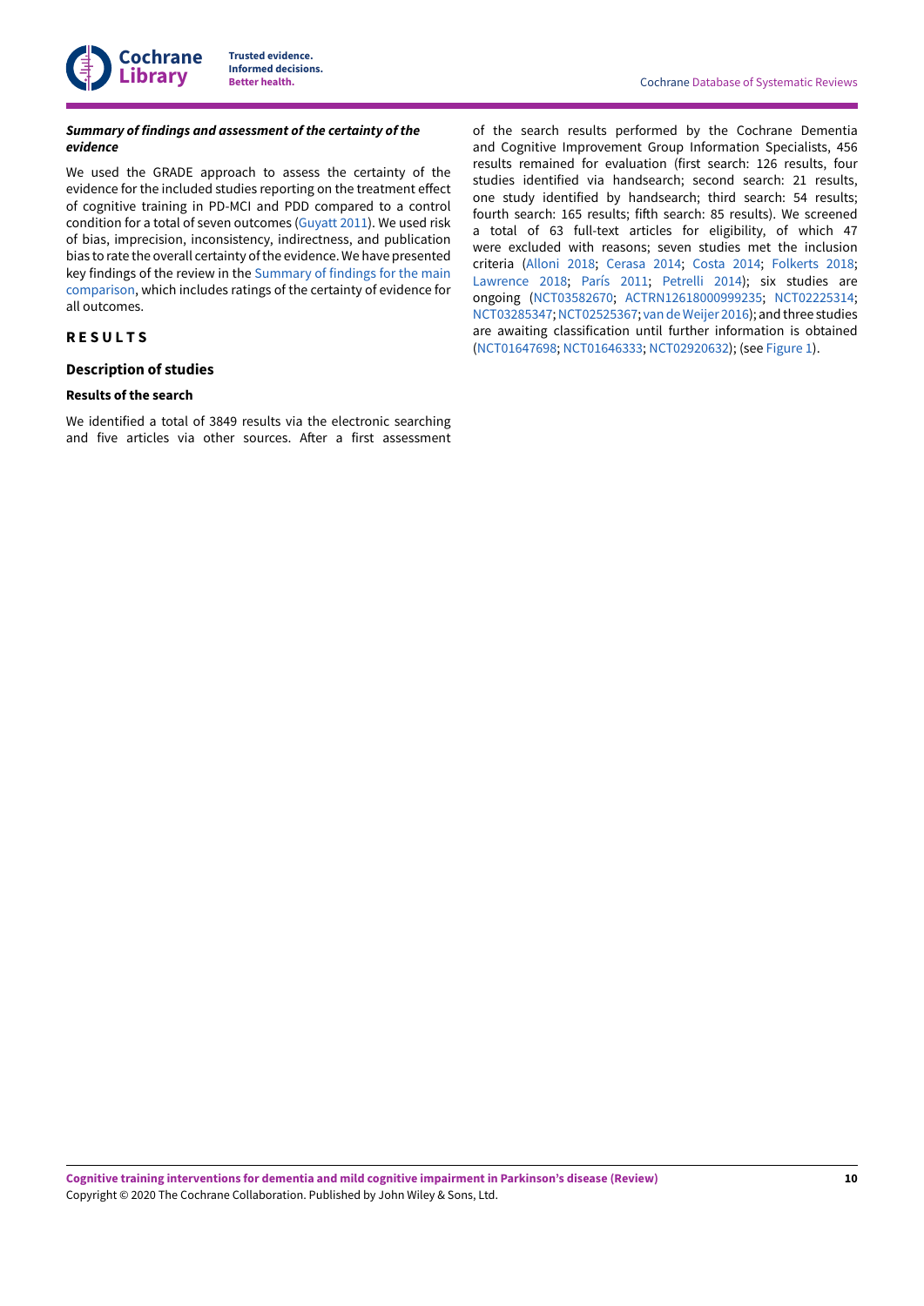#### *Summary of findings and assessment of the certainty of the evidence*

We used the GRADE approach to assess the certainty of the evidence for the included studies reporting on the treatment effect of cognitive training in PD-MCI and PDD compared to a control condition for a total of seven outcomes (Guyatt 2011). We used risk of bias, imprecision, inconsistency, indirectness, and publication bias to rate the overall certainty of the evidence. We have presented key findings of the review in the Summary of findings for the main comparison, which includes ratings of the certainty of evidence for all outcomes.

# RESULTS

## Description of studies

### Results of the search

We identified a total of 3849 results via the electronic searching and five articles via other sources. After a first assessment of the search results performed by the Cochrane Dementia and Cognitive Improvement Group Information Specialists, 456 results remained for evaluation (first search: 126 results, four studies identified via handsearch; second search: 21 results, one study identified by handsearch; third search: 54 results; fourth search: 165 results; fifth search: 85 results). We screened a total of 63 full-text articles for eligibility, of which 47 were excluded with reasons; seven studies met the inclusion criteria (Alloni 2018; Cerasa 2014; Costa 2014; Folkerts 2018; Lawrence 2018; París 2011; Petrelli 2014); six studies are ongoing (NCT03582670; ACTRN12618000999235; NCT02225314; NCT03285347; NCT02525367; van de Weijer 2016); and three studies are awaiting classification until further information is obtained (NCT01647698; NCT01646333; NCT02920632); (see Figure 1).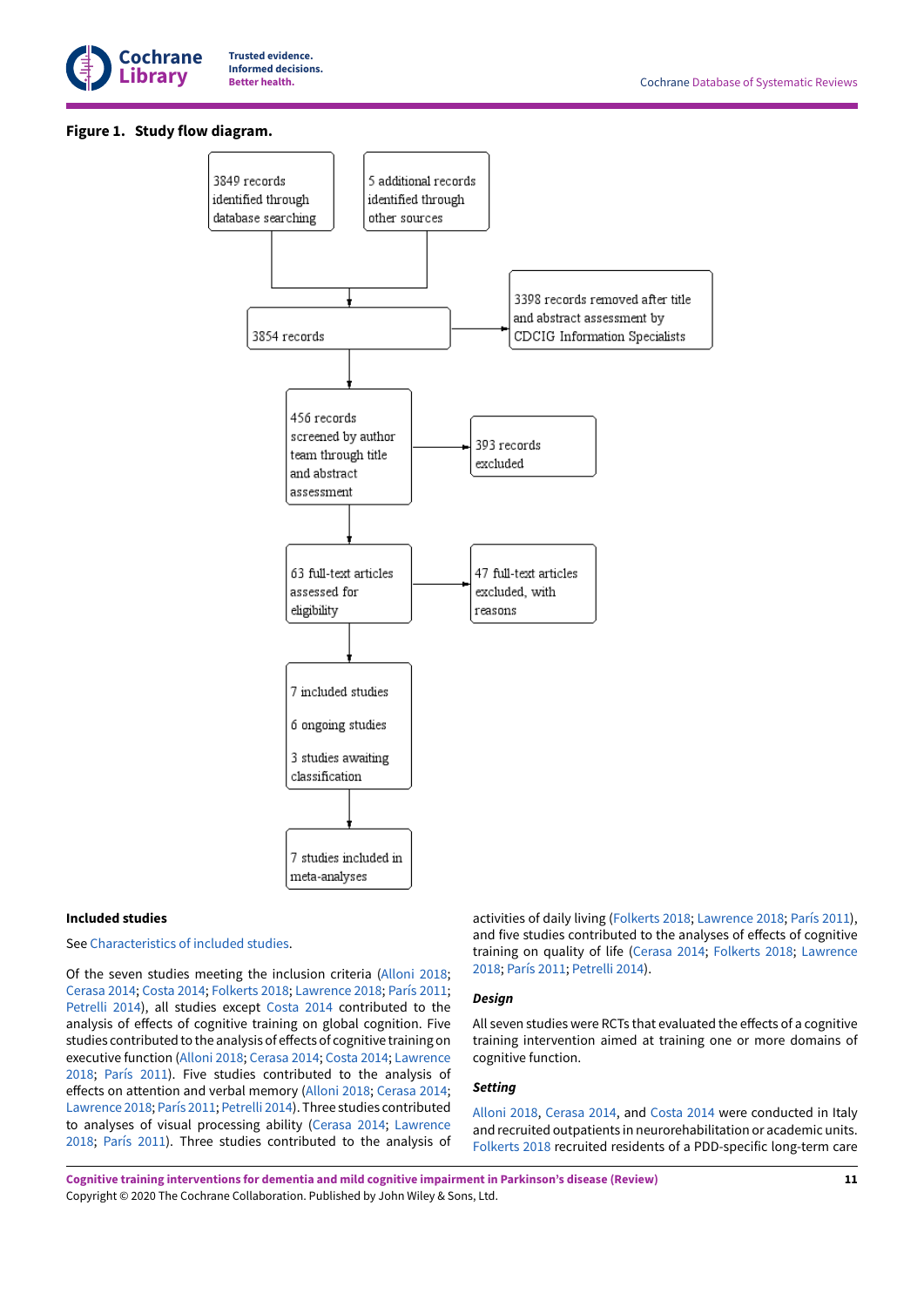**Figure 1. Study flow diagram.**

3849 records identified through database searching

5 additional records identified through other sources

3854 records

3398 records removed after title and abstract assessment by CDCIG Information Specialists

456 records screened by author team through title and abstract assessment

393 records excluded

63 full-text articles assessed for eligibility

47 full-text articles excluded, with reasons

7 included studies

6 ongoing studies

3 studies awaiting classification

7 studies included in meta-analyses

### Included studies

See Characteristics of included studies.

Of the seven studies meeting the inclusion criteria (Alloni 2018; Cerasa 2014; Costa 2014; Folkerts 2018; Lawrence 2018; París 2011; Petrelli 2014), all studies except Costa 2014 contributed to the analysis of effects of cognitive training on global cognition. Five studies contributed to the analysis of effects of cognitive training on executive function (Alloni 2018; Cerasa 2014; Costa 2014; Lawrence 2018; París 2011). Five studies contributed to the analysis of effects on attention and verbal memory (Alloni 2018; Cerasa 2014; Lawrence 2018; París 2011; Petrelli 2014). Three studies contributed to analyses of visual processing ability (Cerasa 2014; Lawrence 2018; París 2011). Three studies contributed to the analysis of activities of daily living (Folkerts 2018; Lawrence 2018; París 2011), and five studies contributed to the analyses of effects of cognitive training on quality of life (Cerasa 2014; Folkerts 2018; Lawrence 2018; París 2011; Petrelli 2014).

#### *Design*

All seven studies were RCTs that evaluated the effects of a cognitive training intervention aimed at training one or more domains of cognitive function.

#### *Setting*

Alloni 2018, Cerasa 2014, and Costa 2014 were conducted in Italy and recruited outpatients in neurorehabilitation or academic units. Folkerts 2018 recruited residents of a PDD-specific long-term care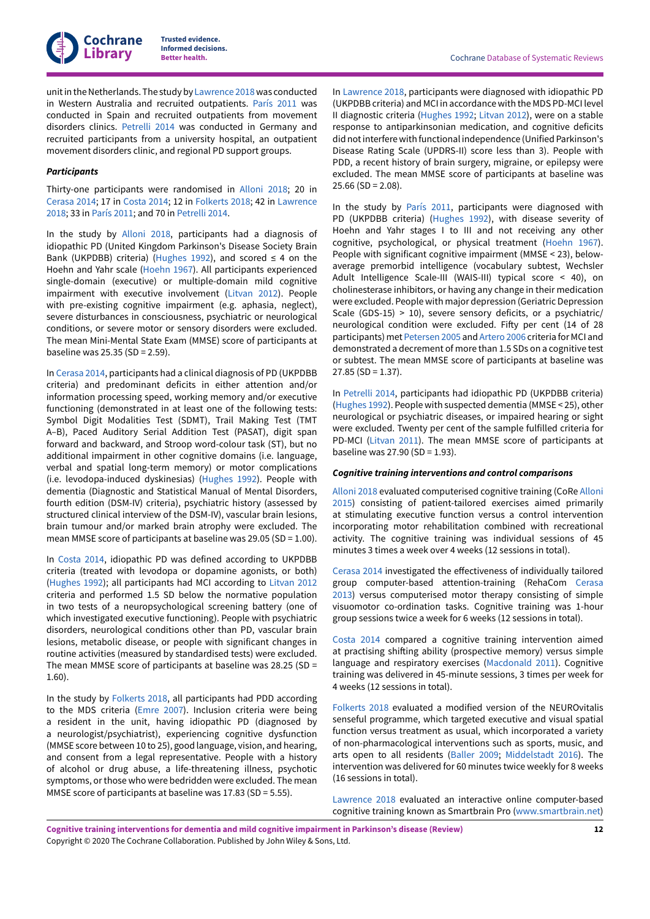unit in the Netherlands. The study by Lawrence 2018 was conducted in Western Australia and recruited outpatients. París 2011 was conducted in Spain and recruited outpatients from movement disorders clinics. Petrelli 2014 was conducted in Germany and recruited participants from a university hospital, an outpatient movement disorders clinic, and regional PD support groups.

#### *Participants*

Thirty-one participants were randomised in Alloni 2018; 20 in Cerasa 2014; 17 in Costa 2014; 12 in Folkerts 2018; 42 in Lawrence 2018; 33 in París 2011; and 70 in Petrelli 2014.

In the study by Alloni 2018, participants had a diagnosis of idiopathic PD (United Kingdom Parkinson's Disease Society Brain Bank (UKPDBB) criteria) (Hughes 1992), and scored ≤ 4 on the Hoehn and Yahr scale (Hoehn 1967). All participants experienced single-domain (executive) or multiple-domain mild cognitive impairment with executive involvement (Litvan 2012). People with pre-existing cognitive impairment (e.g. aphasia, neglect), severe disturbances in consciousness, psychiatric or neurological conditions, or severe motor or sensory disorders were excluded. The mean Mini-Mental State Exam (MMSE) score of participants at baseline was 25.35 (SD = 2.59).

In Cerasa 2014, participants had a clinical diagnosis of PD (UKPDBB criteria) and predominant deficits in either attention and/or information processing speed, working memory and/or executive functioning (demonstrated in at least one of the following tests: Symbol Digit Modalities Test (SDMT), Trail Making Test (TMT A–B), Paced Auditory Serial Addition Test (PASAT), digit span forward and backward, and Stroop word-colour task (ST), but no additional impairment in other cognitive domains (i.e. language, verbal and spatial long-term memory) or motor complications (i.e. levodopa-induced dyskinesias) (Hughes 1992). People with dementia (Diagnostic and Statistical Manual of Mental Disorders, fourth edition (DSM-IV) criteria), psychiatric history (assessed by structured clinical interview of the DSM-IV), vascular brain lesions, brain tumour and/or marked brain atrophy were excluded. The mean MMSE score of participants at baseline was 29.05 (SD = 1.00).

In Costa 2014, idiopathic PD was defined according to UKPDBB criteria (treated with levodopa or dopamine agonists, or both) (Hughes 1992); all participants had MCI according to Litvan 2012 criteria and performed 1.5 SD below the normative population in two tests of a neuropsychological screening battery (one of which investigated executive functioning). People with psychiatric disorders, neurological conditions other than PD, vascular brain lesions, metabolic disease, or people with significant changes in routine activities (measured by standardised tests) were excluded. The mean MMSE score of participants at baseline was 28.25 (SD = 1.60).

In the study by Folkerts 2018, all participants had PDD according to the MDS criteria (Emre 2007). Inclusion criteria were being a resident in the unit, having idiopathic PD (diagnosed by a neurologist/psychiatrist), experiencing cognitive dysfunction (MMSE score between 10 to 25), good language, vision, and hearing, and consent from a legal representative. People with a history of alcohol or drug abuse, a life-threatening illness, psychotic symptoms, or those who were bedridden were excluded. The mean MMSE score of participants at baseline was 17.83 (SD = 5.55).

In Lawrence 2018, participants were diagnosed with idiopathic PD (UKPDBB criteria) and MCI in accordance with the MDS PD-MCI level II diagnostic criteria (Hughes 1992; Litvan 2012), were on a stable response to antiparkinsonian medication, and cognitive deficits did not interfere with functional independence (Unified Parkinson's Disease Rating Scale (UPDRS-II) score less than 3). People with PDD, a recent history of brain surgery, migraine, or epilepsy were excluded. The mean MMSE score of participants at baseline was 25.66 (SD = 2.08).

In the study by París 2011, participants were diagnosed with PD (UKPDBB criteria) (Hughes 1992), with disease severity of Hoehn and Yahr stages I to III and not receiving any other cognitive, psychological, or physical treatment (Hoehn 1967). People with significant cognitive impairment (MMSE < 23), below-average premorbid intelligence (vocabulary subtest, Wechsler Adult Intelligence Scale-III (WAIS-III) typical score < 40), on cholinesterase inhibitors, or having any change in their medication were excluded. People with major depression (Geriatric Depression Scale (GDS-15) > 10), severe sensory deficits, or a psychiatric/neurological condition were excluded. Fifty per cent (14 of 28 participants) met Petersen 2005 and Artero 2006 criteria for MCI and demonstrated a decrement of more than 1.5 SDs on a cognitive test or subtest. The mean MMSE score of participants at baseline was 27.85 (SD = 1.37).

In Petrelli 2014, participants had idiopathic PD (UKPDBB criteria) (Hughes 1992). People with suspected dementia (MMSE < 25), other neurological or psychiatric diseases, or impaired hearing or sight were excluded. Twenty per cent of the sample fulfilled criteria for PD-MCI (Litvan 2011). The mean MMSE score of participants at baseline was 27.90 (SD = 1.93).

#### *Cognitive training interventions and control comparisons*

Alloni 2018 evaluated computerised cognitive training (CoRe Alloni 2015) consisting of patient-tailored exercises aimed primarily at stimulating executive function versus a control intervention incorporating motor rehabilitation combined with recreational activity. The cognitive training was individual sessions of 45 minutes 3 times a week over 4 weeks (12 sessions in total).

Cerasa 2014 investigated the effectiveness of individually tailored group computer-based attention-training (RehaCom Cerasa 2013) versus computerised motor therapy consisting of simple visuomotor co-ordination tasks. Cognitive training was 1-hour group sessions twice a week for 6 weeks (12 sessions in total).

Costa 2014 compared a cognitive training intervention aimed at practising shifting ability (prospective memory) versus simple language and respiratory exercises (Macdonald 2011). Cognitive training was delivered in 45-minute sessions, 3 times per week for 4 weeks (12 sessions in total).

Folkerts 2018 evaluated a modified version of the NEUROvitalis senseful programme, which targeted executive and visual spatial function versus treatment as usual, which incorporated a variety of non-pharmacological interventions such as sports, music, and arts open to all residents (Baller 2009; Middelstadt 2016). The intervention was delivered for 60 minutes twice weekly for 8 weeks (16 sessions in total).

Lawrence 2018 evaluated an interactive online computer-based cognitive training known as Smartbrain Pro (www.smartbrain.net)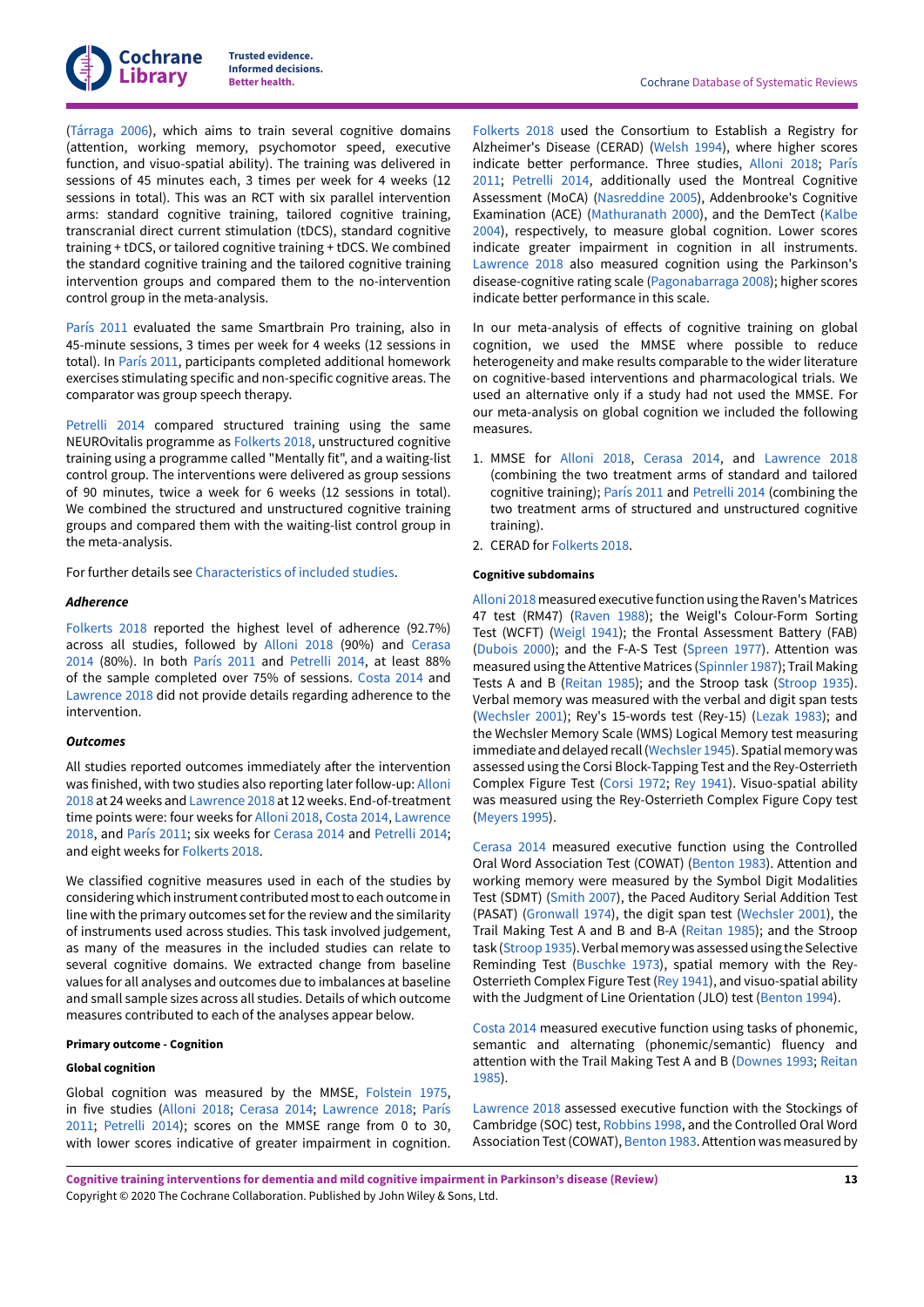(Tárraga 2006), which aims to train several cognitive domains (attention, working memory, psychomotor speed, executive function, and visuo-spatial ability). The training was delivered in sessions of 45 minutes each, 3 times per week for 4 weeks (12 sessions in total). This was an RCT with six parallel intervention arms: standard cognitive training, tailored cognitive training, transcranial direct current stimulation (tDCS), standard cognitive training + tDCS, or tailored cognitive training + tDCS. We combined the standard cognitive training and the tailored cognitive training intervention groups and compared them to the no-intervention control group in the meta-analysis.

París 2011 evaluated the same Smartbrain Pro training, also in 45-minute sessions, 3 times per week for 4 weeks (12 sessions in total). In París 2011, participants completed additional homework exercises stimulating specific and non-specific cognitive areas. The comparator was group speech therapy.

Petrelli 2014 compared structured training using the same NEUROvitalis programme as Folkerts 2018, unstructured cognitive training using a programme called "Mentally fit", and a waiting-list control group. The interventions were delivered as group sessions of 90 minutes, twice a week for 6 weeks (12 sessions in total). We combined the structured and unstructured cognitive training groups and compared them with the waiting-list control group in the meta-analysis.

For further details see Characteristics of included studies.

### *Adherence*

Folkerts 2018 reported the highest level of adherence (92.7%) across all studies, followed by Alloni 2018 (90%) and Cerasa 2014 (80%). In both París 2011 and Petrelli 2014, at least 88% of the sample completed over 75% of sessions. Costa 2014 and Lawrence 2018 did not provide details regarding adherence to the intervention.

### *Outcomes*

All studies reported outcomes immediately after the intervention was finished, with two studies also reporting later follow-up: Alloni 2018 at 24 weeks and Lawrence 2018 at 12 weeks. End-of-treatment time points were: four weeks for Alloni 2018, Costa 2014, Lawrence 2018, and París 2011; six weeks for Cerasa 2014 and Petrelli 2014; and eight weeks for Folkerts 2018.

We classified cognitive measures used in each of the studies by considering which instrument contributed most to each outcome in line with the primary outcomes set for the review and the similarity of instruments used across studies. This task involved judgement, as many of the measures in the included studies can relate to several cognitive domains. We extracted change from baseline values for all analyses and outcomes due to imbalances at baseline and small sample sizes across all studies. Details of which outcome measures contributed to each of the analyses appear below.

#### Primary outcome - Cognition

#### Global cognition

Global cognition was measured by the MMSE, Folstein 1975, in five studies (Alloni 2018; Cerasa 2014; Lawrence 2018; París 2011; Petrelli 2014); scores on the MMSE range from 0 to 30, with lower scores indicative of greater impairment in cognition. Folkerts 2018 used the Consortium to Establish a Registry for Alzheimer's Disease (CERAD) (Welsh 1994), where higher scores indicate better performance. Three studies, Alloni 2018; París 2011; Petrelli 2014, additionally used the Montreal Cognitive Assessment (MoCA) (Nasreddine 2005), Addenbrooke's Cognitive Examination (ACE) (Mathuranath 2000), and the DemTect (Kalbe 2004), respectively, to measure global cognition. Lower scores indicate greater impairment in cognition in all instruments. Lawrence 2018 also measured cognition using the Parkinson's disease-cognitive rating scale (Pagonabarraga 2008); higher scores indicate better performance in this scale.

In our meta-analysis of effects of cognitive training on global cognition, we used the MMSE where possible to reduce heterogeneity and make results comparable to the wider literature on cognitive-based interventions and pharmacological trials. We used an alternative only if a study had not used the MMSE. For our meta-analysis on global cognition we included the following measures.

1. MMSE for Alloni 2018, Cerasa 2014, and Lawrence 2018 (combining the two treatment arms of standard and tailored cognitive training); París 2011 and Petrelli 2014 (combining the two treatment arms of structured and unstructured cognitive training).
2. CERAD for Folkerts 2018.

#### Cognitive subdomains

Alloni 2018 measured executive function using the Raven's Matrices 47 test (RM47) (Raven 1988); the Weigl's Colour-Form Sorting Test (WCFT) (Weigl 1941); the Frontal Assessment Battery (FAB) (Dubois 2000); and the F-A-S Test (Spreen 1977). Attention was measured using the Attentive Matrices (Spinnler 1987); Trail Making Tests A and B (Reitan 1985); and the Stroop task (Stroop 1935). Verbal memory was measured with the verbal and digit span tests (Wechsler 2001); Rey's 15-words test (Rey-15) (Lezak 1983); and the Wechsler Memory Scale (WMS) Logical Memory test measuring immediate and delayed recall (Wechsler 1945). Spatial memory was assessed using the Corsi Block-Tapping Test and the Rey-Osterrieth Complex Figure Test (Corsi 1972; Rey 1941). Visuo-spatial ability was measured using the Rey-Osterrieth Complex Figure Copy test (Meyers 1995).

Cerasa 2014 measured executive function using the Controlled Oral Word Association Test (COWAT) (Benton 1983). Attention and working memory were measured by the Symbol Digit Modalities Test (SDMT) (Smith 2007), the Paced Auditory Serial Addition Test (PASAT) (Gronwall 1974), the digit span test (Wechsler 2001), the Trail Making Test A and B and B-A (Reitan 1985); and the Stroop task (Stroop 1935). Verbal memory was assessed using the Selective Reminding Test (Buschke 1973), spatial memory with the Rey-Osterrieth Complex Figure Test (Rey 1941), and visuo-spatial ability with the Judgment of Line Orientation (JLO) test (Benton 1994).

Costa 2014 measured executive function using tasks of phonemic, semantic and alternating (phonemic/semantic) fluency and attention with the Trail Making Test A and B (Downes 1993; Reitan 1985).

Lawrence 2018 assessed executive function with the Stockings of Cambridge (SOC) test, Robbins 1998, and the Controlled Oral Word Association Test (COWAT), Benton 1983. Attention was measured by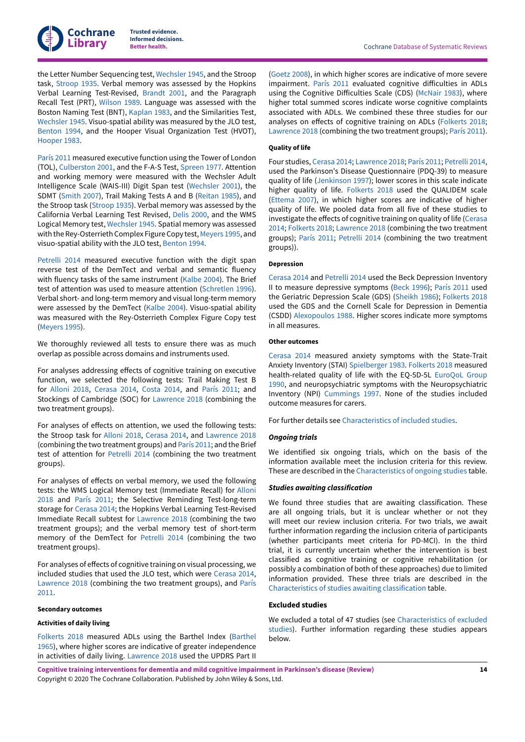the Letter Number Sequencing test, Wechsler 1945, and the Stroop task, Stroop 1935. Verbal memory was assessed by the Hopkins Verbal Learning Test-Revised, Brandt 2001, and the Paragraph Recall Test (PRT), Wilson 1989. Language was assessed with the Boston Naming Test (BNT), Kaplan 1983, and the Similarities Test, Wechsler 1945. Visuo-spatial ability was measured by the JLO test, Benton 1994, and the Hooper Visual Organization Test (HVOT), Hooper 1983.

París 2011 measured executive function using the Tower of London (TOL), Culberston 2001, and the F-A-S Test, Spreen 1977. Attention and working memory were measured with the Wechsler Adult Intelligence Scale (WAIS-III) Digit Span test (Wechsler 2001), the SDMT (Smith 2007), Trail Making Tests A and B (Reitan 1985), and the Stroop task (Stroop 1935). Verbal memory was assessed by the California Verbal Learning Test Revised, Delis 2000, and the WMS Logical Memory test, Wechsler 1945. Spatial memory was assessed with the Rey-Osterrieth Complex Figure Copy test, Meyers 1995, and visuo-spatial ability with the JLO test, Benton 1994.

Petrelli 2014 measured executive function with the digit span reverse test of the DemTect and verbal and semantic fluency with fluency tasks of the same instrument (Kalbe 2004). The Brief test of attention was used to measure attention (Schretlen 1996). Verbal short- and long-term memory and visual long-term memory were assessed by the DemTect (Kalbe 2004). Visuo-spatial ability was measured with the Rey-Osterrieth Complex Figure Copy test (Meyers 1995).

We thoroughly reviewed all tests to ensure there was as much overlap as possible across domains and instruments used.

For analyses addressing effects of cognitive training on executive function, we selected the following tests: Trail Making Test B for Alloni 2018, Cerasa 2014, Costa 2014, and París 2011; and Stockings of Cambridge (SOC) for Lawrence 2018 (combining the two treatment groups).

For analyses of effects on attention, we used the following tests: the Stroop task for Alloni 2018, Cerasa 2014, and Lawrence 2018 (combining the two treatment groups) and París 2011; and the Brief test of attention for Petrelli 2014 (combining the two treatment groups).

For analyses of effects on verbal memory, we used the following tests: the WMS Logical Memory test (Immediate Recall) for Alloni 2018 and París 2011; the Selective Reminding Test-long-term storage for Cerasa 2014; the Hopkins Verbal Learning Test-Revised Immediate Recall subtest for Lawrence 2018 (combining the two treatment groups); and the verbal memory test of short-term memory of the DemTect for Petrelli 2014 (combining the two treatment groups).

For analyses of effects of cognitive training on visual processing, we included studies that used the JLO test, which were Cerasa 2014, Lawrence 2018 (combining the two treatment groups), and París 2011.

#### Secondary outcomes

##### Activities of daily living

Folkerts 2018 measured ADLs using the Barthel Index (Barthel 1965), where higher scores are indicative of greater independence in activities of daily living. Lawrence 2018 used the UPDRS Part II (Goetz 2008), in which higher scores are indicative of more severe impairment. París 2011 evaluated cognitive difficulties in ADLs using the Cognitive Difficulties Scale (CDS) (McNair 1983), where higher total summed scores indicate worse cognitive complaints associated with ADLs. We combined these three studies for our analyses on effects of cognitive training on ADLs (Folkerts 2018; Lawrence 2018 (combining the two treatment groups); París 2011).

##### Quality of life

Four studies, Cerasa 2014; Lawrence 2018; París 2011; Petrelli 2014, used the Parkinson's Disease Questionnaire (PDQ-39) to measure quality of life (Jenkinson 1997); lower scores in this scale indicate higher quality of life. Folkerts 2018 used the QUALIDEM scale (Ettema 2007), in which higher scores are indicative of higher quality of life. We pooled data from all five of these studies to investigate the effects of cognitive training on quality of life (Cerasa 2014; Folkerts 2018; Lawrence 2018 (combining the two treatment groups); París 2011; Petrelli 2014 (combining the two treatment groups)).

##### Depression

Cerasa 2014 and Petrelli 2014 used the Beck Depression Inventory II to measure depressive symptoms (Beck 1996); París 2011 used the Geriatric Depression Scale (GDS) (Sheikh 1986); Folkerts 2018 used the GDS and the Cornell Scale for Depression in Dementia (CSDD) Alexopoulos 1988. Higher scores indicate more symptoms in all measures.

##### Other outcomes

Cerasa 2014 measured anxiety symptoms with the State-Trait Anxiety Inventory (STAI) Spielberger 1983. Folkerts 2018 measured health-related quality of life with the EQ-5D-5L EuroQoL Group 1990, and neuropsychiatric symptoms with the Neuropsychiatric Inventory (NPI) Cummings 1997. None of the studies included outcome measures for carers.

For further details see Characteristics of included studies.

### *Ongoing trials*

We identified six ongoing trials, which on the basis of the information available meet the inclusion criteria for this review. These are described in the Characteristics of ongoing studies table.

### *Studies awaiting classification*

We found three studies that are awaiting classification. These are all ongoing trials, but it is unclear whether or not they will meet our review inclusion criteria. For two trials, we await further information regarding the inclusion criteria of participants (whether participants meet criteria for PD-MCI). In the third trial, it is currently uncertain whether the intervention is best classified as cognitive training or cognitive rehabilitation (or possibly a combination of both of these approaches) due to limited information provided. These three trials are described in the Characteristics of studies awaiting classification table.

## Excluded studies

We excluded a total of 47 studies (see Characteristics of excluded studies). Further information regarding these studies appears below.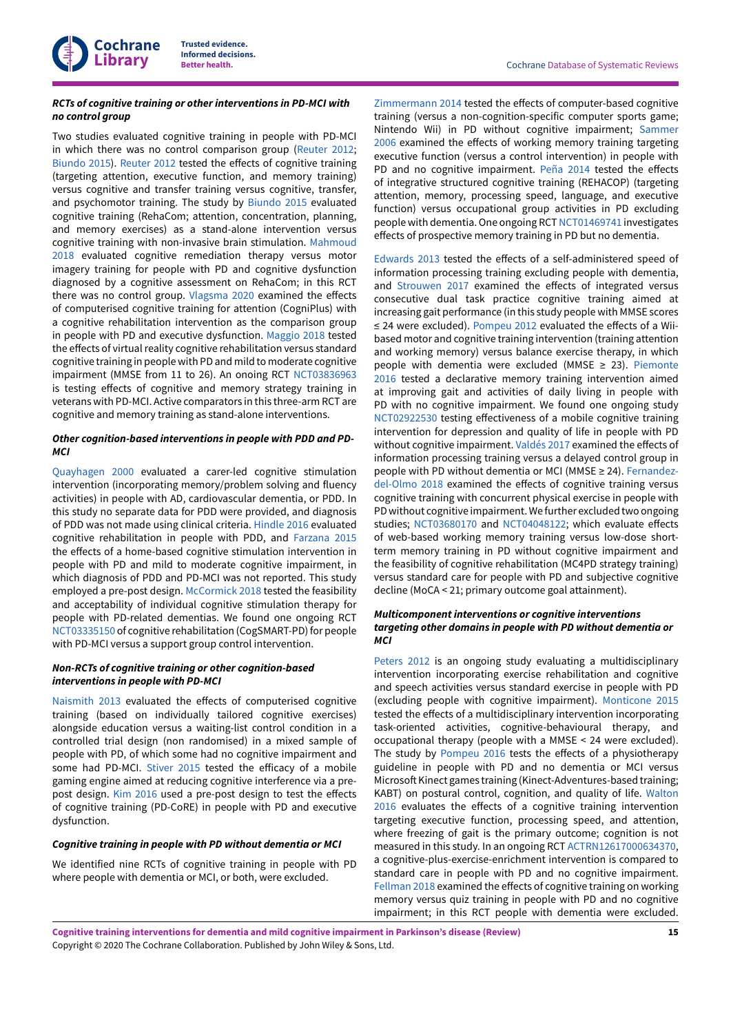#### *RCTs of cognitive training or other interventions in PD-MCI with no control group*

Two studies evaluated cognitive training in people with PD-MCI in which there was no control comparison group (Reuter 2012; Biundo 2015). Reuter 2012 tested the effects of cognitive training (targeting attention, executive function, and memory training) versus cognitive and transfer training versus cognitive, transfer, and psychomotor training. The study by Biundo 2015 evaluated cognitive training (RehaCom; attention, concentration, planning, and memory exercises) as a stand-alone intervention versus cognitive training with non-invasive brain stimulation. Mahmoud 2018 evaluated cognitive remediation therapy versus motor imagery training for people with PD and cognitive dysfunction diagnosed by a cognitive assessment on RehaCom; in this RCT there was no control group. Vlagsma 2020 examined the effects of computerised cognitive training for attention (CogniPlus) with a cognitive rehabilitation intervention as the comparison group in people with PD and executive dysfunction. Maggio 2018 tested the effects of virtual reality cognitive rehabilitation versus standard cognitive training in people with PD and mild to moderate cognitive impairment (MMSE from 11 to 26). An onoing RCT NCT03836963 is testing effects of cognitive and memory strategy training in veterans with PD-MCI. Active comparators in this three-arm RCT are cognitive and memory training as stand-alone interventions.

#### *Other cognition-based interventions in people with PDD and PD-MCI*

Quayhagen 2000 evaluated a carer-led cognitive stimulation intervention (incorporating memory/problem solving and fluency activities) in people with AD, cardiovascular dementia, or PDD. In this study no separate data for PDD were provided, and diagnosis of PDD was not made using clinical criteria. Hindle 2016 evaluated cognitive rehabilitation in people with PDD, and Farzana 2015 the effects of a home-based cognitive stimulation intervention in people with PD and mild to moderate cognitive impairment, in which diagnosis of PDD and PD-MCI was not reported. This study employed a pre-post design. McCormick 2018 tested the feasibility and acceptability of individual cognitive stimulation therapy for people with PD-related dementias. We found one ongoing RCT NCT03335150 of cognitive rehabilitation (CogSMART-PD) for people with PD-MCI versus a support group control intervention.

#### *Non-RCTs of cognitive training or other cognition-based interventions in people with PD-MCI*

Naismith 2013 evaluated the effects of computerised cognitive training (based on individually tailored cognitive exercises) alongside education versus a waiting-list control condition in a controlled trial design (non randomised) in a mixed sample of people with PD, of which some had no cognitive impairment and some had PD-MCI. Stiver 2015 tested the efficacy of a mobile gaming engine aimed at reducing cognitive interference via a pre-post design. Kim 2016 used a pre-post design to test the effects of cognitive training (PD-CoRE) in people with PD and executive dysfunction.

#### *Cognitive training in people with PD without dementia or MCI*

We identified nine RCTs of cognitive training in people with PD where people with dementia or MCI, or both, were excluded. Zimmermann 2014 tested the effects of computer-based cognitive training (versus a non-cognition-specific computer sports game; Nintendo Wii) in PD without cognitive impairment; Sammer 2006 examined the effects of working memory training targeting executive function (versus a control intervention) in people with PD and no cognitive impairment. Peña 2014 tested the effects of integrative structured cognitive training (REHACOP) (targeting attention, memory, processing speed, language, and executive function) versus occupational group activities in PD excluding people with dementia. One ongoing RCT NCT01469741 investigates effects of prospective memory training in PD but no dementia.

Edwards 2013 tested the effects of a self-administered speed of information processing training excluding people with dementia, and Strouwen 2017 examined the effects of integrated versus consecutive dual task practice cognitive training aimed at increasing gait performance (in this study people with MMSE scores ≤ 24 were excluded). Pompeu 2012 evaluated the effects of a Wii-based motor and cognitive training intervention (training attention and working memory) versus balance exercise therapy, in which people with dementia were excluded (MMSE ≥ 23). Piemonte 2016 tested a declarative memory training intervention aimed at improving gait and activities of daily living in people with PD with no cognitive impairment. We found one ongoing study NCT02922530 testing effectiveness of a mobile cognitive training intervention for depression and quality of life in people with PD without cognitive impairment. Valdés 2017 examined the effects of information processing training versus a delayed control group in people with PD without dementia or MCI (MMSE ≥ 24). Fernandez-del-Olmo 2018 examined the effects of cognitive training versus cognitive training with concurrent physical exercise in people with PD without cognitive impairment. We further excluded two ongoing studies; NCT03680170 and NCT04048122; which evaluate effects of web-based working memory training versus low-dose short-term memory training in PD without cognitive impairment and the feasibility of cognitive rehabilitation (MC4PD strategy training) versus standard care for people with PD and subjective cognitive decline (MoCA < 21; primary outcome goal attainment).

#### *Multicomponent interventions or cognitive interventions targeting other domains in people with PD without dementia or MCI*

Peters 2012 is an ongoing study evaluating a multidisciplinary intervention incorporating exercise rehabilitation and cognitive and speech activities versus standard exercise in people with PD (excluding people with cognitive impairment). Monticone 2015 tested the effects of a multidisciplinary intervention incorporating task-oriented activities, cognitive-behavioural therapy, and occupational therapy (people with a MMSE < 24 were excluded). The study by Pompeu 2016 tests the effects of a physiotherapy guideline in people with PD and no dementia or MCI versus Microsoft Kinect games training (Kinect-Adventures-based training; KABT) on postural control, cognition, and quality of life. Walton 2016 evaluates the effects of a cognitive training intervention targeting executive function, processing speed, and attention, where freezing of gait is the primary outcome; cognition is not measured in this study. In an ongoing RCT ACTRN12617000634370, a cognitive-plus-exercise-enrichment intervention is compared to standard care in people with PD and no cognitive impairment. Fellman 2018 examined the effects of cognitive training on working memory versus quiz training in people with PD and no cognitive impairment; in this RCT people with dementia were excluded.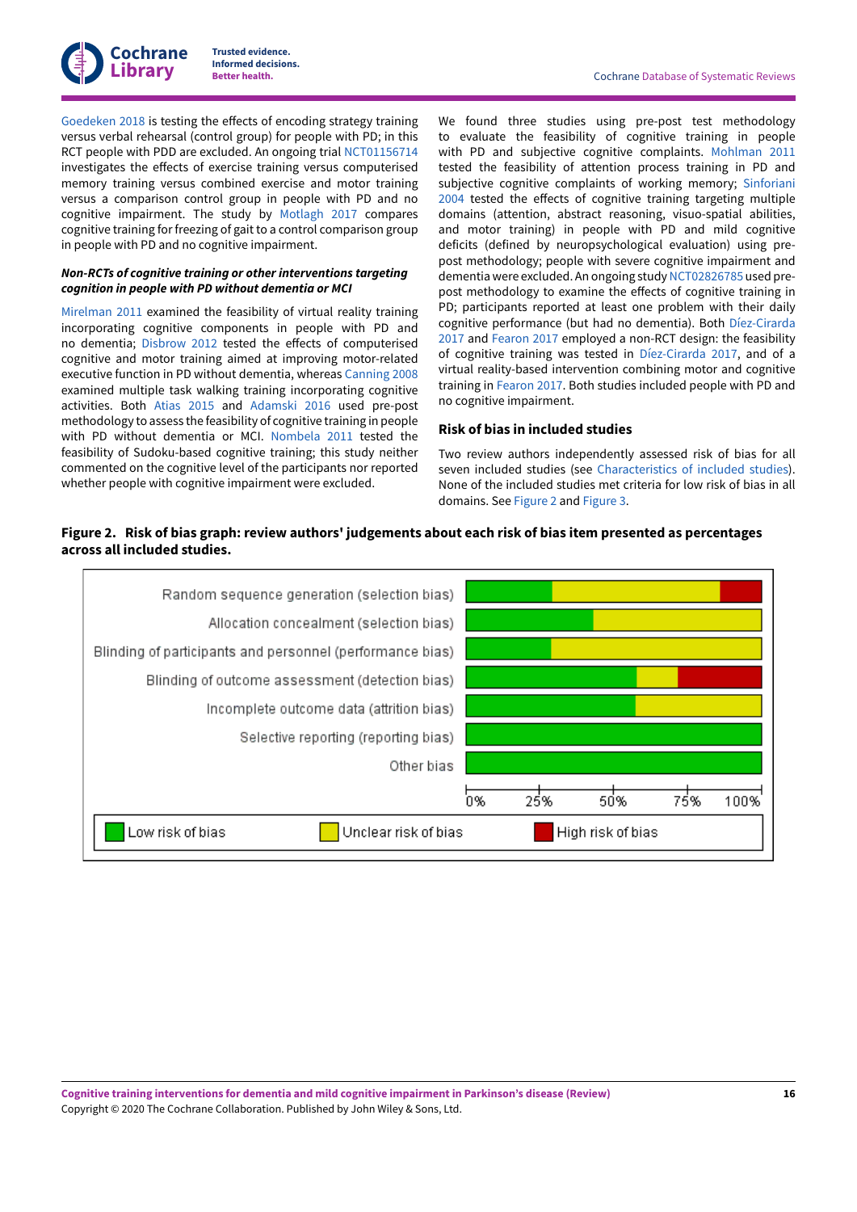Goedeken 2018 is testing the effects of encoding strategy training versus verbal rehearsal (control group) for people with PD; in this RCT people with PDD are excluded. An ongoing trial NCT01156714 investigates the effects of exercise training versus computerised memory training versus combined exercise and motor training versus a comparison control group in people with PD and no cognitive impairment. The study by Motlagh 2017 compares cognitive training for freezing of gait to a control comparison group in people with PD and no cognitive impairment.

#### *Non-RCTs of cognitive training or other interventions targeting cognition in people with PD without dementia or MCI*

Mirelman 2011 examined the feasibility of virtual reality training incorporating cognitive components in people with PD and no dementia; Disbrow 2012 tested the effects of computerised cognitive and motor training aimed at improving motor-related executive function in PD without dementia, whereas Canning 2008 examined multiple task walking training incorporating cognitive activities. Both Atias 2015 and Adamski 2016 used pre-post methodology to assess the feasibility of cognitive training in people with PD without dementia or MCI. Nombela 2011 tested the feasibility of Sudoku-based cognitive training; this study neither commented on the cognitive level of the participants nor reported whether people with cognitive impairment were excluded.

We found three studies using pre-post test methodology to evaluate the feasibility of cognitive training in people with PD and subjective cognitive complaints. Mohlman 2011 tested the feasibility of attention process training in PD and subjective cognitive complaints of working memory; Sinforiani 2004 tested the effects of cognitive training targeting multiple domains (attention, abstract reasoning, visuo-spatial abilities, and motor training) in people with PD and mild cognitive deficits (defined by neuropsychological evaluation) using pre-post methodology; people with severe cognitive impairment and dementia were excluded. An ongoing study NCT02826785 used pre-post methodology to examine the effects of cognitive training in PD; participants reported at least one problem with their daily cognitive performance (but had no dementia). Both Díez-Cirarda 2017 and Fearon 2017 employed a non-RCT design: the feasibility of cognitive training was tested in Díez-Cirarda 2017, and of a virtual reality-based intervention combining motor and cognitive training in Fearon 2017. Both studies included people with PD and no cognitive impairment.

### Risk of bias in included studies

Two review authors independently assessed risk of bias for all seven included studies (see Characteristics of included studies). None of the included studies met criteria for low risk of bias in all domains. See Figure 2 and Figure 3.

**Figure 2. Risk of bias graph: review authors' judgements about each risk of bias item presented as percentages across all included studies.**

| Risk of bias item | Low risk of bias | Unclear risk of bias | High risk of bias |
|---|---|---|---|
| Random sequence generation (selection bias) | ~29% | ~57% | ~14% |
| Allocation concealment (selection bias) | ~43% | ~57% | |
| Blinding of participants and personnel (performance bias) | ~29% | ~71% | |
| Blinding of outcome assessment (detection bias) | ~57% | ~14% | ~29% |
| Incomplete outcome data (attrition bias) | ~57% | ~43% | |
| Selective reporting (reporting bias) | 100% | | |
| Other bias | 100% | | |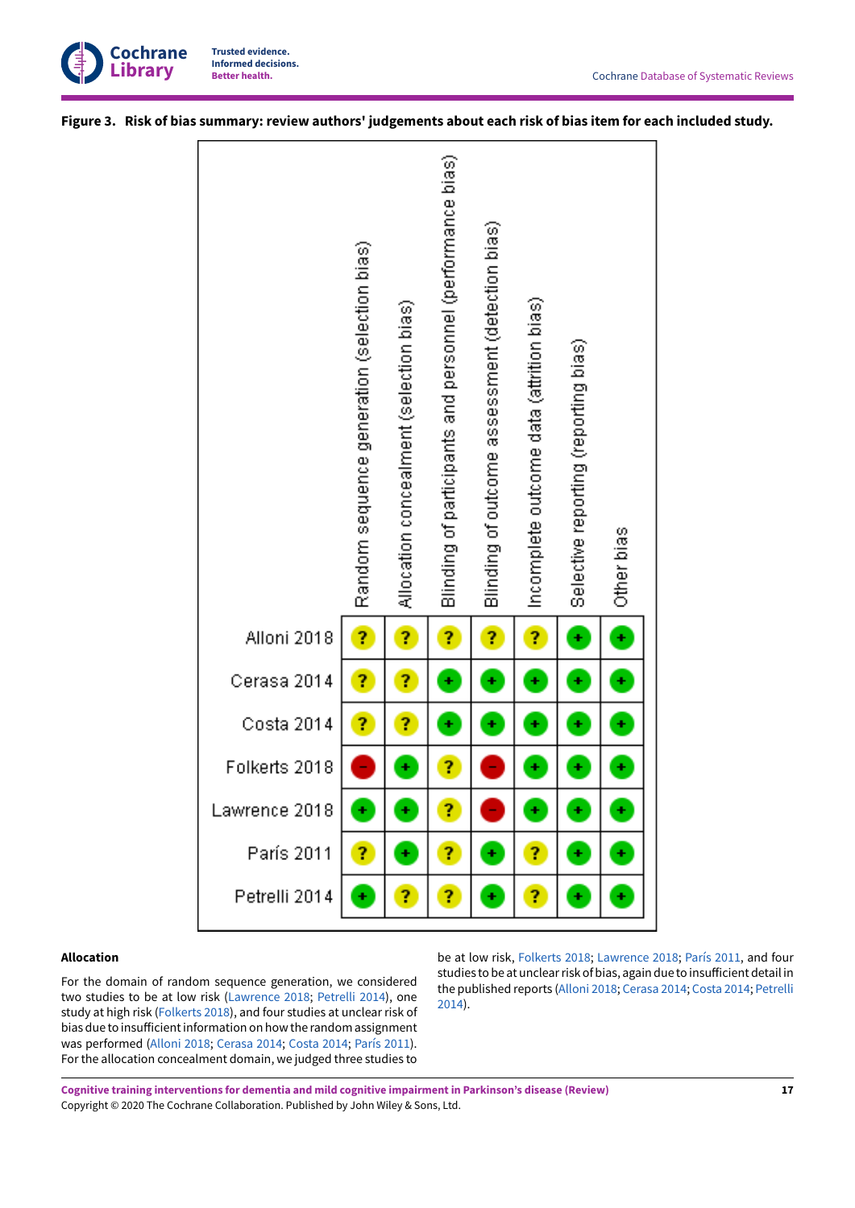**Figure 3. Risk of bias summary: review authors' judgements about each risk of bias item for each included study.**

| | Random sequence generation (selection bias) | Allocation concealment (selection bias) | Blinding of participants and personnel (performance bias) | Blinding of outcome assessment (detection bias) | Incomplete outcome data (attrition bias) | Selective reporting (reporting bias) | Other bias |
|---|---|---|---|---|---|---|---|
| Alloni 2018 | ? | ? | ? | ? | ? | + | + |
| Cerasa 2014 | ? | ? | + | + | + | + | + |
| Costa 2014 | ? | ? | + | + | + | + | + |
| Folkerts 2018 | - | + | ? | - | + | + | + |
| Lawrence 2018 | + | + | ? | - | + | + | + |
| París 2011 | ? | + | ? | + | ? | + | + |
| Petrelli 2014 | + | ? | ? | + | ? | + | + |

### Allocation

For the domain of random sequence generation, we considered two studies to be at low risk (Lawrence 2018; Petrelli 2014), one study at high risk (Folkerts 2018), and four studies at unclear risk of bias due to insufficient information on how the random assignment was performed (Alloni 2018; Cerasa 2014; Costa 2014; París 2011). For the allocation concealment domain, we judged three studies to be at low risk, Folkerts 2018; Lawrence 2018; París 2011, and four studies to be at unclear risk of bias, again due to insufficient detail in the published reports (Alloni 2018; Cerasa 2014; Costa 2014; Petrelli 2014).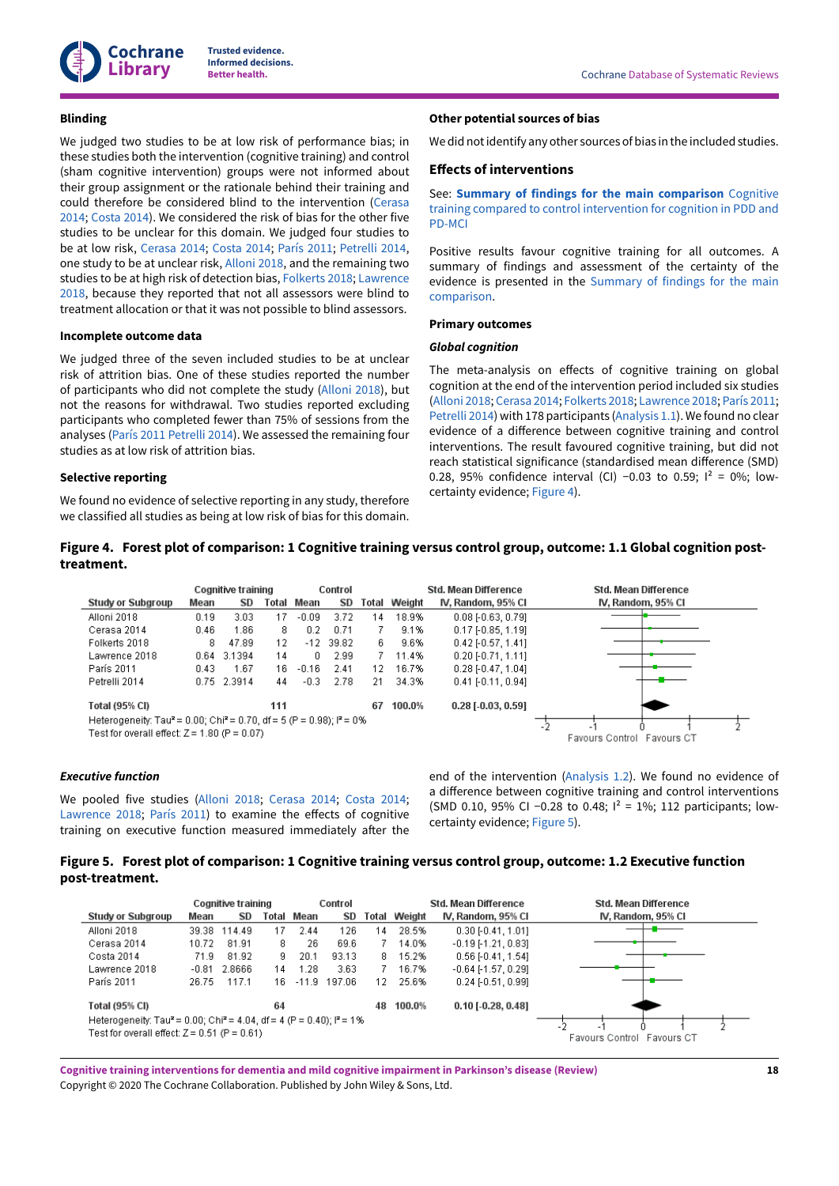### Blinding

We judged two studies to be at low risk of performance bias; in these studies both the intervention (cognitive training) and control (sham cognitive intervention) groups were not informed about their group assignment or the rationale behind their training and could therefore be considered blind to the intervention (Cerasa 2014; Costa 2014). We considered the risk of bias for the other five studies to be unclear for this domain. We judged four studies to be at low risk, Cerasa 2014; Costa 2014; París 2011; Petrelli 2014, one study to be at unclear risk, Alloni 2018, and the remaining two studies to be at high risk of detection bias, Folkerts 2018; Lawrence 2018, because they reported that not all assessors were blind to treatment allocation or that it was not possible to blind assessors.

### Incomplete outcome data

We judged three of the seven included studies to be at unclear risk of attrition bias. One of these studies reported the number of participants who did not complete the study (Alloni 2018), but not the reasons for withdrawal. Two studies reported excluding participants who completed fewer than 75% of sessions from the analyses (París 2011 Petrelli 2014). We assessed the remaining four studies as at low risk of attrition bias.

### Selective reporting

We found no evidence of selective reporting in any study, therefore we classified all studies as being at low risk of bias for this domain.

### Other potential sources of bias

We did not identify any other sources of bias in the included studies.

## Effects of interventions

See: **Summary of findings for the main comparison** Cognitive training compared to control intervention for cognition in PDD and PD-MCI

Positive results favour cognitive training for all outcomes. A summary of findings and assessment of the certainty of the evidence is presented in the Summary of findings for the main comparison.

### Primary outcomes

#### *Global cognition*

The meta-analysis on effects of cognitive training on global cognition at the end of the intervention period included six studies (Alloni 2018; Cerasa 2014; Folkerts 2018; Lawrence 2018; París 2011; Petrelli 2014) with 178 participants (Analysis 1.1). We found no clear evidence of a difference between cognitive training and control interventions. The result favoured cognitive training, but did not reach statistical significance (standardised mean difference (SMD) 0.28, 95% confidence interval (CI) −0.03 to 0.59; $I^2$ = 0%; low-certainty evidence; Figure 4).

**Figure 4. Forest plot of comparison: 1 Cognitive training versus control group, outcome: 1.1 Global cognition post-treatment.**

| Study or Subgroup | Cognitive training Mean | SD | Total | Control Mean | SD | Total | Weight | Std. Mean Difference IV, Random, 95% CI |
|---|---|---|---|---|---|---|---|---|
| Alloni 2018 | 0.19 | 3.03 | 17 | -0.09 | 3.72 | 14 | 18.9% | 0.08 [-0.63, 0.79] |
| Cerasa 2014 | 0.46 | 1.86 | 8 | 0.2 | 0.71 | 7 | 9.1% | 0.17 [-0.85, 1.19] |
| Folkerts 2018 | 8 | 47.89 | 12 | -12 | 39.82 | 6 | 9.6% | 0.42 [-0.57, 1.41] |
| Lawrence 2018 | 0.64 | 3.1394 | 14 | 0 | 2.99 | 7 | 11.4% | 0.20 [-0.71, 1.11] |
| París 2011 | 0.43 | 1.67 | 16 | -0.16 | 2.41 | 12 | 16.7% | 0.28 [-0.47, 1.04] |
| Petrelli 2014 | 0.75 | 2.3914 | 44 | -0.3 | 2.78 | 21 | 34.3% | 0.41 [-0.11, 0.94] |
| **Total (95% CI)** | | | **111** | | | **67** | **100.0%** | **0.28 [-0.03, 0.59]** |

Heterogeneity: Tau² = 0.00; Chi² = 0.70, df = 5 (P = 0.98); I² = 0%
Test for overall effect: Z = 1.80 (P = 0.07)

Favours Control / Favours CT

#### *Executive function*

We pooled five studies (Alloni 2018; Cerasa 2014; Costa 2014; Lawrence 2018; París 2011) to examine the effects of cognitive training on executive function measured immediately after the end of the intervention (Analysis 1.2). We found no evidence of a difference between cognitive training and control interventions (SMD 0.10, 95% CI −0.28 to 0.48; $I^2$ = 1%; 112 participants; low-certainty evidence; Figure 5).

**Figure 5. Forest plot of comparison: 1 Cognitive training versus control group, outcome: 1.2 Executive function post-treatment.**

| Study or Subgroup | Cognitive training Mean | SD | Total | Control Mean | SD | Total | Weight | Std. Mean Difference IV, Random, 95% CI |
|---|---|---|---|---|---|---|---|---|
| Alloni 2018 | 39.38 | 114.49 | 17 | 2.44 | 126 | 14 | 28.5% | 0.30 [-0.41, 1.01] |
| Cerasa 2014 | 10.72 | 81.91 | 8 | 26 | 69.6 | 7 | 14.0% | -0.19 [-1.21, 0.83] |
| Costa 2014 | 71.9 | 81.92 | 9 | 20.1 | 93.13 | 8 | 15.2% | 0.56 [-0.41, 1.54] |
| Lawrence 2018 | -0.81 | 2.8666 | 14 | 1.28 | 3.63 | 7 | 16.7% | -0.64 [-1.57, 0.29] |
| París 2011 | 26.75 | 117.1 | 16 | -11.9 | 197.06 | 12 | 25.6% | 0.24 [-0.51, 0.99] |
| **Total (95% CI)** | | | **64** | | | **48** | **100.0%** | **0.10 [-0.28, 0.48]** |

Heterogeneity: Tau² = 0.00; Chi² = 4.04, df = 4 (P = 0.40); I² = 1%
Test for overall effect: Z = 0.51 (P = 0.61)

Favours Control / Favours CT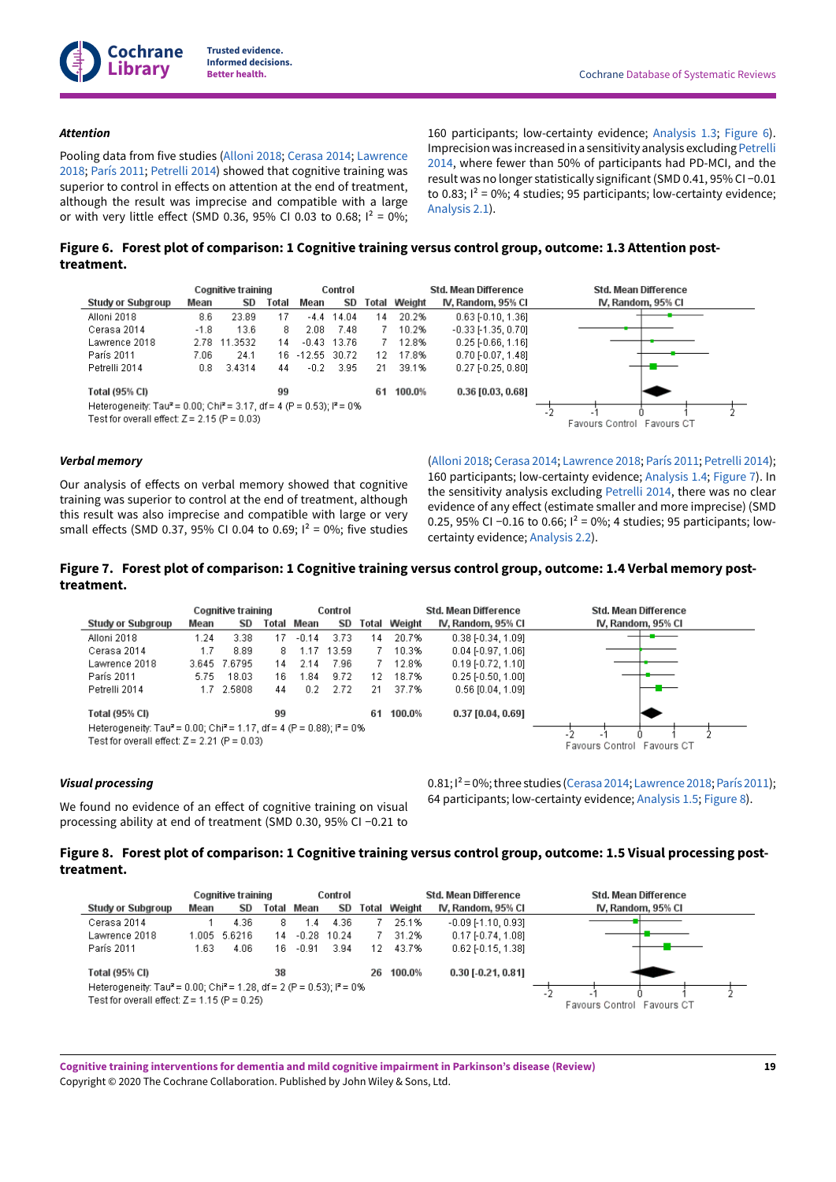#### *Attention*

Pooling data from five studies (Alloni 2018; Cerasa 2014; Lawrence 2018; París 2011; Petrelli 2014) showed that cognitive training was superior to control in effects on attention at the end of treatment, although the result was imprecise and compatible with a large or with very little effect (SMD 0.36, 95% CI 0.03 to 0.68; $I^2$ = 0%; 160 participants; low-certainty evidence; Analysis 1.3; Figure 6). Imprecision was increased in a sensitivity analysis excluding Petrelli 2014, where fewer than 50% of participants had PD-MCI, and the result was no longer statistically significant (SMD 0.41, 95% CI −0.01 to 0.83; $I^2$ = 0%; 4 studies; 95 participants; low-certainty evidence; Analysis 2.1).

**Figure 6. Forest plot of comparison: 1 Cognitive training versus control group, outcome: 1.3 Attention post-treatment.**

| Study or Subgroup | Cognitive training Mean | SD | Total | Control Mean | SD | Total | Weight | Std. Mean Difference IV, Random, 95% CI |
|---|---|---|---|---|---|---|---|---|
| Alloni 2018 | 8.6 | 23.89 | 17 | -4.4 | 14.04 | 14 | 20.2% | 0.63 [-0.10, 1.36] |
| Cerasa 2014 | -1.8 | 13.6 | 8 | 2.08 | 7.48 | 7 | 10.2% | -0.33 [-1.35, 0.70] |
| Lawrence 2018 | 2.78 | 11.3532 | 14 | -0.43 | 13.76 | 7 | 12.8% | 0.25 [-0.66, 1.16] |
| París 2011 | 7.06 | 24.1 | 16 | -12.55 | 30.72 | 12 | 17.8% | 0.70 [-0.07, 1.48] |
| Petrelli 2014 | 0.8 | 3.4314 | 44 | -0.2 | 3.95 | 21 | 39.1% | 0.27 [-0.25, 0.80] |
| **Total (95% CI)** | | | **99** | | | **61** | **100.0%** | **0.36 [0.03, 0.68]** |

Heterogeneity: Tau² = 0.00; Chi² = 3.17, df = 4 (P = 0.53); I² = 0%
Test for overall effect: Z = 2.15 (P = 0.03)

Favours Control / Favours CT

#### *Verbal memory*

Our analysis of effects on verbal memory showed that cognitive training was superior to control at the end of treatment, although this result was also imprecise and compatible with large or very small effects (SMD 0.37, 95% CI 0.04 to 0.69; $I^2$ = 0%; five studies (Alloni 2018; Cerasa 2014; Lawrence 2018; París 2011; Petrelli 2014); 160 participants; low-certainty evidence; Analysis 1.4; Figure 7). In the sensitivity analysis excluding Petrelli 2014, there was no clear evidence of any effect (estimate smaller and more imprecise) (SMD 0.25, 95% CI −0.16 to 0.66; $I^2$ = 0%; 4 studies; 95 participants; low-certainty evidence; Analysis 2.2).

**Figure 7. Forest plot of comparison: 1 Cognitive training versus control group, outcome: 1.4 Verbal memory post-treatment.**

| Study or Subgroup | Cognitive training Mean | SD | Total | Control Mean | SD | Total | Weight | Std. Mean Difference IV, Random, 95% CI |
|---|---|---|---|---|---|---|---|---|
| Alloni 2018 | 1.24 | 3.38 | 17 | -0.14 | 3.73 | 14 | 20.7% | 0.38 [-0.34, 1.09] |
| Cerasa 2014 | 1.7 | 8.89 | 8 | 1.17 | 13.59 | 7 | 10.3% | 0.04 [-0.97, 1.06] |
| Lawrence 2018 | 3.645 | 7.6795 | 14 | 2.14 | 7.96 | 7 | 12.8% | 0.19 [-0.72, 1.10] |
| París 2011 | 5.75 | 18.03 | 16 | 1.84 | 9.72 | 12 | 18.7% | 0.25 [-0.50, 1.00] |
| Petrelli 2014 | 1.7 | 2.5808 | 44 | 0.2 | 2.72 | 21 | 37.7% | 0.56 [0.04, 1.09] |
| **Total (95% CI)** | | | **99** | | | **61** | **100.0%** | **0.37 [0.04, 0.69]** |

Heterogeneity: Tau² = 0.00; Chi² = 1.17, df = 4 (P = 0.88); I² = 0%
Test for overall effect: Z = 2.21 (P = 0.03)

Favours Control / Favours CT

#### *Visual processing*

We found no evidence of an effect of cognitive training on visual processing ability at end of treatment (SMD 0.30, 95% CI −0.21 to 0.81; $I^2$ = 0%; three studies (Cerasa 2014; Lawrence 2018; París 2011); 64 participants; low-certainty evidence; Analysis 1.5; Figure 8).

**Figure 8. Forest plot of comparison: 1 Cognitive training versus control group, outcome: 1.5 Visual processing post-treatment.**

| Study or Subgroup | Cognitive training Mean | SD | Total | Control Mean | SD | Total | Weight | Std. Mean Difference IV, Random, 95% CI |
|---|---|---|---|---|---|---|---|---|
| Cerasa 2014 | 1 | 4.36 | 8 | 1.4 | 4.36 | 7 | 25.1% | -0.09 [-1.10, 0.93] |
| Lawrence 2018 | 1.005 | 5.6216 | 14 | -0.28 | 10.24 | 7 | 31.2% | 0.17 [-0.74, 1.08] |
| París 2011 | 1.63 | 4.06 | 16 | -0.91 | 3.94 | 12 | 43.7% | 0.62 [-0.15, 1.38] |
| **Total (95% CI)** | | | **38** | | | **26** | **100.0%** | **0.30 [-0.21, 0.81]** |

Heterogeneity: Tau² = 0.00; Chi² = 1.28, df = 2 (P = 0.53); I² = 0%
Test for overall effect: Z = 1.15 (P = 0.25)

Favours Control / Favours CT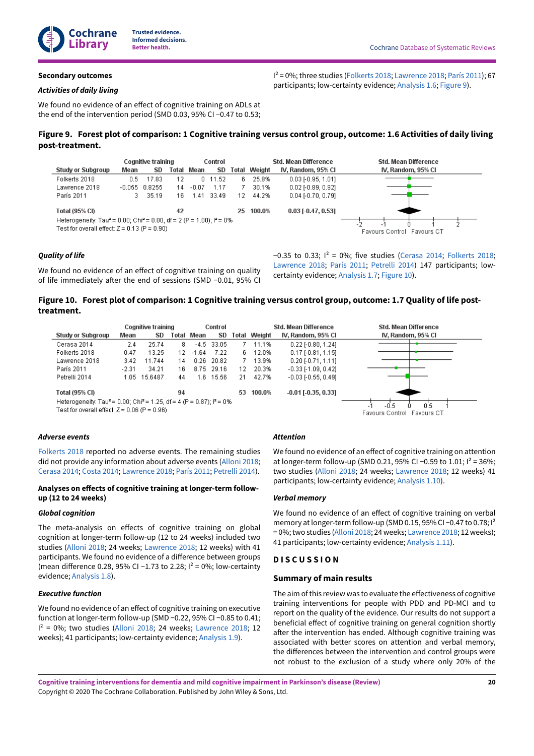### Secondary outcomes

#### *Activities of daily living*

We found no evidence of an effect of cognitive training on ADLs at the end of the intervention period (SMD 0.03, 95% CI −0.47 to 0.53; $I^2$ = 0%; three studies (Folkerts 2018; Lawrence 2018; París 2011); 67 participants; low-certainty evidence; Analysis 1.6; Figure 9).

**Figure 9. Forest plot of comparison: 1 Cognitive training versus control group, outcome: 1.6 Activities of daily living post-treatment.**

| Study or Subgroup | Cognitive training Mean | SD | Total | Control Mean | SD | Total | Weight | Std. Mean Difference IV, Random, 95% CI |
|---|---|---|---|---|---|---|---|---|
| Folkerts 2018 | 0.5 | 17.83 | 12 | 0 | 11.52 | 6 | 25.8% | 0.03 [-0.95, 1.01] |
| Lawrence 2018 | -0.055 | 0.8255 | 14 | -0.07 | 1.17 | 7 | 30.1% | 0.02 [-0.89, 0.92] |
| París 2011 | 3 | 35.19 | 16 | 1.41 | 33.49 | 12 | 44.2% | 0.04 [-0.70, 0.79] |
| **Total (95% CI)** | | | **42** | | | **25** | **100.0%** | **0.03 [-0.47, 0.53]** |

Heterogeneity: Tau² = 0.00; Chi² = 0.00, df = 2 (P = 1.00); I² = 0%
Test for overall effect: Z = 0.13 (P = 0.90)

Favours Control / Favours CT

#### *Quality of life*

We found no evidence of an effect of cognitive training on quality of life immediately after the end of sessions (SMD −0.01, 95% CI −0.35 to 0.33; $I^2$ = 0%; five studies (Cerasa 2014; Folkerts 2018; Lawrence 2018; París 2011; Petrelli 2014) 147 participants; low-certainty evidence; Analysis 1.7; Figure 10).

**Figure 10. Forest plot of comparison: 1 Cognitive training versus control group, outcome: 1.7 Quality of life post-treatment.**

| Study or Subgroup | Cognitive training Mean | SD | Total | Control Mean | SD | Total | Weight | Std. Mean Difference IV, Random, 95% CI |
|---|---|---|---|---|---|---|---|---|
| Cerasa 2014 | 2.4 | 25.74 | 8 | -4.5 | 33.05 | 7 | 11.1% | 0.22 [-0.80, 1.24] |
| Folkerts 2018 | 0.47 | 13.25 | 12 | -1.64 | 7.22 | 6 | 12.0% | 0.17 [-0.81, 1.15] |
| Lawrence 2018 | 3.42 | 11.744 | 14 | 0.26 | 20.82 | 7 | 13.9% | 0.20 [-0.71, 1.11] |
| París 2011 | -2.31 | 34.21 | 16 | 8.75 | 29.16 | 12 | 20.3% | -0.33 [-1.09, 0.42] |
| Petrelli 2014 | 1.05 | 15.6487 | 44 | 1.6 | 15.56 | 21 | 42.7% | -0.03 [-0.55, 0.49] |
| **Total (95% CI)** | | | **94** | | | **53** | **100.0%** | **-0.01 [-0.35, 0.33]** |

Heterogeneity: Tau² = 0.00; Chi² = 1.25, df = 4 (P = 0.87); I² = 0%
Test for overall effect: Z = 0.06 (P = 0.96)

Favours Control / Favours CT

#### *Adverse events*

Folkerts 2018 reported no adverse events. The remaining studies did not provide any information about adverse events (Alloni 2018; Cerasa 2014; Costa 2014; Lawrence 2018; París 2011; Petrelli 2014).

#### Analyses on effects of cognitive training at longer-term follow-up (12 to 24 weeks)

#### *Global cognition*

The meta-analysis on effects of cognitive training on global cognition at longer-term follow-up (12 to 24 weeks) included two studies (Alloni 2018; 24 weeks; Lawrence 2018; 12 weeks) with 41 participants. We found no evidence of a difference between groups (mean difference 0.28, 95% CI −1.73 to 2.28; $I^2$ = 0%; low-certainty evidence; Analysis 1.8).

#### *Executive function*

We found no evidence of an effect of cognitive training on executive function at longer-term follow-up (SMD −0.22, 95% CI −0.85 to 0.41; $I^2$ = 0%; two studies (Alloni 2018; 24 weeks; Lawrence 2018; 12 weeks); 41 participants; low-certainty evidence; Analysis 1.9).

#### *Attention*

We found no evidence of an effect of cognitive training on attention at longer-term follow-up (SMD 0.21, 95% CI −0.59 to 1.01; $I^2$ = 36%; two studies (Alloni 2018; 24 weeks; Lawrence 2018; 12 weeks) 41 participants; low-certainty evidence; Analysis 1.10).

#### *Verbal memory*

We found no evidence of an effect of cognitive training on verbal memory at longer-term follow-up (SMD 0.15, 95% CI −0.47 to 0.78; $I^2$ = 0%; two studies (Alloni 2018; 24 weeks; Lawrence 2018; 12 weeks); 41 participants; low-certainty evidence; Analysis 1.11).

## DISCUSSION

### Summary of main results

The aim of this review was to evaluate the effectiveness of cognitive training interventions for people with PDD and PD-MCI and to report on the quality of the evidence. Our results do not support a beneficial effect of cognitive training on general cognition shortly after the intervention has ended. Although cognitive training was associated with better scores on attention and verbal memory, the differences between the intervention and control groups were not robust to the exclusion of a study where only 20% of the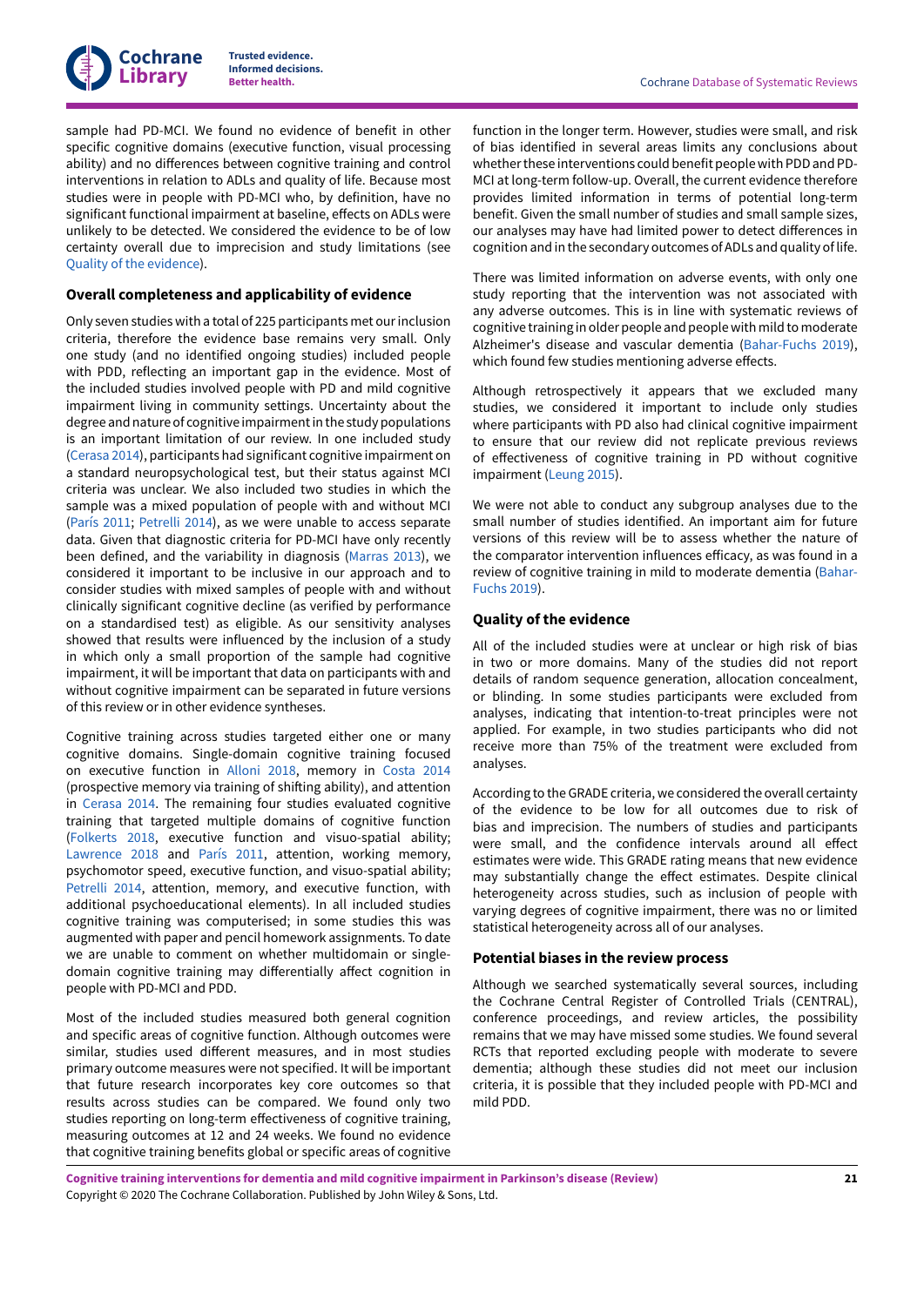sample had PD-MCI. We found no evidence of benefit in other specific cognitive domains (executive function, visual processing ability) and no differences between cognitive training and control interventions in relation to ADLs and quality of life. Because most studies were in people with PD-MCI who, by definition, have no significant functional impairment at baseline, effects on ADLs were unlikely to be detected. We considered the evidence to be of low certainty overall due to imprecision and study limitations (see Quality of the evidence).

### Overall completeness and applicability of evidence

Only seven studies with a total of 225 participants met our inclusion criteria, therefore the evidence base remains very small. Only one study (and no identified ongoing studies) included people with PDD, reflecting an important gap in the evidence. Most of the included studies involved people with PD and mild cognitive impairment living in community settings. Uncertainty about the degree and nature of cognitive impairment in the study populations is an important limitation of our review. In one included study (Cerasa 2014), participants had significant cognitive impairment on a standard neuropsychological test, but their status against MCI criteria was unclear. We also included two studies in which the sample was a mixed population of people with and without MCI (París 2011; Petrelli 2014), as we were unable to access separate data. Given that diagnostic criteria for PD-MCI have only recently been defined, and the variability in diagnosis (Marras 2013), we considered it important to be inclusive in our approach and to consider studies with mixed samples of people with and without clinically significant cognitive decline (as verified by performance on a standardised test) as eligible. As our sensitivity analyses showed that results were influenced by the inclusion of a study in which only a small proportion of the sample had cognitive impairment, it will be important that data on participants with and without cognitive impairment can be separated in future versions of this review or in other evidence syntheses.

Cognitive training across studies targeted either one or many cognitive domains. Single-domain cognitive training focused on executive function in Alloni 2018, memory in Costa 2014 (prospective memory via training of shifting ability), and attention in Cerasa 2014. The remaining four studies evaluated cognitive training that targeted multiple domains of cognitive function (Folkerts 2018, executive function and visuo-spatial ability; Lawrence 2018 and París 2011, attention, working memory, psychomotor speed, executive function, and visuo-spatial ability; Petrelli 2014, attention, memory, and executive function, with additional psychoeducational elements). In all included studies cognitive training was computerised; in some studies this was augmented with paper and pencil homework assignments. To date we are unable to comment on whether multidomain or single-domain cognitive training may differentially affect cognition in people with PD-MCI and PDD.

Most of the included studies measured both general cognition and specific areas of cognitive function. Although outcomes were similar, studies used different measures, and in most studies primary outcome measures were not specified. It will be important that future research incorporates key core outcomes so that results across studies can be compared. We found only two studies reporting on long-term effectiveness of cognitive training, measuring outcomes at 12 and 24 weeks. We found no evidence that cognitive training benefits global or specific areas of cognitive function in the longer term. However, studies were small, and risk of bias identified in several areas limits any conclusions about whether these interventions could benefit people with PDD and PD-MCI at long-term follow-up. Overall, the current evidence therefore provides limited information in terms of potential long-term benefit. Given the small number of studies and small sample sizes, our analyses may have had limited power to detect differences in cognition and in the secondary outcomes of ADLs and quality of life.

There was limited information on adverse events, with only one study reporting that the intervention was not associated with any adverse outcomes. This is in line with systematic reviews of cognitive training in older people and people with mild to moderate Alzheimer's disease and vascular dementia (Bahar-Fuchs 2019), which found few studies mentioning adverse effects.

Although retrospectively it appears that we excluded many studies, we considered it important to include only studies where participants with PD also had clinical cognitive impairment to ensure that our review did not replicate previous reviews of effectiveness of cognitive training in PD without cognitive impairment (Leung 2015).

We were not able to conduct any subgroup analyses due to the small number of studies identified. An important aim for future versions of this review will be to assess whether the nature of the comparator intervention influences efficacy, as was found in a review of cognitive training in mild to moderate dementia (Bahar-Fuchs 2019).

### Quality of the evidence

All of the included studies were at unclear or high risk of bias in two or more domains. Many of the studies did not report details of random sequence generation, allocation concealment, or blinding. In some studies participants were excluded from analyses, indicating that intention-to-treat principles were not applied. For example, in two studies participants who did not receive more than 75% of the treatment were excluded from analyses.

According to the GRADE criteria, we considered the overall certainty of the evidence to be low for all outcomes due to risk of bias and imprecision. The numbers of studies and participants were small, and the confidence intervals around all effect estimates were wide. This GRADE rating means that new evidence may substantially change the effect estimates. Despite clinical heterogeneity across studies, such as inclusion of people with varying degrees of cognitive impairment, there was no or limited statistical heterogeneity across all of our analyses.

### Potential biases in the review process

Although we searched systematically several sources, including the Cochrane Central Register of Controlled Trials (CENTRAL), conference proceedings, and review articles, the possibility remains that we may have missed some studies. We found several RCTs that reported excluding people with moderate to severe dementia; although these studies did not meet our inclusion criteria, it is possible that they included people with PD-MCI and mild PDD.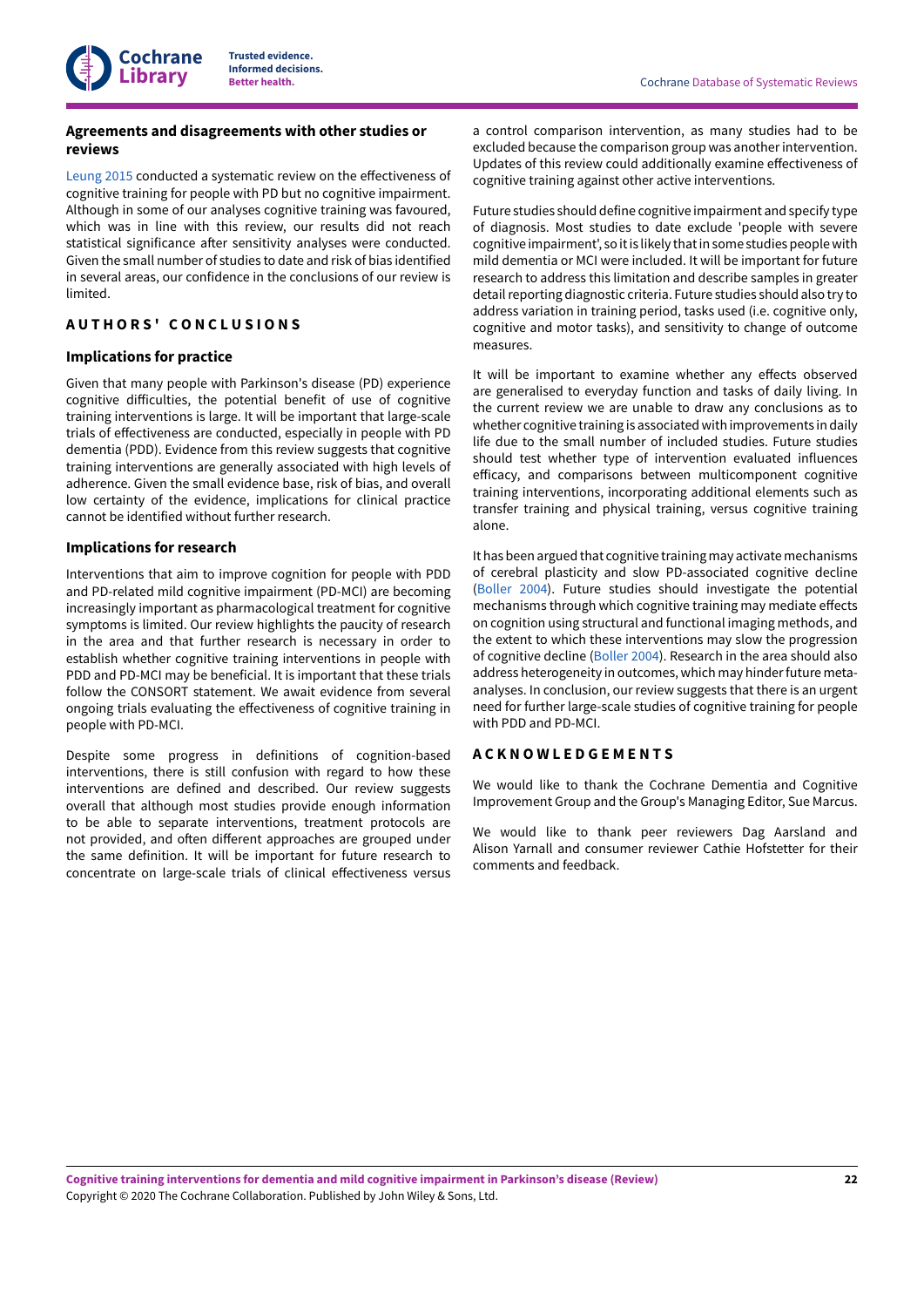### Agreements and disagreements with other studies or reviews

Leung 2015 conducted a systematic review on the effectiveness of cognitive training for people with PD but no cognitive impairment. Although in some of our analyses cognitive training was favoured, which was in line with this review, our results did not reach statistical significance after sensitivity analyses were conducted. Given the small number of studies to date and risk of bias identified in several areas, our confidence in the conclusions of our review is limited.

## AUTHORS' CONCLUSIONS

### Implications for practice

Given that many people with Parkinson's disease (PD) experience cognitive difficulties, the potential benefit of use of cognitive training interventions is large. It will be important that large-scale trials of effectiveness are conducted, especially in people with PD dementia (PDD). Evidence from this review suggests that cognitive training interventions are generally associated with high levels of adherence. Given the small evidence base, risk of bias, and overall low certainty of the evidence, implications for clinical practice cannot be identified without further research.

### Implications for research

Interventions that aim to improve cognition for people with PDD and PD-related mild cognitive impairment (PD-MCI) are becoming increasingly important as pharmacological treatment for cognitive symptoms is limited. Our review highlights the paucity of research in the area and that further research is necessary in order to establish whether cognitive training interventions in people with PDD and PD-MCI may be beneficial. It is important that these trials follow the CONSORT statement. We await evidence from several ongoing trials evaluating the effectiveness of cognitive training in people with PD-MCI.

Despite some progress in definitions of cognition-based interventions, there is still confusion with regard to how these interventions are defined and described. Our review suggests overall that although most studies provide enough information to be able to separate interventions, treatment protocols are not provided, and often different approaches are grouped under the same definition. It will be important for future research to concentrate on large-scale trials of clinical effectiveness versus a control comparison intervention, as many studies had to be excluded because the comparison group was another intervention. Updates of this review could additionally examine effectiveness of cognitive training against other active interventions.

Future studies should define cognitive impairment and specify type of diagnosis. Most studies to date exclude 'people with severe cognitive impairment', so it is likely that in some studies people with mild dementia or MCI were included. It will be important for future research to address this limitation and describe samples in greater detail reporting diagnostic criteria. Future studies should also try to address variation in training period, tasks used (i.e. cognitive only, cognitive and motor tasks), and sensitivity to change of outcome measures.

It will be important to examine whether any effects observed are generalised to everyday function and tasks of daily living. In the current review we are unable to draw any conclusions as to whether cognitive training is associated with improvements in daily life due to the small number of included studies. Future studies should test whether type of intervention evaluated influences efficacy, and comparisons between multicomponent cognitive training interventions, incorporating additional elements such as transfer training and physical training, versus cognitive training alone.

It has been argued that cognitive training may activate mechanisms of cerebral plasticity and slow PD-associated cognitive decline (Boller 2004). Future studies should investigate the potential mechanisms through which cognitive training may mediate effects on cognition using structural and functional imaging methods, and the extent to which these interventions may slow the progression of cognitive decline (Boller 2004). Research in the area should also address heterogeneity in outcomes, which may hinder future meta-analyses. In conclusion, our review suggests that there is an urgent need for further large-scale studies of cognitive training for people with PDD and PD-MCI.

## ACKNOWLEDGEMENTS

We would like to thank the Cochrane Dementia and Cognitive Improvement Group and the Group's Managing Editor, Sue Marcus.

We would like to thank peer reviewers Dag Aarsland and Alison Yarnall and consumer reviewer Cathie Hofstetter for their comments and feedback.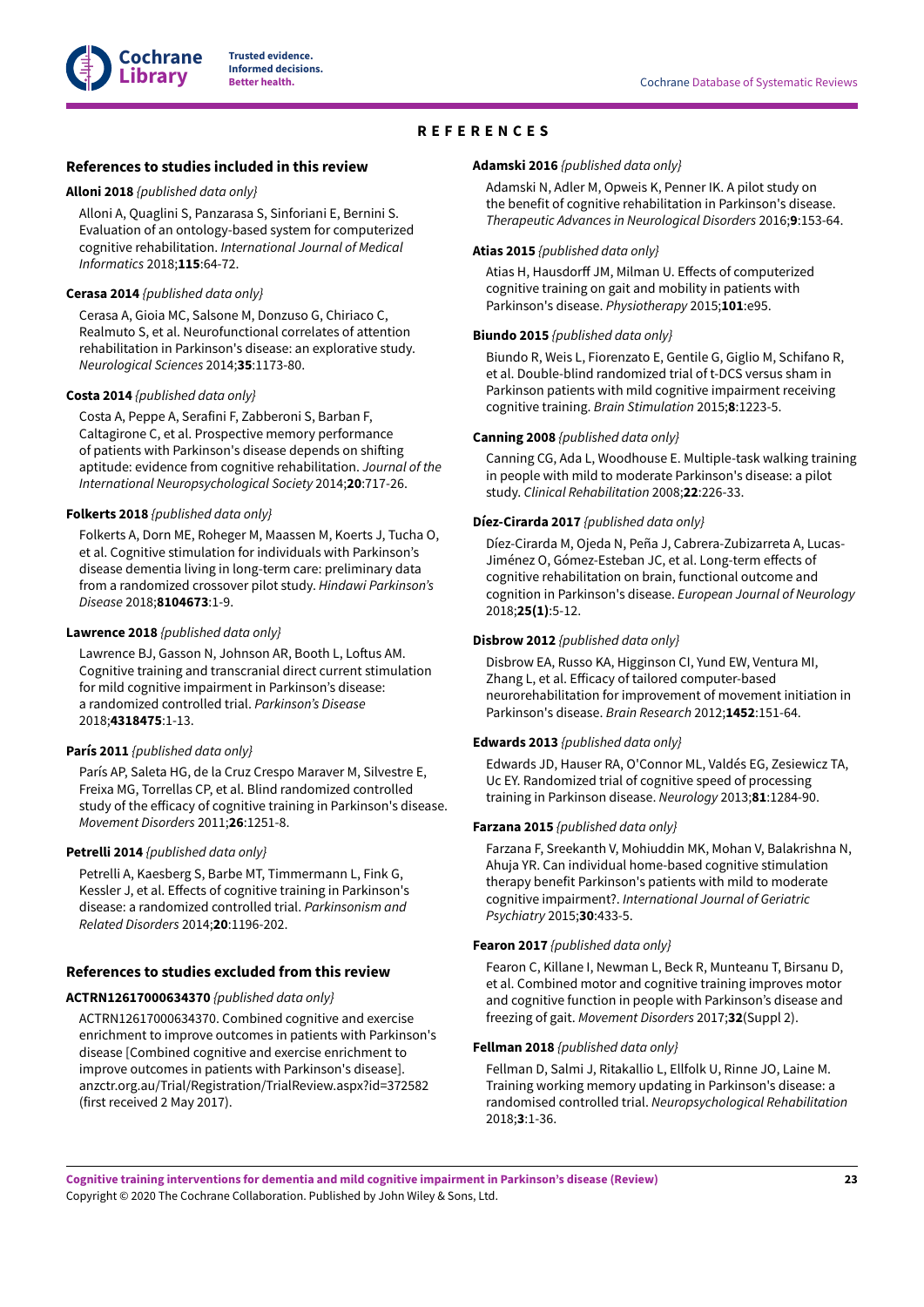# REFERENCES

## References to studies included in this review

**Alloni 2018** *{published data only}*

Alloni A, Quaglini S, Panzarasa S, Sinforiani E, Bernini S. Evaluation of an ontology-based system for computerized cognitive rehabilitation. *International Journal of Medical Informatics* 2018;**115**:64-72.

**Cerasa 2014** *{published data only}*

Cerasa A, Gioia MC, Salsone M, Donzuso G, Chiriaco C, Realmuto S, et al. Neurofunctional correlates of attention rehabilitation in Parkinson's disease: an explorative study. *Neurological Sciences* 2014;**35**:1173-80.

**Costa 2014** *{published data only}*

Costa A, Peppe A, Serafini F, Zabberoni S, Barban F, Caltagirone C, et al. Prospective memory performance of patients with Parkinson's disease depends on shifting aptitude: evidence from cognitive rehabilitation. *Journal of the International Neuropsychological Society* 2014;**20**:717-26.

**Folkerts 2018** *{published data only}*

Folkerts A, Dorn ME, Roheger M, Maassen M, Koerts J, Tucha O, et al. Cognitive stimulation for individuals with Parkinson's disease dementia living in long-term care: preliminary data from a randomized crossover pilot study. *Hindawi Parkinson's Disease* 2018;**8104673**:1-9.

**Lawrence 2018** *{published data only}*

Lawrence BJ, Gasson N, Johnson AR, Booth L, Loftus AM. Cognitive training and transcranial direct current stimulation for mild cognitive impairment in Parkinson's disease: a randomized controlled trial. *Parkinson's Disease* 2018;**4318475**:1-13.

**París 2011** *{published data only}*

París AP, Saleta HG, de la Cruz Crespo Maraver M, Silvestre E, Freixa MG, Torrellas CP, et al. Blind randomized controlled study of the efficacy of cognitive training in Parkinson's disease. *Movement Disorders* 2011;**26**:1251-8.

**Petrelli 2014** *{published data only}*

Petrelli A, Kaesberg S, Barbe MT, Timmermann L, Fink G, Kessler J, et al. Effects of cognitive training in Parkinson's disease: a randomized controlled trial. *Parkinsonism and Related Disorders* 2014;**20**:1196-202.

## References to studies excluded from this review

**ACTRN12617000634370** *{published data only}*

ACTRN12617000634370. Combined cognitive and exercise enrichment to improve outcomes in patients with Parkinson's disease [Combined cognitive and exercise enrichment to improve outcomes in patients with Parkinson's disease]. anzctr.org.au/Trial/Registration/TrialReview.aspx?id=372582 (first received 2 May 2017).

**Adamski 2016** *{published data only}*

Adamski N, Adler M, Opweis K, Penner IK. A pilot study on the benefit of cognitive rehabilitation in Parkinson's disease. *Therapeutic Advances in Neurological Disorders* 2016;**9**:153-64.

**Atias 2015** *{published data only}*

Atias H, Hausdorff JM, Milman U. Effects of computerized cognitive training on gait and mobility in patients with Parkinson's disease. *Physiotherapy* 2015;**101**:e95.

**Biundo 2015** *{published data only}*

Biundo R, Weis L, Fiorenzato E, Gentile G, Giglio M, Schifano R, et al. Double-blind randomized trial of t-DCS versus sham in Parkinson patients with mild cognitive impairment receiving cognitive training. *Brain Stimulation* 2015;**8**:1223-5.

**Canning 2008** *{published data only}*

Canning CG, Ada L, Woodhouse E. Multiple-task walking training in people with mild to moderate Parkinson's disease: a pilot study. *Clinical Rehabilitation* 2008;**22**:226-33.

**Díez-Cirarda 2017** *{published data only}*

Díez-Cirarda M, Ojeda N, Peña J, Cabrera-Zubizarreta A, Lucas-Jiménez O, Gómez-Esteban JC, et al. Long-term effects of cognitive rehabilitation on brain, functional outcome and cognition in Parkinson's disease. *European Journal of Neurology* 2018;**25(1)**:5-12.

**Disbrow 2012** *{published data only}*

Disbrow EA, Russo KA, Higginson CI, Yund EW, Ventura MI, Zhang L, et al. Efficacy of tailored computer-based neurorehabilitation for improvement of movement initiation in Parkinson's disease. *Brain Research* 2012;**1452**:151-64.

**Edwards 2013** *{published data only}*

Edwards JD, Hauser RA, O'Connor ML, Valdés EG, Zesiewicz TA, Uc EY. Randomized trial of cognitive speed of processing training in Parkinson disease. *Neurology* 2013;**81**:1284-90.

**Farzana 2015** *{published data only}*

Farzana F, Sreekanth V, Mohiuddin MK, Mohan V, Balakrishna N, Ahuja YR. Can individual home-based cognitive stimulation therapy benefit Parkinson's patients with mild to moderate cognitive impairment?. *International Journal of Geriatric Psychiatry* 2015;**30**:433-5.

**Fearon 2017** *{published data only}*

Fearon C, Killane I, Newman L, Beck R, Munteanu T, Birsanu D, et al. Combined motor and cognitive training improves motor and cognitive function in people with Parkinson's disease and freezing of gait. *Movement Disorders* 2017;**32**(Suppl 2).

**Fellman 2018** *{published data only}*

Fellman D, Salmi J, Ritakallio L, Ellfolk U, Rinne JO, Laine M. Training working memory updating in Parkinson's disease: a randomised controlled trial. *Neuropsychological Rehabilitation* 2018;**3**:1-36.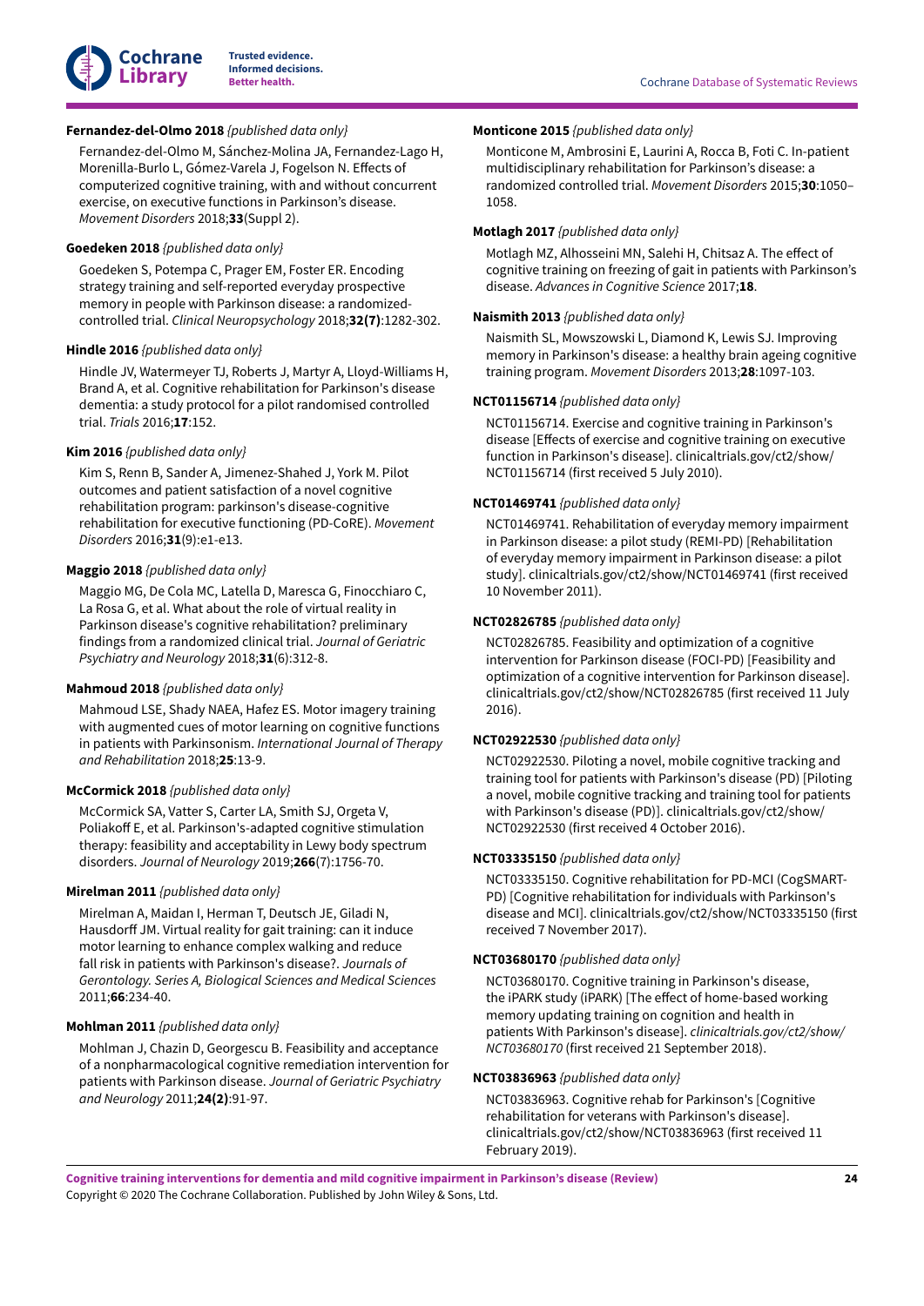**Fernandez-del-Olmo 2018** *{published data only}*

Fernandez-del-Olmo M, Sánchez-Molina JA, Fernandez-Lago H, Morenilla-Burlo L, Gómez-Varela J, Fogelson N. Effects of computerized cognitive training, with and without concurrent exercise, on executive functions in Parkinson's disease. *Movement Disorders* 2018;**33**(Suppl 2).

**Goedeken 2018** *{published data only}*

Goedeken S, Potempa C, Prager EM, Foster ER. Encoding strategy training and self-reported everyday prospective memory in people with Parkinson disease: a randomized-controlled trial. *Clinical Neuropsychology* 2018;**32(7)**:1282-302.

**Hindle 2016** *{published data only}*

Hindle JV, Watermeyer TJ, Roberts J, Martyr A, Lloyd-Williams H, Brand A, et al. Cognitive rehabilitation for Parkinson's disease dementia: a study protocol for a pilot randomised controlled trial. *Trials* 2016;**17**:152.

**Kim 2016** *{published data only}*

Kim S, Renn B, Sander A, Jimenez-Shahed J, York M. Pilot outcomes and patient satisfaction of a novel cognitive rehabilitation program: parkinson's disease-cognitive rehabilitation for executive functioning (PD-CoRE). *Movement Disorders* 2016;**31**(9):e1-e13.

**Maggio 2018** *{published data only}*

Maggio MG, De Cola MC, Latella D, Maresca G, Finocchiaro C, La Rosa G, et al. What about the role of virtual reality in Parkinson disease's cognitive rehabilitation? preliminary findings from a randomized clinical trial. *Journal of Geriatric Psychiatry and Neurology* 2018;**31**(6):312-8.

**Mahmoud 2018** *{published data only}*

Mahmoud LSE, Shady NAEA, Hafez ES. Motor imagery training with augmented cues of motor learning on cognitive functions in patients with Parkinsonism. *International Journal of Therapy and Rehabilitation* 2018;**25**:13-9.

**McCormick 2018** *{published data only}*

McCormick SA, Vatter S, Carter LA, Smith SJ, Orgeta V, Poliakoff E, et al. Parkinson's-adapted cognitive stimulation therapy: feasibility and acceptability in Lewy body spectrum disorders. *Journal of Neurology* 2019;**266**(7):1756-70.

**Mirelman 2011** *{published data only}*

Mirelman A, Maidan I, Herman T, Deutsch JE, Giladi N, Hausdorff JM. Virtual reality for gait training: can it induce motor learning to enhance complex walking and reduce fall risk in patients with Parkinson's disease?. *Journals of Gerontology. Series A, Biological Sciences and Medical Sciences* 2011;**66**:234-40.

**Mohlman 2011** *{published data only}*

Mohlman J, Chazin D, Georgescu B. Feasibility and acceptance of a nonpharmacological cognitive remediation intervention for patients with Parkinson disease. *Journal of Geriatric Psychiatry and Neurology* 2011;**24(2)**:91-97.

**Monticone 2015** *{published data only}*

Monticone M, Ambrosini E, Laurini A, Rocca B, Foti C. In-patient multidisciplinary rehabilitation for Parkinson's disease: a randomized controlled trial. *Movement Disorders* 2015;**30**:1050–1058.

**Motlagh 2017** *{published data only}*

Motlagh MZ, Alhosseini MN, Salehi H, Chitsaz A. The effect of cognitive training on freezing of gait in patients with Parkinson's disease. *Advances in Cognitive Science* 2017;**18**.

**Naismith 2013** *{published data only}*

Naismith SL, Mowszowski L, Diamond K, Lewis SJ. Improving memory in Parkinson's disease: a healthy brain ageing cognitive training program. *Movement Disorders* 2013;**28**:1097-103.

**NCT01156714** *{published data only}*

NCT01156714. Exercise and cognitive training in Parkinson's disease [Effects of exercise and cognitive training on executive function in Parkinson's disease]. clinicaltrials.gov/ct2/show/NCT01156714 (first received 5 July 2010).

**NCT01469741** *{published data only}*

NCT01469741. Rehabilitation of everyday memory impairment in Parkinson disease: a pilot study (REMI-PD) [Rehabilitation of everyday memory impairment in Parkinson disease: a pilot study]. clinicaltrials.gov/ct2/show/NCT01469741 (first received 10 November 2011).

**NCT02826785** *{published data only}*

NCT02826785. Feasibility and optimization of a cognitive intervention for Parkinson disease (FOCI-PD) [Feasibility and optimization of a cognitive intervention for Parkinson disease]. clinicaltrials.gov/ct2/show/NCT02826785 (first received 11 July 2016).

**NCT02922530** *{published data only}*

NCT02922530. Piloting a novel, mobile cognitive tracking and training tool for patients with Parkinson's disease (PD) [Piloting a novel, mobile cognitive tracking and training tool for patients with Parkinson's disease (PD)]. clinicaltrials.gov/ct2/show/NCT02922530 (first received 4 October 2016).

**NCT03335150** *{published data only}*

NCT03335150. Cognitive rehabilitation for PD-MCI (CogSMART-PD) [Cognitive rehabilitation for individuals with Parkinson's disease and MCI]. clinicaltrials.gov/ct2/show/NCT03335150 (first received 7 November 2017).

**NCT03680170** *{published data only}*

NCT03680170. Cognitive training in Parkinson's disease, the iPARK study (iPARK) [The effect of home-based working memory updating training on cognition and health in patients With Parkinson's disease]. *clinicaltrials.gov/ct2/show/NCT03680170* (first received 21 September 2018).

**NCT03836963** *{published data only}*

NCT03836963. Cognitive rehab for Parkinson's [Cognitive rehabilitation for veterans with Parkinson's disease]. clinicaltrials.gov/ct2/show/NCT03836963 (first received 11 February 2019).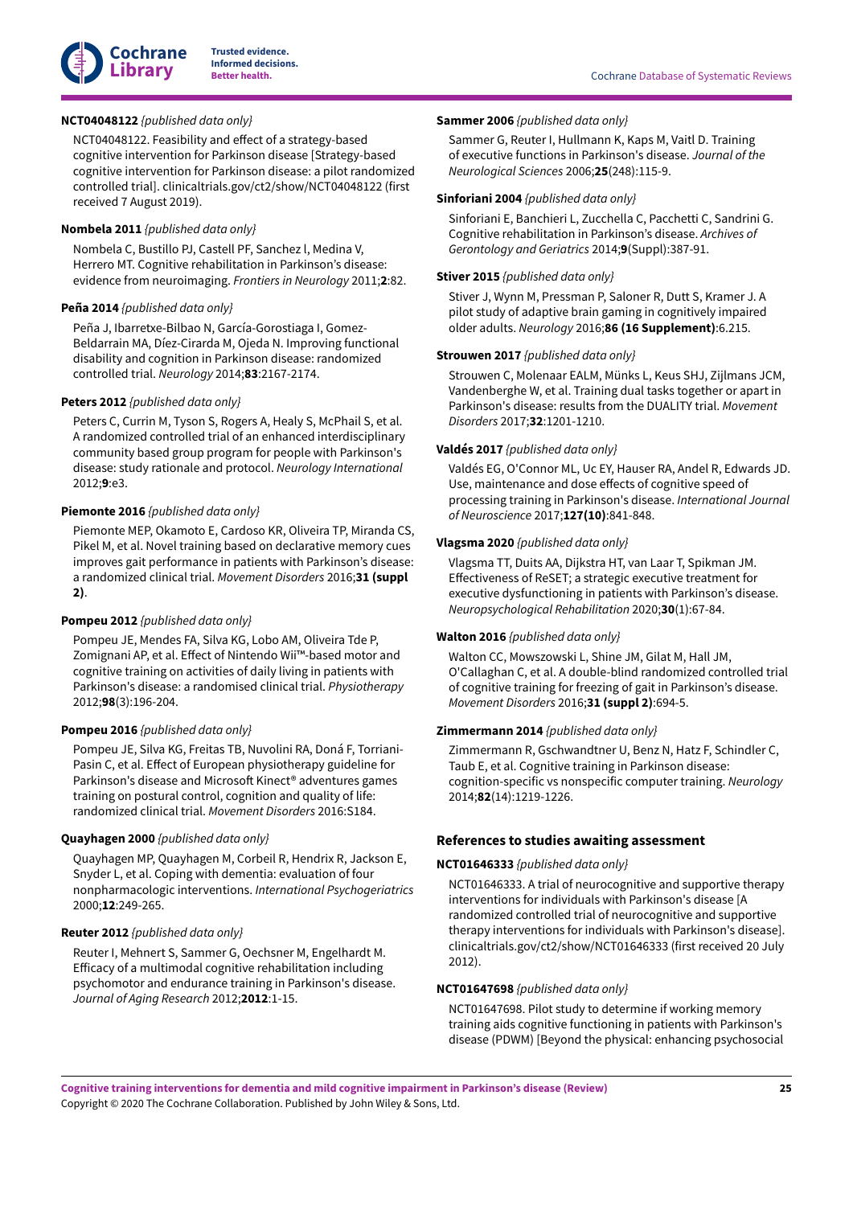**NCT04048122** *{published data only}*

NCT04048122. Feasibility and effect of a strategy-based cognitive intervention for Parkinson disease [Strategy-based cognitive intervention for Parkinson disease: a pilot randomized controlled trial]. clinicaltrials.gov/ct2/show/NCT04048122 (first received 7 August 2019).

**Nombela 2011** *{published data only}*

Nombela C, Bustillo PJ, Castell PF, Sanchez l, Medina V, Herrero MT. Cognitive rehabilitation in Parkinson's disease: evidence from neuroimaging. *Frontiers in Neurology* 2011;**2**:82.

**Peña 2014** *{published data only}*

Peña J, Ibarretxe-Bilbao N, García-Gorostiaga I, Gomez-Beldarrain MA, Díez-Cirarda M, Ojeda N. Improving functional disability and cognition in Parkinson disease: randomized controlled trial. *Neurology* 2014;**83**:2167-2174.

**Peters 2012** *{published data only}*

Peters C, Currin M, Tyson S, Rogers A, Healy S, McPhail S, et al. A randomized controlled trial of an enhanced interdisciplinary community based group program for people with Parkinson's disease: study rationale and protocol. *Neurology International* 2012;**9**:e3.

**Piemonte 2016** *{published data only}*

Piemonte MEP, Okamoto E, Cardoso KR, Oliveira TP, Miranda CS, Pikel M, et al. Novel training based on declarative memory cues improves gait performance in patients with Parkinson's disease: a randomized clinical trial. *Movement Disorders* 2016;**31 (suppl 2)**.

**Pompeu 2012** *{published data only}*

Pompeu JE, Mendes FA, Silva KG, Lobo AM, Oliveira Tde P, Zomignani AP, et al. Effect of Nintendo Wii™-based motor and cognitive training on activities of daily living in patients with Parkinson's disease: a randomised clinical trial. *Physiotherapy* 2012;**98**(3):196-204.

**Pompeu 2016** *{published data only}*

Pompeu JE, Silva KG, Freitas TB, Nuvolini RA, Doná F, Torriani-Pasin C, et al. Effect of European physiotherapy guideline for Parkinson's disease and Microsoft Kinect® adventures games training on postural control, cognition and quality of life: randomized clinical trial. *Movement Disorders* 2016:S184.

**Quayhagen 2000** *{published data only}*

Quayhagen MP, Quayhagen M, Corbeil R, Hendrix R, Jackson E, Snyder L, et al. Coping with dementia: evaluation of four nonpharmacologic interventions. *International Psychogeriatrics* 2000;**12**:249-265.

**Reuter 2012** *{published data only}*

Reuter I, Mehnert S, Sammer G, Oechsner M, Engelhardt M. Efficacy of a multimodal cognitive rehabilitation including psychomotor and endurance training in Parkinson's disease. *Journal of Aging Research* 2012;**2012**:1-15.

**Sammer 2006** *{published data only}*

Sammer G, Reuter I, Hullmann K, Kaps M, Vaitl D. Training of executive functions in Parkinson's disease. *Journal of the Neurological Sciences* 2006;**25**(248):115-9.

**Sinforiani 2004** *{published data only}*

Sinforiani E, Banchieri L, Zucchella C, Pacchetti C, Sandrini G. Cognitive rehabilitation in Parkinson's disease. *Archives of Gerontology and Geriatrics* 2014;**9**(Suppl):387-91.

**Stiver 2015** *{published data only}*

Stiver J, Wynn M, Pressman P, Saloner R, Dutt S, Kramer J. A pilot study of adaptive brain gaming in cognitively impaired older adults. *Neurology* 2016;**86 (16 Supplement)**:6.215.

**Strouwen 2017** *{published data only}*

Strouwen C, Molenaar EALM, Münks L, Keus SHJ, Zijlmans JCM, Vandenberghe W, et al. Training dual tasks together or apart in Parkinson's disease: results from the DUALITY trial. *Movement Disorders* 2017;**32**:1201-1210.

**Valdés 2017** *{published data only}*

Valdés EG, O'Connor ML, Uc EY, Hauser RA, Andel R, Edwards JD. Use, maintenance and dose effects of cognitive speed of processing training in Parkinson's disease. *International Journal of Neuroscience* 2017;**127(10)**:841-848.

**Vlagsma 2020** *{published data only}*

Vlagsma TT, Duits AA, Dijkstra HT, van Laar T, Spikman JM. Effectiveness of ReSET; a strategic executive treatment for executive dysfunctioning in patients with Parkinson's disease. *Neuropsychological Rehabilitation* 2020;**30**(1):67-84.

**Walton 2016** *{published data only}*

Walton CC, Mowszowski L, Shine JM, Gilat M, Hall JM, O'Callaghan C, et al. A double-blind randomized controlled trial of cognitive training for freezing of gait in Parkinson's disease. *Movement Disorders* 2016;**31 (suppl 2)**:694-5.

**Zimmermann 2014** *{published data only}*

Zimmermann R, Gschwandtner U, Benz N, Hatz F, Schindler C, Taub E, et al. Cognitive training in Parkinson disease: cognition-specific vs nonspecific computer training. *Neurology* 2014;**82**(14):1219-1226.

## References to studies awaiting assessment

**NCT01646333** *{published data only}*

NCT01646333. A trial of neurocognitive and supportive therapy interventions for individuals with Parkinson's disease [A randomized controlled trial of neurocognitive and supportive therapy interventions for individuals with Parkinson's disease]. clinicaltrials.gov/ct2/show/NCT01646333 (first received 20 July 2012).

**NCT01647698** *{published data only}*

NCT01647698. Pilot study to determine if working memory training aids cognitive functioning in patients with Parkinson's disease (PDWM) [Beyond the physical: enhancing psychosocial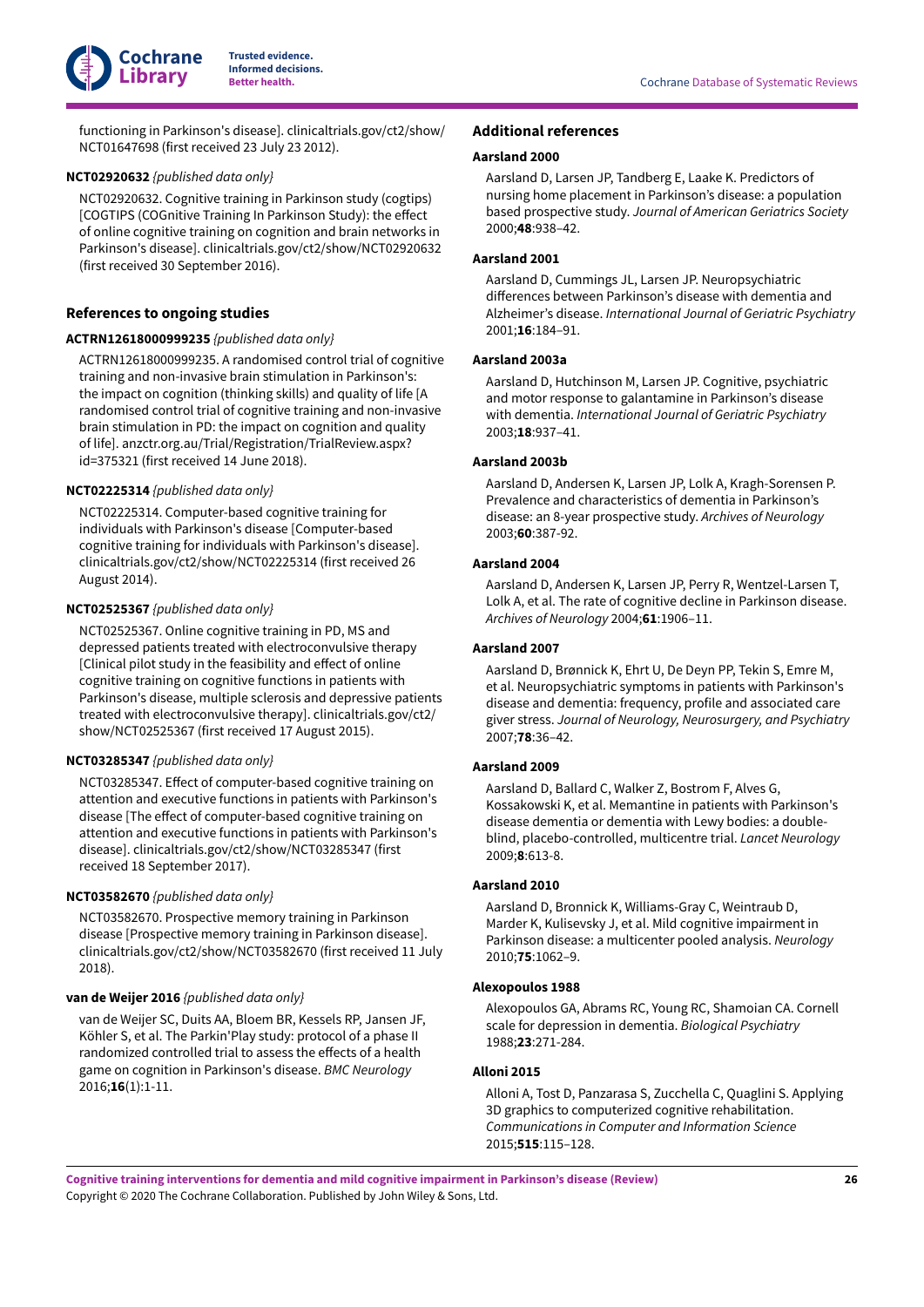functioning in Parkinson's disease]. clinicaltrials.gov/ct2/show/NCT01647698 (first received 23 July 23 2012).

**NCT02920632** *{published data only}*

NCT02920632. Cognitive training in Parkinson study (cogtips) [COGTIPS (COGnitive Training In Parkinson Study): the effect of online cognitive training on cognition and brain networks in Parkinson's disease]. clinicaltrials.gov/ct2/show/NCT02920632 (first received 30 September 2016).

### References to ongoing studies

**ACTRN12618000999235** *{published data only}*

ACTRN12618000999235. A randomised control trial of cognitive training and non-invasive brain stimulation in Parkinson's: the impact on cognition (thinking skills) and quality of life [A randomised control trial of cognitive training and non-invasive brain stimulation in PD: the impact on cognition and quality of life]. anzctr.org.au/Trial/Registration/TrialReview.aspx?id=375321 (first received 14 June 2018).

**NCT02225314** *{published data only}*

NCT02225314. Computer-based cognitive training for individuals with Parkinson's disease [Computer-based cognitive training for individuals with Parkinson's disease]. clinicaltrials.gov/ct2/show/NCT02225314 (first received 26 August 2014).

**NCT02525367** *{published data only}*

NCT02525367. Online cognitive training in PD, MS and depressed patients treated with electroconvulsive therapy [Clinical pilot study in the feasibility and effect of online cognitive training on cognitive functions in patients with Parkinson's disease, multiple sclerosis and depressive patients treated with electroconvulsive therapy]. clinicaltrials.gov/ct2/show/NCT02525367 (first received 17 August 2015).

**NCT03285347** *{published data only}*

NCT03285347. Effect of computer-based cognitive training on attention and executive functions in patients with Parkinson's disease [The effect of computer-based cognitive training on attention and executive functions in patients with Parkinson's disease]. clinicaltrials.gov/ct2/show/NCT03285347 (first received 18 September 2017).

**NCT03582670** *{published data only}*

NCT03582670. Prospective memory training in Parkinson disease [Prospective memory training in Parkinson disease]. clinicaltrials.gov/ct2/show/NCT03582670 (first received 11 July 2018).

**van de Weijer 2016** *{published data only}*

van de Weijer SC, Duits AA, Bloem BR, Kessels RP, Jansen JF, Köhler S, et al. The Parkin'Play study: protocol of a phase II randomized controlled trial to assess the effects of a health game on cognition in Parkinson's disease. *BMC Neurology* 2016;**16**(1):1-11.

### Additional references

**Aarsland 2000**

Aarsland D, Larsen JP, Tandberg E, Laake K. Predictors of nursing home placement in Parkinson's disease: a population based prospective study. *Journal of American Geriatrics Society* 2000;**48**:938–42.

**Aarsland 2001**

Aarsland D, Cummings JL, Larsen JP. Neuropsychiatric differences between Parkinson's disease with dementia and Alzheimer's disease. *International Journal of Geriatric Psychiatry* 2001;**16**:184–91.

**Aarsland 2003a**

Aarsland D, Hutchinson M, Larsen JP. Cognitive, psychiatric and motor response to galantamine in Parkinson's disease with dementia. *International Journal of Geriatric Psychiatry* 2003;**18**:937–41.

**Aarsland 2003b**

Aarsland D, Andersen K, Larsen JP, Lolk A, Kragh-Sorensen P. Prevalence and characteristics of dementia in Parkinson's disease: an 8-year prospective study. *Archives of Neurology* 2003;**60**:387-92.

**Aarsland 2004**

Aarsland D, Andersen K, Larsen JP, Perry R, Wentzel-Larsen T, Lolk A, et al. The rate of cognitive decline in Parkinson disease. *Archives of Neurology* 2004;**61**:1906–11.

**Aarsland 2007**

Aarsland D, Brønnick K, Ehrt U, De Deyn PP, Tekin S, Emre M, et al. Neuropsychiatric symptoms in patients with Parkinson's disease and dementia: frequency, profile and associated care giver stress. *Journal of Neurology, Neurosurgery, and Psychiatry* 2007;**78**:36–42.

**Aarsland 2009**

Aarsland D, Ballard C, Walker Z, Bostrom F, Alves G, Kossakowski K, et al. Memantine in patients with Parkinson's disease dementia or dementia with Lewy bodies: a double-blind, placebo-controlled, multicentre trial. *Lancet Neurology* 2009;**8**:613-8.

**Aarsland 2010**

Aarsland D, Bronnick K, Williams-Gray C, Weintraub D, Marder K, Kulisevsky J, et al. Mild cognitive impairment in Parkinson disease: a multicenter pooled analysis. *Neurology* 2010;**75**:1062–9.

**Alexopoulos 1988**

Alexopoulos GA, Abrams RC, Young RC, Shamoian CA. Cornell scale for depression in dementia. *Biological Psychiatry* 1988;**23**:271-284.

**Alloni 2015**

Alloni A, Tost D, Panzarasa S, Zucchella C, Quaglini S. Applying 3D graphics to computerized cognitive rehabilitation. *Communications in Computer and Information Science* 2015;**515**:115–128.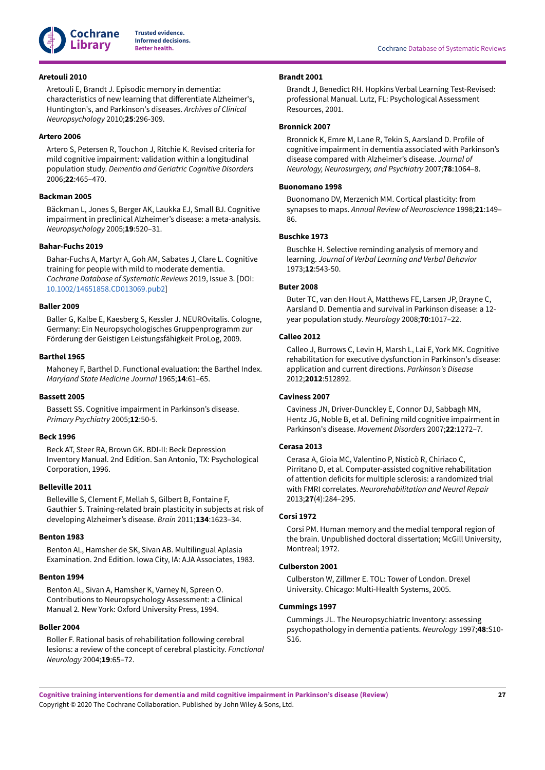**Aretouli 2010**

Aretouli E, Brandt J. Episodic memory in dementia: characteristics of new learning that differentiate Alzheimer's, Huntington's, and Parkinson's diseases. *Archives of Clinical Neuropsychology* 2010;**25**:296-309.

**Artero 2006**

Artero S, Petersen R, Touchon J, Ritchie K. Revised criteria for mild cognitive impairment: validation within a longitudinal population study. *Dementia and Geriatric Cognitive Disorders* 2006;**22**:465–470.

**Backman 2005**

Bäckman L, Jones S, Berger AK, Laukka EJ, Small BJ. Cognitive impairment in preclinical Alzheimer's disease: a meta-analysis. *Neuropsychology* 2005;**19**:520–31.

**Bahar-Fuchs 2019**

Bahar-Fuchs A, Martyr A, Goh AM, Sabates J, Clare L. Cognitive training for people with mild to moderate dementia. *Cochrane Database of Systematic Reviews* 2019, Issue 3. [DOI: 10.1002/14651858.CD013069.pub2]

**Baller 2009**

Baller G, Kalbe E, Kaesberg S, Kessler J. NEUROvitalis. Cologne, Germany: Ein Neuropsychologisches Gruppenprogramm zur Förderung der Geistigen Leistungsfähigkeit ProLog, 2009.

**Barthel 1965**

Mahoney F, Barthel D. Functional evaluation: the Barthel Index. *Maryland State Medicine Journal* 1965;**14**:61–65.

**Bassett 2005**

Bassett SS. Cognitive impairment in Parkinson's disease. *Primary Psychiatry* 2005;**12**:50-5.

**Beck 1996**

Beck AT, Steer RA, Brown GK. BDI-II: Beck Depression Inventory Manual. 2nd Edition. San Antonio, TX: Psychological Corporation, 1996.

**Belleville 2011**

Belleville S, Clement F, Mellah S, Gilbert B, Fontaine F, Gauthier S. Training-related brain plasticity in subjects at risk of developing Alzheimer's disease. *Brain* 2011;**134**:1623–34.

**Benton 1983**

Benton AL, Hamsher de SK, Sivan AB. Multilingual Aplasia Examination. 2nd Edition. Iowa City, IA: AJA Associates, 1983.

**Benton 1994**

Benton AL, Sivan A, Hamsher K, Varney N, Spreen O. Contributions to Neuropsychology Assessment: a Clinical Manual 2. New York: Oxford University Press, 1994.

**Boller 2004**

Boller F. Rational basis of rehabilitation following cerebral lesions: a review of the concept of cerebral plasticity. *Functional Neurology* 2004;**19**:65–72.

**Brandt 2001**

Brandt J, Benedict RH. Hopkins Verbal Learning Test-Revised: professional Manual. Lutz, FL: Psychological Assessment Resources, 2001.

**Bronnick 2007**

Bronnick K, Emre M, Lane R, Tekin S, Aarsland D. Profile of cognitive impairment in dementia associated with Parkinson's disease compared with Alzheimer's disease. *Journal of Neurology, Neurosurgery, and Psychiatry* 2007;**78**:1064–8.

**Buonomano 1998**

Buonomano DV, Merzenich MM. Cortical plasticity: from synapses to maps. *Annual Review of Neuroscience* 1998;**21**:149–86.

**Buschke 1973**

Buschke H. Selective reminding analysis of memory and learning. *Journal of Verbal Learning and Verbal Behavior* 1973;**12**:543-50.

**Buter 2008**

Buter TC, van den Hout A, Matthews FE, Larsen JP, Brayne C, Aarsland D. Dementia and survival in Parkinson disease: a 12-year population study. *Neurology* 2008;**70**:1017–22.

**Calleo 2012**

Calleo J, Burrows C, Levin H, Marsh L, Lai E, York MK. Cognitive rehabilitation for executive dysfunction in Parkinson's disease: application and current directions. *Parkinson's Disease* 2012;**2012**:512892.

**Caviness 2007**

Caviness JN, Driver-Dunckley E, Connor DJ, Sabbagh MN, Hentz JG, Noble B, et al. Defining mild cognitive impairment in Parkinson's disease. *Movement Disorders* 2007;**22**:1272–7.

**Cerasa 2013**

Cerasa A, Gioia MC, Valentino P, Nisticò R, Chiriaco C, Pirritano D, et al. Computer-assisted cognitive rehabilitation of attention deficits for multiple sclerosis: a randomized trial with FMRI correlates. *Neurorehabilitation and Neural Repair* 2013;**27**(4):284–295.

**Corsi 1972**

Corsi PM. Human memory and the medial temporal region of the brain. Unpublished doctoral dissertation; McGill University, Montreal; 1972.

**Culberston 2001**

Culberston W, Zillmer E. TOL: Tower of London. Drexel University. Chicago: Multi-Health Systems, 2005.

**Cummings 1997**

Cummings JL. The Neuropsychiatric Inventory: assessing psychopathology in dementia patients. *Neurology* 1997;**48**:S10-S16.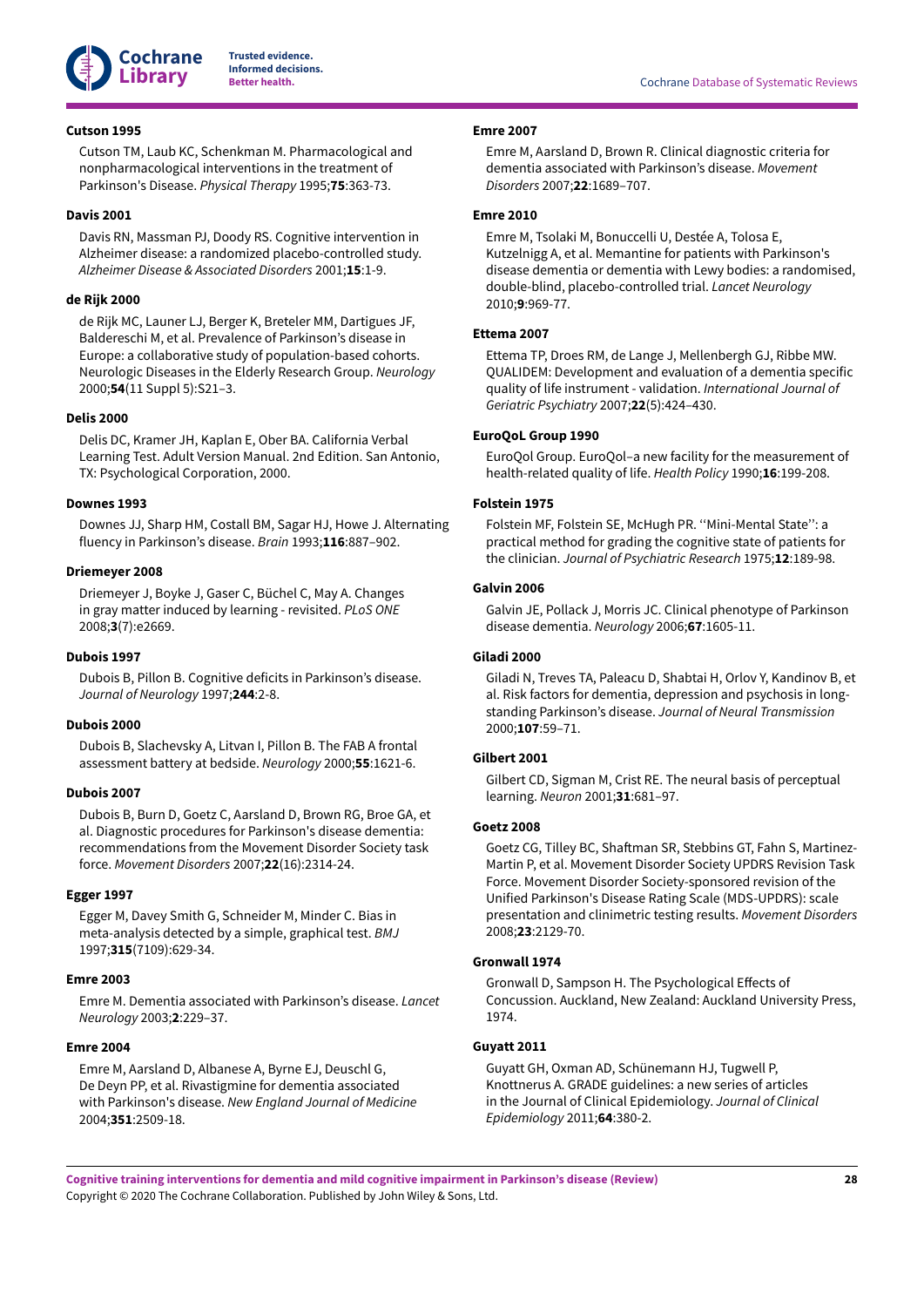**Cutson 1995**

Cutson TM, Laub KC, Schenkman M. Pharmacological and nonpharmacological interventions in the treatment of Parkinson's Disease. *Physical Therapy* 1995;**75**:363-73.

**Davis 2001**

Davis RN, Massman PJ, Doody RS. Cognitive intervention in Alzheimer disease: a randomized placebo-controlled study. *Alzheimer Disease & Associated Disorders* 2001;**15**:1-9.

**de Rijk 2000**

de Rijk MC, Launer LJ, Berger K, Breteler MM, Dartigues JF, Baldereschi M, et al. Prevalence of Parkinson's disease in Europe: a collaborative study of population-based cohorts. Neurologic Diseases in the Elderly Research Group. *Neurology* 2000;**54**(11 Suppl 5):S21–3.

**Delis 2000**

Delis DC, Kramer JH, Kaplan E, Ober BA. California Verbal Learning Test. Adult Version Manual. 2nd Edition. San Antonio, TX: Psychological Corporation, 2000.

**Downes 1993**

Downes JJ, Sharp HM, Costall BM, Sagar HJ, Howe J. Alternating fluency in Parkinson's disease. *Brain* 1993;**116**:887–902.

**Driemeyer 2008**

Driemeyer J, Boyke J, Gaser C, Büchel C, May A. Changes in gray matter induced by learning - revisited. *PLoS ONE* 2008;**3**(7):e2669.

**Dubois 1997**

Dubois B, Pillon B. Cognitive deficits in Parkinson's disease. *Journal of Neurology* 1997;**244**:2-8.

**Dubois 2000**

Dubois B, Slachevsky A, Litvan I, Pillon B. The FAB A frontal assessment battery at bedside. *Neurology* 2000;**55**:1621-6.

**Dubois 2007**

Dubois B, Burn D, Goetz C, Aarsland D, Brown RG, Broe GA, et al. Diagnostic procedures for Parkinson's disease dementia: recommendations from the Movement Disorder Society task force. *Movement Disorders* 2007;**22**(16):2314-24.

**Egger 1997**

Egger M, Davey Smith G, Schneider M, Minder C. Bias in meta-analysis detected by a simple, graphical test. *BMJ* 1997;**315**(7109):629-34.

**Emre 2003**

Emre M. Dementia associated with Parkinson's disease. *Lancet Neurology* 2003;**2**:229–37.

**Emre 2004**

Emre M, Aarsland D, Albanese A, Byrne EJ, Deuschl G, De Deyn PP, et al. Rivastigmine for dementia associated with Parkinson's disease. *New England Journal of Medicine* 2004;**351**:2509-18.

**Emre 2007**

Emre M, Aarsland D, Brown R. Clinical diagnostic criteria for dementia associated with Parkinson's disease. *Movement Disorders* 2007;**22**:1689–707.

**Emre 2010**

Emre M, Tsolaki M, Bonuccelli U, Destée A, Tolosa E, Kutzelnigg A, et al. Memantine for patients with Parkinson's disease dementia or dementia with Lewy bodies: a randomised, double-blind, placebo-controlled trial. *Lancet Neurology* 2010;**9**:969-77.

**Ettema 2007**

Ettema TP, Droes RM, de Lange J, Mellenbergh GJ, Ribbe MW. QUALIDEM: Development and evaluation of a dementia specific quality of life instrument - validation. *International Journal of Geriatric Psychiatry* 2007;**22**(5):424–430.

**EuroQoL Group 1990**

EuroQol Group. EuroQol–a new facility for the measurement of health-related quality of life. *Health Policy* 1990;**16**:199-208.

**Folstein 1975**

Folstein MF, Folstein SE, McHugh PR. ''Mini-Mental State'': a practical method for grading the cognitive state of patients for the clinician. *Journal of Psychiatric Research* 1975;**12**:189-98.

**Galvin 2006**

Galvin JE, Pollack J, Morris JC. Clinical phenotype of Parkinson disease dementia. *Neurology* 2006;**67**:1605-11.

**Giladi 2000**

Giladi N, Treves TA, Paleacu D, Shabtai H, Orlov Y, Kandinov B, et al. Risk factors for dementia, depression and psychosis in long-standing Parkinson's disease. *Journal of Neural Transmission* 2000;**107**:59–71.

**Gilbert 2001**

Gilbert CD, Sigman M, Crist RE. The neural basis of perceptual learning. *Neuron* 2001;**31**:681–97.

**Goetz 2008**

Goetz CG, Tilley BC, Shaftman SR, Stebbins GT, Fahn S, Martinez-Martin P, et al. Movement Disorder Society UPDRS Revision Task Force. Movement Disorder Society-sponsored revision of the Unified Parkinson's Disease Rating Scale (MDS-UPDRS): scale presentation and clinimetric testing results. *Movement Disorders* 2008;**23**:2129-70.

**Gronwall 1974**

Gronwall D, Sampson H. The Psychological Effects of Concussion. Auckland, New Zealand: Auckland University Press, 1974.

**Guyatt 2011**

Guyatt GH, Oxman AD, Schünemann HJ, Tugwell P, Knottnerus A. GRADE guidelines: a new series of articles in the Journal of Clinical Epidemiology. *Journal of Clinical Epidemiology* 2011;**64**:380-2.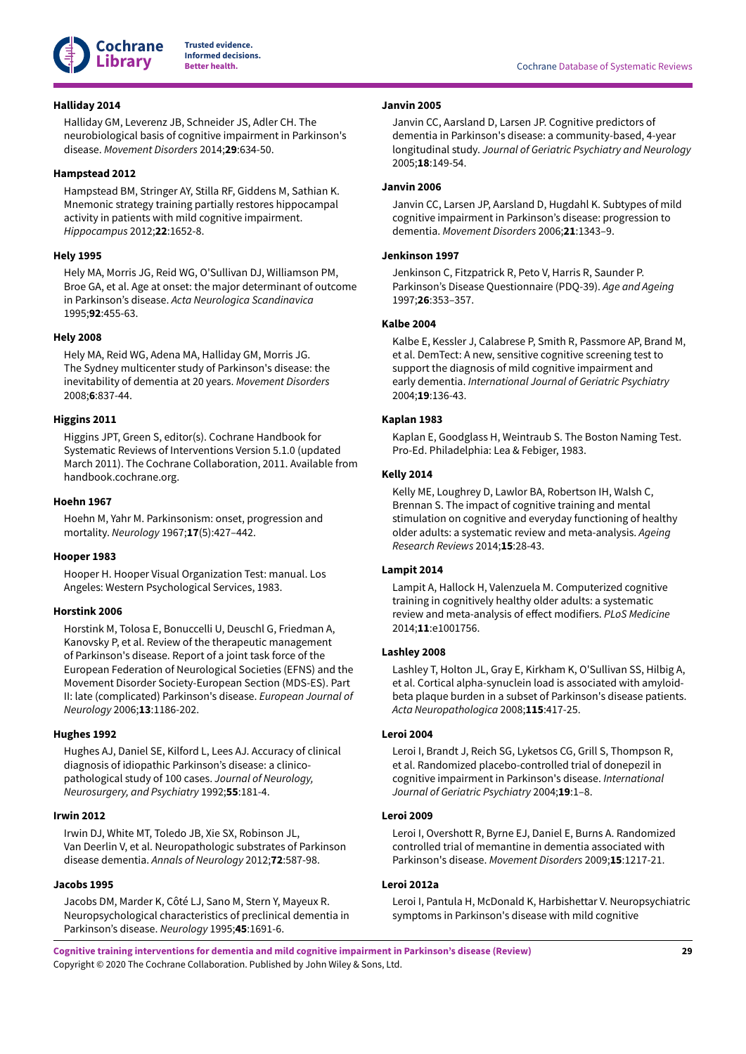**Halliday 2014**

Halliday GM, Leverenz JB, Schneider JS, Adler CH. The neurobiological basis of cognitive impairment in Parkinson's disease. *Movement Disorders* 2014;**29**:634-50.

**Hampstead 2012**

Hampstead BM, Stringer AY, Stilla RF, Giddens M, Sathian K. Mnemonic strategy training partially restores hippocampal activity in patients with mild cognitive impairment. *Hippocampus* 2012;**22**:1652-8.

**Hely 1995**

Hely MA, Morris JG, Reid WG, O'Sullivan DJ, Williamson PM, Broe GA, et al. Age at onset: the major determinant of outcome in Parkinson's disease. *Acta Neurologica Scandinavica* 1995;**92**:455-63.

**Hely 2008**

Hely MA, Reid WG, Adena MA, Halliday GM, Morris JG. The Sydney multicenter study of Parkinson's disease: the inevitability of dementia at 20 years. *Movement Disorders* 2008;**6**:837-44.

**Higgins 2011**

Higgins JPT, Green S, editor(s). Cochrane Handbook for Systematic Reviews of Interventions Version 5.1.0 (updated March 2011). The Cochrane Collaboration, 2011. Available from handbook.cochrane.org.

**Hoehn 1967**

Hoehn M, Yahr M. Parkinsonism: onset, progression and mortality. *Neurology* 1967;**17**(5):427–442.

**Hooper 1983**

Hooper H. Hooper Visual Organization Test: manual. Los Angeles: Western Psychological Services, 1983.

**Horstink 2006**

Horstink M, Tolosa E, Bonuccelli U, Deuschl G, Friedman A, Kanovsky P, et al. Review of the therapeutic management of Parkinson's disease. Report of a joint task force of the European Federation of Neurological Societies (EFNS) and the Movement Disorder Society-European Section (MDS-ES). Part II: late (complicated) Parkinson's disease. *European Journal of Neurology* 2006;**13**:1186-202.

**Hughes 1992**

Hughes AJ, Daniel SE, Kilford L, Lees AJ. Accuracy of clinical diagnosis of idiopathic Parkinson's disease: a clinico-pathological study of 100 cases. *Journal of Neurology, Neurosurgery, and Psychiatry* 1992;**55**:181-4.

**Irwin 2012**

Irwin DJ, White MT, Toledo JB, Xie SX, Robinson JL, Van Deerlin V, et al. Neuropathologic substrates of Parkinson disease dementia. *Annals of Neurology* 2012;**72**:587-98.

**Jacobs 1995**

Jacobs DM, Marder K, Côté LJ, Sano M, Stern Y, Mayeux R. Neuropsychological characteristics of preclinical dementia in Parkinson's disease. *Neurology* 1995;**45**:1691-6.

**Janvin 2005**

Janvin CC, Aarsland D, Larsen JP. Cognitive predictors of dementia in Parkinson's disease: a community-based, 4-year longitudinal study. *Journal of Geriatric Psychiatry and Neurology* 2005;**18**:149-54.

**Janvin 2006**

Janvin CC, Larsen JP, Aarsland D, Hugdahl K. Subtypes of mild cognitive impairment in Parkinson's disease: progression to dementia. *Movement Disorders* 2006;**21**:1343–9.

**Jenkinson 1997**

Jenkinson C, Fitzpatrick R, Peto V, Harris R, Saunder P. Parkinson's Disease Questionnaire (PDQ-39). *Age and Ageing* 1997;**26**:353–357.

**Kalbe 2004**

Kalbe E, Kessler J, Calabrese P, Smith R, Passmore AP, Brand M, et al. DemTect: A new, sensitive cognitive screening test to support the diagnosis of mild cognitive impairment and early dementia. *International Journal of Geriatric Psychiatry* 2004;**19**:136-43.

**Kaplan 1983**

Kaplan E, Goodglass H, Weintraub S. The Boston Naming Test. Pro-Ed. Philadelphia: Lea & Febiger, 1983.

**Kelly 2014**

Kelly ME, Loughrey D, Lawlor BA, Robertson IH, Walsh C, Brennan S. The impact of cognitive training and mental stimulation on cognitive and everyday functioning of healthy older adults: a systematic review and meta-analysis. *Ageing Research Reviews* 2014;**15**:28-43.

**Lampit 2014**

Lampit A, Hallock H, Valenzuela M. Computerized cognitive training in cognitively healthy older adults: a systematic review and meta-analysis of effect modifiers. *PLoS Medicine* 2014;**11**:e1001756.

**Lashley 2008**

Lashley T, Holton JL, Gray E, Kirkham K, O'Sullivan SS, Hilbig A, et al. Cortical alpha-synuclein load is associated with amyloid-beta plaque burden in a subset of Parkinson's disease patients. *Acta Neuropathologica* 2008;**115**:417-25.

**Leroi 2004**

Leroi I, Brandt J, Reich SG, Lyketsos CG, Grill S, Thompson R, et al. Randomized placebo-controlled trial of donepezil in cognitive impairment in Parkinson's disease. *International Journal of Geriatric Psychiatry* 2004;**19**:1–8.

**Leroi 2009**

Leroi I, Overshott R, Byrne EJ, Daniel E, Burns A. Randomized controlled trial of memantine in dementia associated with Parkinson's disease. *Movement Disorders* 2009;**15**:1217-21.

**Leroi 2012a**

Leroi I, Pantula H, McDonald K, Harbishettar V. Neuropsychiatric symptoms in Parkinson's disease with mild cognitive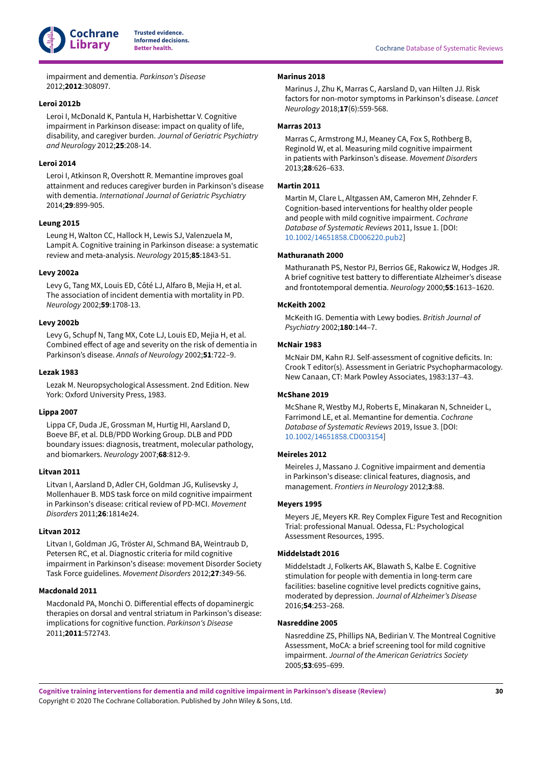impairment and dementia. *Parkinson's Disease* 2012;**2012**:308097.

**Leroi 2012b**

Leroi I, McDonald K, Pantula H, Harbishettar V. Cognitive impairment in Parkinson disease: impact on quality of life, disability, and caregiver burden. *Journal of Geriatric Psychiatry and Neurology* 2012;**25**:208-14.

**Leroi 2014**

Leroi I, Atkinson R, Overshott R. Memantine improves goal attainment and reduces caregiver burden in Parkinson's disease with dementia. *International Journal of Geriatric Psychiatry* 2014;**29**:899-905.

**Leung 2015**

Leung H, Walton CC, Hallock H, Lewis SJ, Valenzuela M, Lampit A. Cognitive training in Parkinson disease: a systematic review and meta-analysis. *Neurology* 2015;**85**:1843-51.

**Levy 2002a**

Levy G, Tang MX, Louis ED, Côté LJ, Alfaro B, Mejia H, et al. The association of incident dementia with mortality in PD. *Neurology* 2002;**59**:1708-13.

**Levy 2002b**

Levy G, Schupf N, Tang MX, Cote LJ, Louis ED, Mejia H, et al. Combined effect of age and severity on the risk of dementia in Parkinson's disease. *Annals of Neurology* 2002;**51**:722–9.

**Lezak 1983**

Lezak M. Neuropsychological Assessment. 2nd Edition. New York: Oxford University Press, 1983.

**Lippa 2007**

Lippa CF, Duda JE, Grossman M, Hurtig HI, Aarsland D, Boeve BF, et al. DLB/PDD Working Group. DLB and PDD boundary issues: diagnosis, treatment, molecular pathology, and biomarkers. *Neurology* 2007;**68**:812-9.

**Litvan 2011**

Litvan I, Aarsland D, Adler CH, Goldman JG, Kulisevsky J, Mollenhauer B. MDS task force on mild cognitive impairment in Parkinson's disease: critical review of PD-MCI. *Movement Disorders* 2011;**26**:1814e24.

**Litvan 2012**

Litvan I, Goldman JG, Tröster AI, Schmand BA, Weintraub D, Petersen RC, et al. Diagnostic criteria for mild cognitive impairment in Parkinson's disease: movement Disorder Society Task Force guidelines. *Movement Disorders* 2012;**27**:349-56.

**Macdonald 2011**

Macdonald PA, Monchi O. Differential effects of dopaminergic therapies on dorsal and ventral striatum in Parkinson's disease: implications for cognitive function. *Parkinson's Disease* 2011;**2011**:572743.

**Marinus 2018**

Marinus J, Zhu K, Marras C, Aarsland D, van Hilten JJ. Risk factors for non-motor symptoms in Parkinson's disease. *Lancet Neurology* 2018;**17**(6):559-568.

**Marras 2013**

Marras C, Armstrong MJ, Meaney CA, Fox S, Rothberg B, Reginold W, et al. Measuring mild cognitive impairment in patients with Parkinson's disease. *Movement Disorders* 2013;**28**:626–633.

**Martin 2011**

Martin M, Clare L, Altgassen AM, Cameron MH, Zehnder F. Cognition-based interventions for healthy older people and people with mild cognitive impairment. *Cochrane Database of Systematic Reviews* 2011, Issue 1. [DOI: 10.1002/14651858.CD006220.pub2]

**Mathuranath 2000**

Mathuranath PS, Nestor PJ, Berrios GE, Rakowicz W, Hodges JR. A brief cognitive test battery to differentiate Alzheimer's disease and frontotemporal dementia. *Neurology* 2000;**55**:1613–1620.

**McKeith 2002**

McKeith IG. Dementia with Lewy bodies. *British Journal of Psychiatry* 2002;**180**:144–7.

**McNair 1983**

McNair DM, Kahn RJ. Self-assessment of cognitive deficits. In: Crook T editor(s). Assessment in Geriatric Psychopharmacology. New Canaan, CT: Mark Powley Associates, 1983:137–43.

**McShane 2019**

McShane R, Westby MJ, Roberts E, Minakaran N, Schneider L, Farrimond LE, et al. Memantine for dementia. *Cochrane Database of Systematic Reviews* 2019, Issue 3. [DOI: 10.1002/14651858.CD003154]

**Meireles 2012**

Meireles J, Massano J. Cognitive impairment and dementia in Parkinson's disease: clinical features, diagnosis, and management. *Frontiers in Neurology* 2012;**3**:88.

**Meyers 1995**

Meyers JE, Meyers KR. Rey Complex Figure Test and Recognition Trial: professional Manual. Odessa, FL: Psychological Assessment Resources, 1995.

**Middelstadt 2016**

Middelstadt J, Folkerts AK, Blawath S, Kalbe E. Cognitive stimulation for people with dementia in long-term care facilities: baseline cognitive level predicts cognitive gains, moderated by depression. *Journal of Alzheimer's Disease* 2016;**54**:253–268.

**Nasreddine 2005**

Nasreddine ZS, Phillips NA, Bedirian V. The Montreal Cognitive Assessment, MoCA: a brief screening tool for mild cognitive impairment. *Journal of the American Geriatrics Society* 2005;**53**:695–699.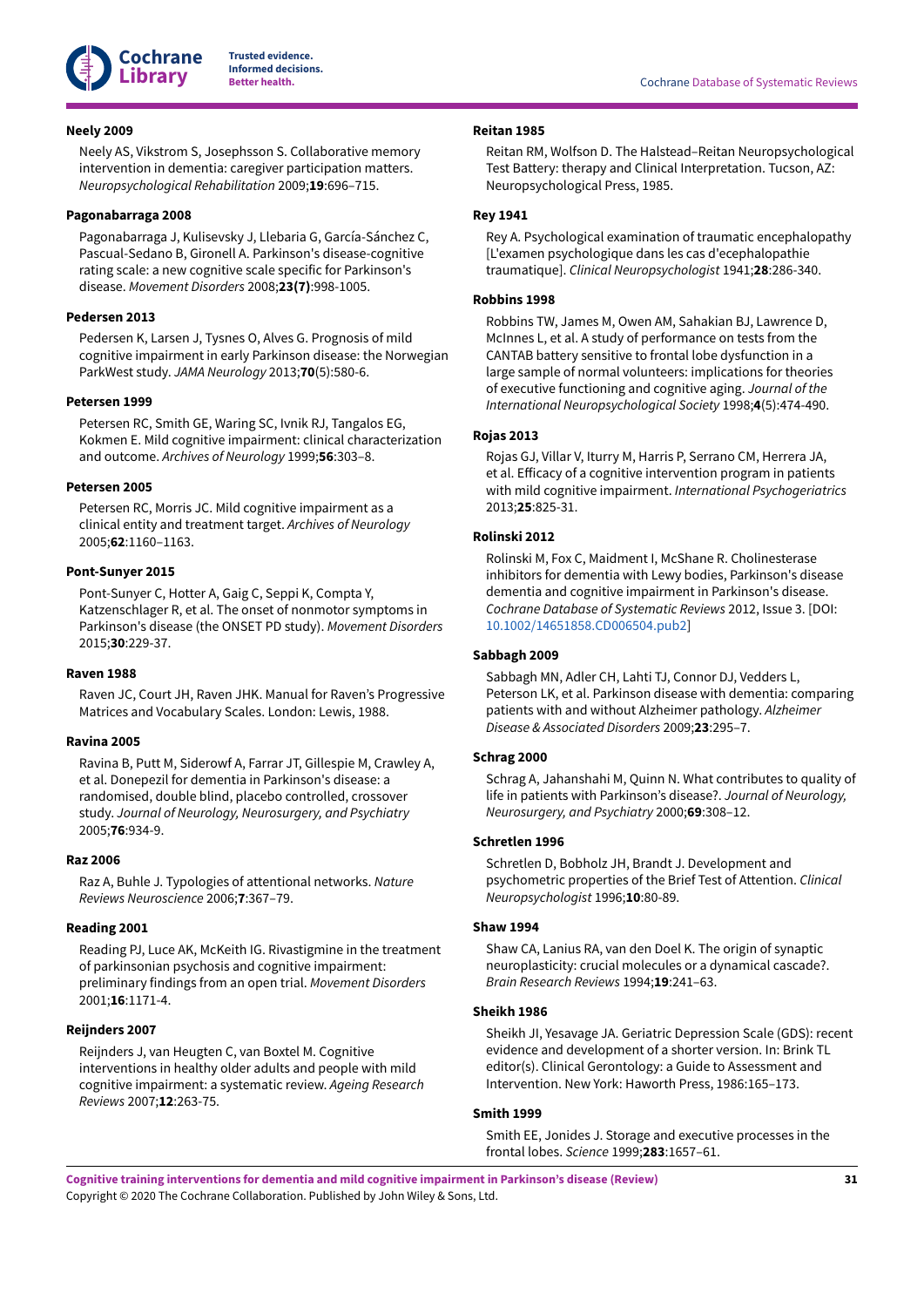**Neely 2009**

Neely AS, Vikstrom S, Josephsson S. Collaborative memory intervention in dementia: caregiver participation matters. *Neuropsychological Rehabilitation* 2009;**19**:696–715.

**Pagonabarraga 2008**

Pagonabarraga J, Kulisevsky J, Llebaria G, García-Sánchez C, Pascual-Sedano B, Gironell A. Parkinson's disease-cognitive rating scale: a new cognitive scale specific for Parkinson's disease. *Movement Disorders* 2008;**23(7)**:998-1005.

**Pedersen 2013**

Pedersen K, Larsen J, Tysnes O, Alves G. Prognosis of mild cognitive impairment in early Parkinson disease: the Norwegian ParkWest study. *JAMA Neurology* 2013;**70**(5):580-6.

**Petersen 1999**

Petersen RC, Smith GE, Waring SC, Ivnik RJ, Tangalos EG, Kokmen E. Mild cognitive impairment: clinical characterization and outcome. *Archives of Neurology* 1999;**56**:303–8.

**Petersen 2005**

Petersen RC, Morris JC. Mild cognitive impairment as a clinical entity and treatment target. *Archives of Neurology* 2005;**62**:1160–1163.

**Pont-Sunyer 2015**

Pont-Sunyer C, Hotter A, Gaig C, Seppi K, Compta Y, Katzenschlager R, et al. The onset of nonmotor symptoms in Parkinson's disease (the ONSET PD study). *Movement Disorders* 2015;**30**:229-37.

**Raven 1988**

Raven JC, Court JH, Raven JHK. Manual for Raven's Progressive Matrices and Vocabulary Scales. London: Lewis, 1988.

**Ravina 2005**

Ravina B, Putt M, Siderowf A, Farrar JT, Gillespie M, Crawley A, et al. Donepezil for dementia in Parkinson's disease: a randomised, double blind, placebo controlled, crossover study. *Journal of Neurology, Neurosurgery, and Psychiatry* 2005;**76**:934-9.

**Raz 2006**

Raz A, Buhle J. Typologies of attentional networks. *Nature Reviews Neuroscience* 2006;**7**:367–79.

**Reading 2001**

Reading PJ, Luce AK, McKeith IG. Rivastigmine in the treatment of parkinsonian psychosis and cognitive impairment: preliminary findings from an open trial. *Movement Disorders* 2001;**16**:1171-4.

**Reijnders 2007**

Reijnders J, van Heugten C, van Boxtel M. Cognitive interventions in healthy older adults and people with mild cognitive impairment: a systematic review. *Ageing Research Reviews* 2007;**12**:263-75.

**Reitan 1985**

Reitan RM, Wolfson D. The Halstead–Reitan Neuropsychological Test Battery: therapy and Clinical Interpretation. Tucson, AZ: Neuropsychological Press, 1985.

**Rey 1941**

Rey A. Psychological examination of traumatic encephalopathy [L'examen psychologique dans les cas d'ecephalopathie traumatique]. *Clinical Neuropsychologist* 1941;**28**:286-340.

**Robbins 1998**

Robbins TW, James M, Owen AM, Sahakian BJ, Lawrence D, McInnes L, et al. A study of performance on tests from the CANTAB battery sensitive to frontal lobe dysfunction in a large sample of normal volunteers: implications for theories of executive functioning and cognitive aging. *Journal of the International Neuropsychological Society* 1998;**4**(5):474-490.

**Rojas 2013**

Rojas GJ, Villar V, Iturry M, Harris P, Serrano CM, Herrera JA, et al. Efficacy of a cognitive intervention program in patients with mild cognitive impairment. *International Psychogeriatrics* 2013;**25**:825-31.

**Rolinski 2012**

Rolinski M, Fox C, Maidment I, McShane R. Cholinesterase inhibitors for dementia with Lewy bodies, Parkinson's disease dementia and cognitive impairment in Parkinson's disease. *Cochrane Database of Systematic Reviews* 2012, Issue 3. [DOI: 10.1002/14651858.CD006504.pub2]

**Sabbagh 2009**

Sabbagh MN, Adler CH, Lahti TJ, Connor DJ, Vedders L, Peterson LK, et al. Parkinson disease with dementia: comparing patients with and without Alzheimer pathology. *Alzheimer Disease & Associated Disorders* 2009;**23**:295–7.

**Schrag 2000**

Schrag A, Jahanshahi M, Quinn N. What contributes to quality of life in patients with Parkinson's disease?. *Journal of Neurology, Neurosurgery, and Psychiatry* 2000;**69**:308–12.

**Schretlen 1996**

Schretlen D, Bobholz JH, Brandt J. Development and psychometric properties of the Brief Test of Attention. *Clinical Neuropsychologist* 1996;**10**:80-89.

**Shaw 1994**

Shaw CA, Lanius RA, van den Doel K. The origin of synaptic neuroplasticity: crucial molecules or a dynamical cascade?. *Brain Research Reviews* 1994;**19**:241–63.

**Sheikh 1986**

Sheikh JI, Yesavage JA. Geriatric Depression Scale (GDS): recent evidence and development of a shorter version. In: Brink TL editor(s). Clinical Gerontology: a Guide to Assessment and Intervention. New York: Haworth Press, 1986:165–173.

**Smith 1999**

Smith EE, Jonides J. Storage and executive processes in the frontal lobes. *Science* 1999;**283**:1657–61.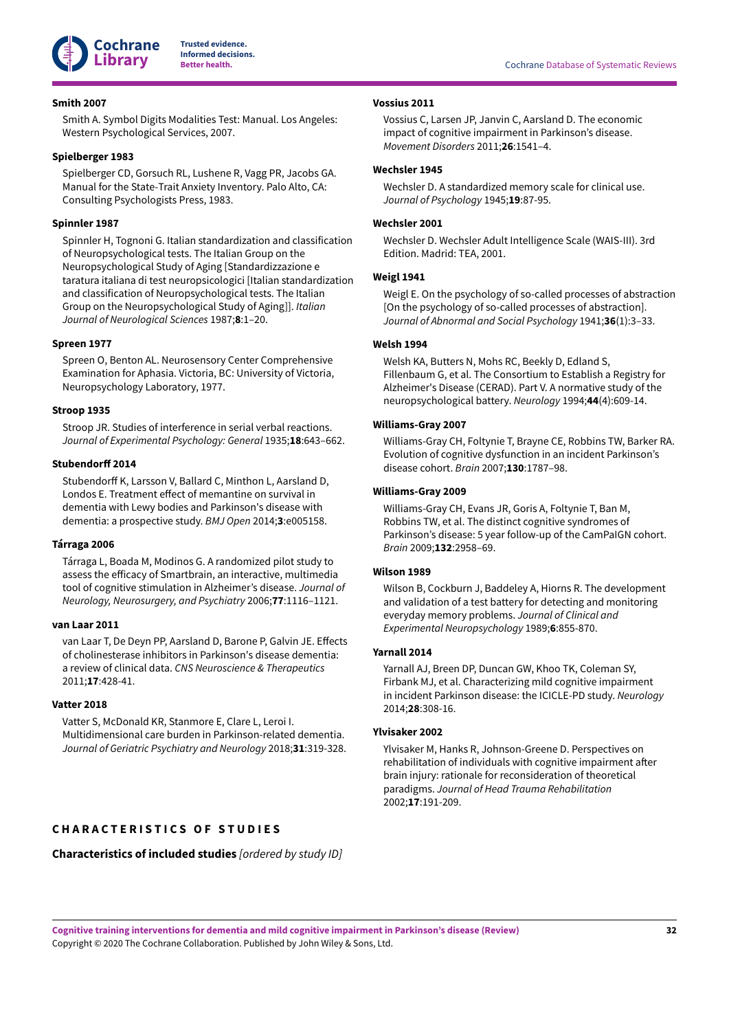**Smith 2007**

Smith A. Symbol Digits Modalities Test: Manual. Los Angeles: Western Psychological Services, 2007.

**Spielberger 1983**

Spielberger CD, Gorsuch RL, Lushene R, Vagg PR, Jacobs GA. Manual for the State-Trait Anxiety Inventory. Palo Alto, CA: Consulting Psychologists Press, 1983.

**Spinnler 1987**

Spinnler H, Tognoni G. Italian standardization and classification of Neuropsychological tests. The Italian Group on the Neuropsychological Study of Aging [Standardizzazione e taratura italiana di test neuropsicologici [Italian standardization and classification of Neuropsychological tests. The Italian Group on the Neuropsychological Study of Aging]]. *Italian Journal of Neurological Sciences* 1987;**8**:1–20.

**Spreen 1977**

Spreen O, Benton AL. Neurosensory Center Comprehensive Examination for Aphasia. Victoria, BC: University of Victoria, Neuropsychology Laboratory, 1977.

**Stroop 1935**

Stroop JR. Studies of interference in serial verbal reactions. *Journal of Experimental Psychology: General* 1935;**18**:643–662.

**Stubendorff 2014**

Stubendorff K, Larsson V, Ballard C, Minthon L, Aarsland D, Londos E. Treatment effect of memantine on survival in dementia with Lewy bodies and Parkinson's disease with dementia: a prospective study. *BMJ Open* 2014;**3**:e005158.

**Tárraga 2006**

Tárraga L, Boada M, Modinos G. A randomized pilot study to assess the efficacy of Smartbrain, an interactive, multimedia tool of cognitive stimulation in Alzheimer's disease. *Journal of Neurology, Neurosurgery, and Psychiatry* 2006;**77**:1116–1121.

**van Laar 2011**

van Laar T, De Deyn PP, Aarsland D, Barone P, Galvin JE. Effects of cholinesterase inhibitors in Parkinson's disease dementia: a review of clinical data. *CNS Neuroscience & Therapeutics* 2011;**17**:428-41.

**Vatter 2018**

Vatter S, McDonald KR, Stanmore E, Clare L, Leroi I. Multidimensional care burden in Parkinson-related dementia. *Journal of Geriatric Psychiatry and Neurology* 2018;**31**:319-328.

**Vossius 2011**

Vossius C, Larsen JP, Janvin C, Aarsland D. The economic impact of cognitive impairment in Parkinson's disease. *Movement Disorders* 2011;**26**:1541–4.

**Wechsler 1945**

Wechsler D. A standardized memory scale for clinical use. *Journal of Psychology* 1945;**19**:87-95.

**Wechsler 2001**

Wechsler D. Wechsler Adult Intelligence Scale (WAIS-III). 3rd Edition. Madrid: TEA, 2001.

**Weigl 1941**

Weigl E. On the psychology of so-called processes of abstraction [On the psychology of so-called processes of abstraction]. *Journal of Abnormal and Social Psychology* 1941;**36**(1):3–33.

**Welsh 1994**

Welsh KA, Butters N, Mohs RC, Beekly D, Edland S, Fillenbaum G, et al. The Consortium to Establish a Registry for Alzheimer's Disease (CERAD). Part V. A normative study of the neuropsychological battery. *Neurology* 1994;**44**(4):609-14.

**Williams-Gray 2007**

Williams-Gray CH, Foltynie T, Brayne CE, Robbins TW, Barker RA. Evolution of cognitive dysfunction in an incident Parkinson's disease cohort. *Brain* 2007;**130**:1787–98.

**Williams-Gray 2009**

Williams-Gray CH, Evans JR, Goris A, Foltynie T, Ban M, Robbins TW, et al. The distinct cognitive syndromes of Parkinson's disease: 5 year follow-up of the CamPaIGN cohort. *Brain* 2009;**132**:2958–69.

**Wilson 1989**

Wilson B, Cockburn J, Baddeley A, Hiorns R. The development and validation of a test battery for detecting and monitoring everyday memory problems. *Journal of Clinical and Experimental Neuropsychology* 1989;**6**:855-870.

**Yarnall 2014**

Yarnall AJ, Breen DP, Duncan GW, Khoo TK, Coleman SY, Firbank MJ, et al. Characterizing mild cognitive impairment in incident Parkinson disease: the ICICLE-PD study. *Neurology* 2014;**28**:308-16.

**Ylvisaker 2002**

Ylvisaker M, Hanks R, Johnson-Greene D. Perspectives on rehabilitation of individuals with cognitive impairment after brain injury: rationale for reconsideration of theoretical paradigms. *Journal of Head Trauma Rehabilitation* 2002;**17**:191-209.

## CHARACTERISTICS OF STUDIES

### Characteristics of included studies *[ordered by study ID]*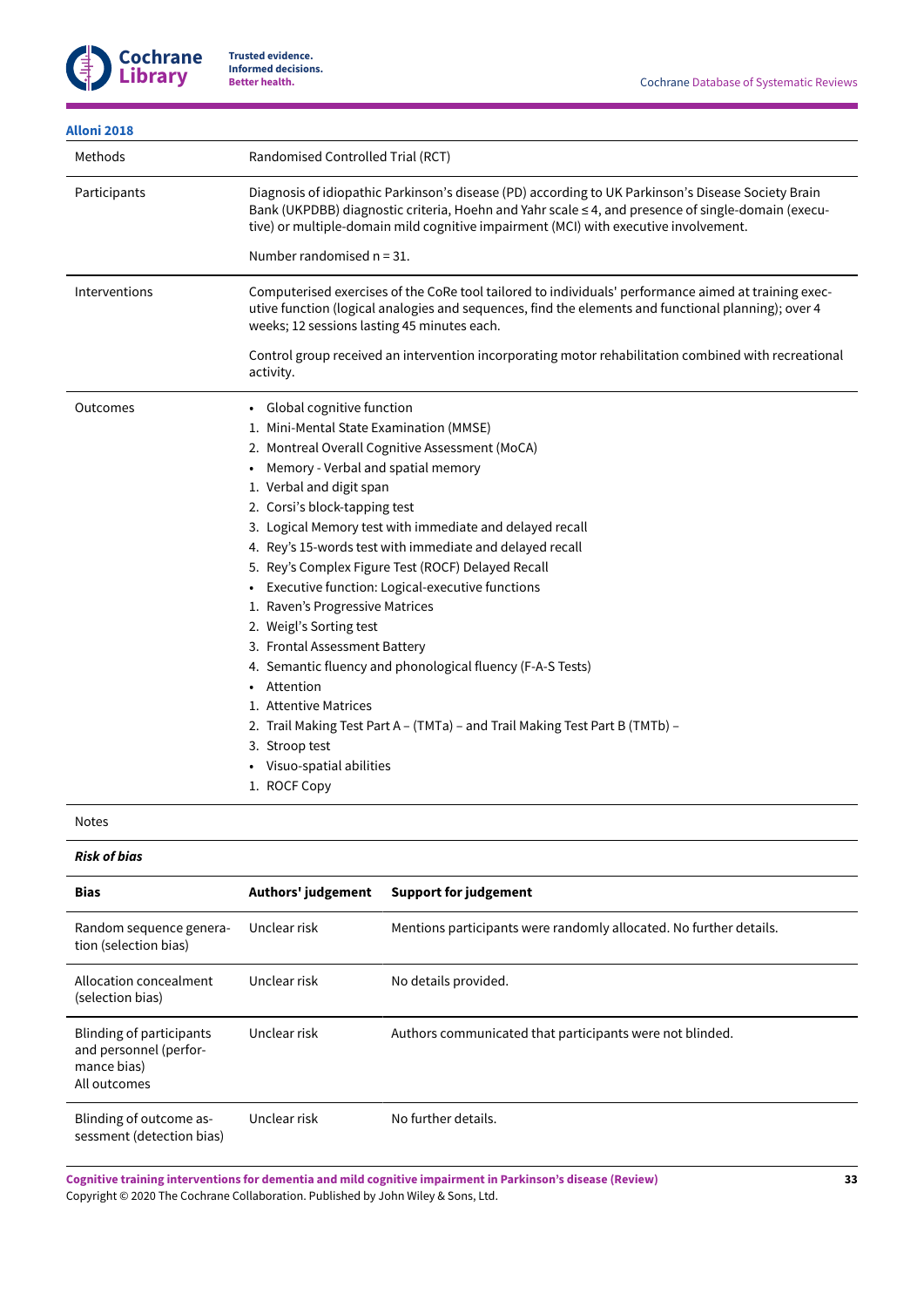**Alloni 2018**

| | |
|---|---|
| Methods | Randomised Controlled Trial (RCT) |
| Participants | Diagnosis of idiopathic Parkinson's disease (PD) according to UK Parkinson's Disease Society Brain Bank (UKPDBB) diagnostic criteria, Hoehn and Yahr scale ≤ 4, and presence of single-domain (executive) or multiple-domain mild cognitive impairment (MCI) with executive involvement.<br><br>Number randomised n = 31. |
| Interventions | Computerised exercises of the CoRe tool tailored to individuals' performance aimed at training executive function (logical analogies and sequences, find the elements and functional planning); over 4 weeks; 12 sessions lasting 45 minutes each.<br><br>Control group received an intervention incorporating motor rehabilitation combined with recreational activity. |
| Outcomes | • Global cognitive function<br>1. Mini-Mental State Examination (MMSE)<br>2. Montreal Overall Cognitive Assessment (MoCA)<br>• Memory - Verbal and spatial memory<br>1. Verbal and digit span<br>2. Corsi's block-tapping test<br>3. Logical Memory test with immediate and delayed recall<br>4. Rey's 15-words test with immediate and delayed recall<br>5. Rey's Complex Figure Test (ROCF) Delayed Recall<br>• Executive function: Logical-executive functions<br>1. Raven's Progressive Matrices<br>2. Weigl's Sorting test<br>3. Frontal Assessment Battery<br>4. Semantic fluency and phonological fluency (F-A-S Tests)<br>• Attention<br>1. Attentive Matrices<br>2. Trail Making Test Part A – (TMTa) – and Trail Making Test Part B (TMTb) –<br>3. Stroop test<br>• Visuo-spatial abilities<br>1. ROCF Copy |
| Notes | |

***Risk of bias***

| Bias | Authors' judgement | Support for judgement |
|---|---|---|
| Random sequence generation (selection bias) | Unclear risk | Mentions participants were randomly allocated. No further details. |
| Allocation concealment (selection bias) | Unclear risk | No details provided. |
| Blinding of participants and personnel (performance bias)<br>All outcomes | Unclear risk | Authors communicated that participants were not blinded. |
| Blinding of outcome assessment (detection bias) | Unclear risk | No further details. |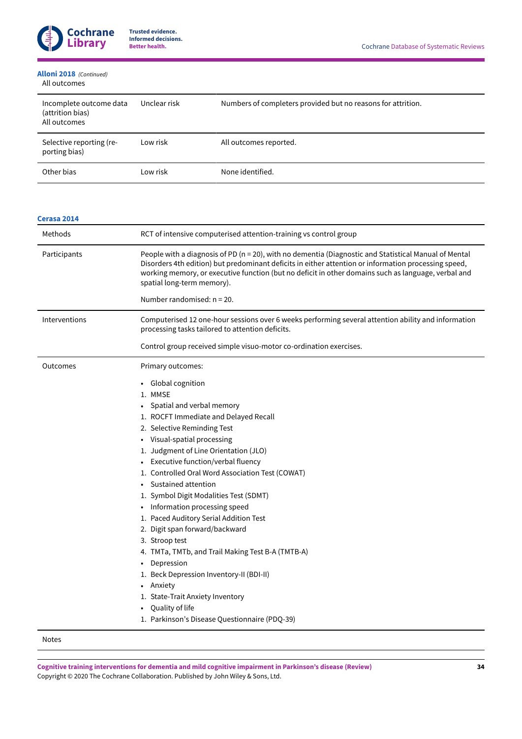**Alloni 2018** *(Continued)*

| | | |
|---|---|---|
| All outcomes | | |
| Incomplete outcome data (attrition bias)<br>All outcomes | Unclear risk | Numbers of completers provided but no reasons for attrition. |
| Selective reporting (reporting bias) | Low risk | All outcomes reported. |
| Other bias | Low risk | None identified. |

**Cerasa 2014**

| | |
|---|---|
| Methods | RCT of intensive computerised attention-training vs control group |
| Participants | People with a diagnosis of PD (n = 20), with no dementia (Diagnostic and Statistical Manual of Mental Disorders 4th edition) but predominant deficits in either attention or information processing speed, working memory, or executive function (but no deficit in other domains such as language, verbal and spatial long-term memory).<br><br>Number randomised: n = 20. |
| Interventions | Computerised 12 one-hour sessions over 6 weeks performing several attention ability and information processing tasks tailored to attention deficits.<br><br>Control group received simple visuo-motor co-ordination exercises. |
| Outcomes | Primary outcomes:<br><br>• Global cognition<br>1. MMSE<br>• Spatial and verbal memory<br>1. ROCFT Immediate and Delayed Recall<br>2. Selective Reminding Test<br>• Visual-spatial processing<br>1. Judgment of Line Orientation (JLO)<br>• Executive function/verbal fluency<br>1. Controlled Oral Word Association Test (COWAT)<br>• Sustained attention<br>1. Symbol Digit Modalities Test (SDMT)<br>• Information processing speed<br>1. Paced Auditory Serial Addition Test<br>2. Digit span forward/backward<br>3. Stroop test<br>4. TMTa, TMTb, and Trail Making Test B-A (TMTB-A)<br>• Depression<br>1. Beck Depression Inventory-II (BDI-II)<br>• Anxiety<br>1. State-Trait Anxiety Inventory<br>• Quality of life<br>1. Parkinson's Disease Questionnaire (PDQ-39) |
| Notes | |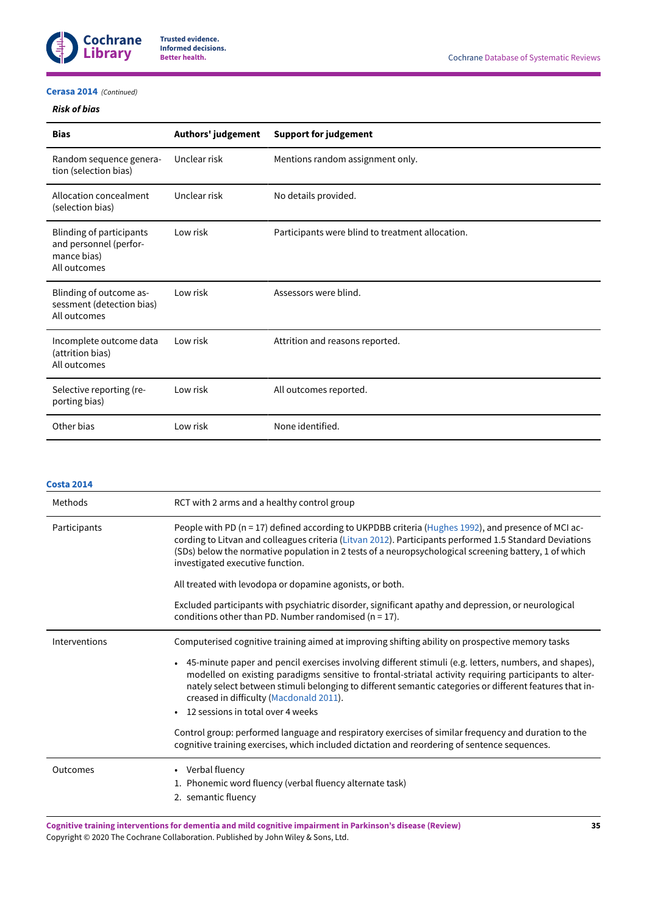**Cerasa 2014** *(Continued)*

***Risk of bias***

| Bias | Authors' judgement | Support for judgement |
|---|---|---|
| Random sequence generation (selection bias) | Unclear risk | Mentions random assignment only. |
| Allocation concealment (selection bias) | Unclear risk | No details provided. |
| Blinding of participants and personnel (performance bias)<br>All outcomes | Low risk | Participants were blind to treatment allocation. |
| Blinding of outcome assessment (detection bias)<br>All outcomes | Low risk | Assessors were blind. |
| Incomplete outcome data (attrition bias)<br>All outcomes | Low risk | Attrition and reasons reported. |
| Selective reporting (reporting bias) | Low risk | All outcomes reported. |
| Other bias | Low risk | None identified. |

**Costa 2014**

| | |
|---|---|
| Methods | RCT with 2 arms and a healthy control group |
| Participants | People with PD (n = 17) defined according to UKPDBB criteria (Hughes 1992), and presence of MCI according to Litvan and colleagues criteria (Litvan 2012). Participants performed 1.5 Standard Deviations (SDs) below the normative population in 2 tests of a neuropsychological screening battery, 1 of which investigated executive function.<br><br>All treated with levodopa or dopamine agonists, or both.<br><br>Excluded participants with psychiatric disorder, significant apathy and depression, or neurological conditions other than PD. Number randomised (n = 17). |
| Interventions | Computerised cognitive training aimed at improving shifting ability on prospective memory tasks<br><br>• 45-minute paper and pencil exercises involving different stimuli (e.g. letters, numbers, and shapes), modelled on existing paradigms sensitive to frontal-striatal activity requiring participants to alternately select between stimuli belonging to different semantic categories or different features that increased in difficulty (Macdonald 2011).<br>• 12 sessions in total over 4 weeks<br><br>Control group: performed language and respiratory exercises of similar frequency and duration to the cognitive training exercises, which included dictation and reordering of sentence sequences. |
| Outcomes | • Verbal fluency<br>1. Phonemic word fluency (verbal fluency alternate task)<br>2. semantic fluency |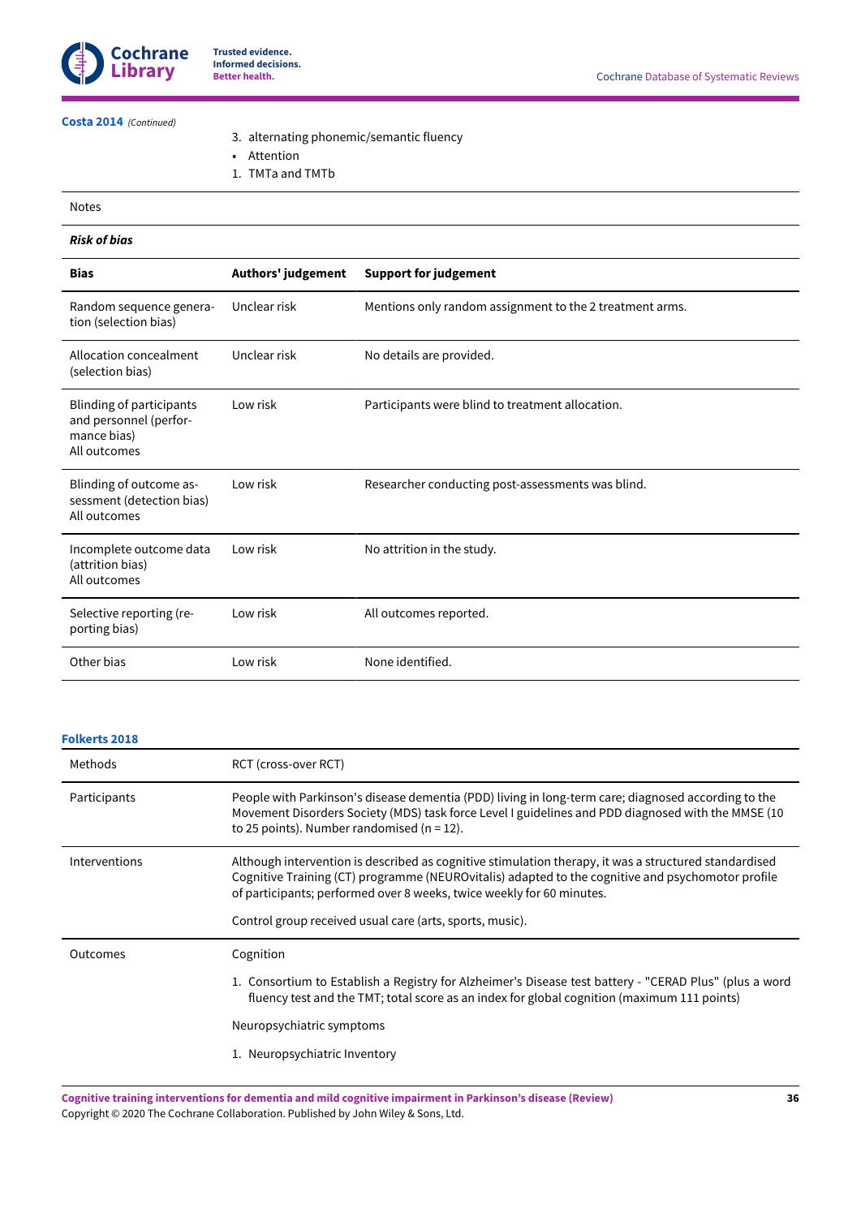**Costa 2014** *(Continued)*

|  |  |
|---|---|
|  | 3. alternating phonemic/semantic fluency<br>• Attention<br>1. TMTa and TMTb |
| Notes |  |

***Risk of bias***

| Bias | Authors' judgement | Support for judgement |
|---|---|---|
| Random sequence generation (selection bias) | Unclear risk | Mentions only random assignment to the 2 treatment arms. |
| Allocation concealment (selection bias) | Unclear risk | No details are provided. |
| Blinding of participants and personnel (performance bias)<br>All outcomes | Low risk | Participants were blind to treatment allocation. |
| Blinding of outcome assessment (detection bias)<br>All outcomes | Low risk | Researcher conducting post-assessments was blind. |
| Incomplete outcome data (attrition bias)<br>All outcomes | Low risk | No attrition in the study. |
| Selective reporting (reporting bias) | Low risk | All outcomes reported. |
| Other bias | Low risk | None identified. |

**Folkerts 2018**

|  |  |
|---|---|
| Methods | RCT (cross-over RCT) |
| Participants | People with Parkinson's disease dementia (PDD) living in long-term care; diagnosed according to the Movement Disorders Society (MDS) task force Level I guidelines and PDD diagnosed with the MMSE (10 to 25 points). Number randomised (n = 12). |
| Interventions | Although intervention is described as cognitive stimulation therapy, it was a structured standardised Cognitive Training (CT) programme (NEUROvitalis) adapted to the cognitive and psychomotor profile of participants; performed over 8 weeks, twice weekly for 60 minutes.<br><br>Control group received usual care (arts, sports, music). |
| Outcomes | Cognition<br><br>1. Consortium to Establish a Registry for Alzheimer's Disease test battery - "CERAD Plus" (plus a word fluency test and the TMT; total score as an index for global cognition (maximum 111 points)<br><br>Neuropsychiatric symptoms<br><br>1. Neuropsychiatric Inventory |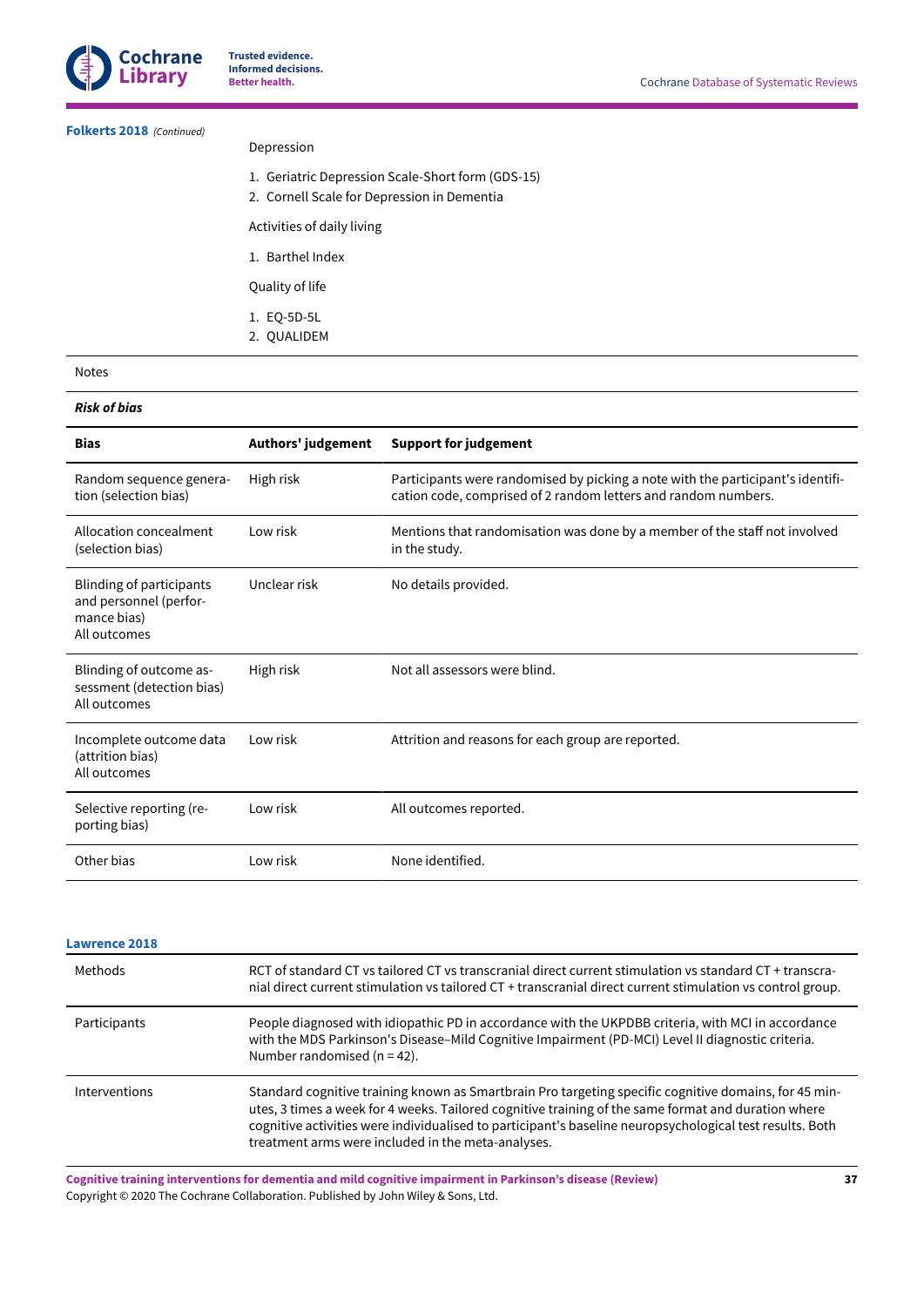**Folkerts 2018** *(Continued)*

| | |
|---|---|
| | Depression<br><br>1. Geriatric Depression Scale-Short form (GDS-15)<br>2. Cornell Scale for Depression in Dementia<br><br>Activities of daily living<br><br>1. Barthel Index<br><br>Quality of life<br><br>1. EQ-5D-5L<br>2. QUALIDEM |
| Notes | |

***Risk of bias***

| Bias | Authors' judgement | Support for judgement |
|---|---|---|
| Random sequence generation (selection bias) | High risk | Participants were randomised by picking a note with the participant's identification code, comprised of 2 random letters and random numbers. |
| Allocation concealment (selection bias) | Low risk | Mentions that randomisation was done by a member of the staff not involved in the study. |
| Blinding of participants and personnel (performance bias)<br>All outcomes | Unclear risk | No details provided. |
| Blinding of outcome assessment (detection bias)<br>All outcomes | High risk | Not all assessors were blind. |
| Incomplete outcome data (attrition bias)<br>All outcomes | Low risk | Attrition and reasons for each group are reported. |
| Selective reporting (reporting bias) | Low risk | All outcomes reported. |
| Other bias | Low risk | None identified. |

**Lawrence 2018**

| | |
|---|---|
| Methods | RCT of standard CT vs tailored CT vs transcranial direct current stimulation vs standard CT + transcranial direct current stimulation vs tailored CT + transcranial direct current stimulation vs control group. |
| Participants | People diagnosed with idiopathic PD in accordance with the UKPDBB criteria, with MCI in accordance with the MDS Parkinson's Disease–Mild Cognitive Impairment (PD-MCI) Level II diagnostic criteria.<br>Number randomised (n = 42). |
| Interventions | Standard cognitive training known as Smartbrain Pro targeting specific cognitive domains, for 45 minutes, 3 times a week for 4 weeks. Tailored cognitive training of the same format and duration where cognitive activities were individualised to participant's baseline neuropsychological test results. Both treatment arms were included in the meta-analyses. |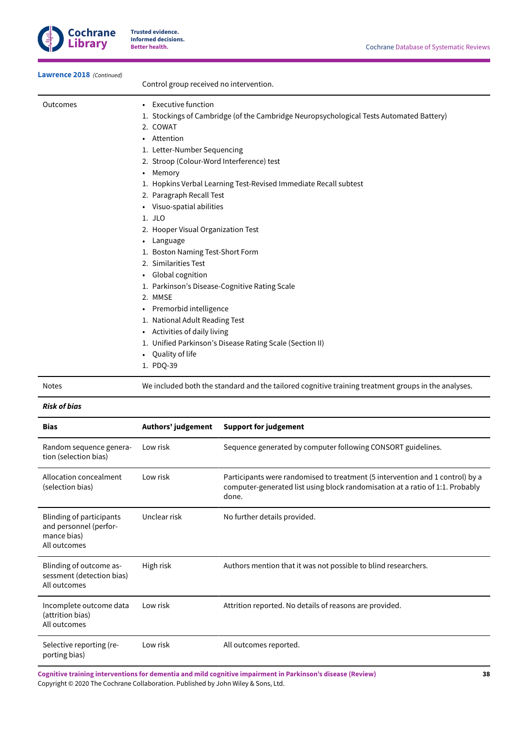**Lawrence 2018** *(Continued)*

| | |
|---|---|
| | Control group received no intervention. |
| Outcomes | • Executive function<br>1. Stockings of Cambridge (of the Cambridge Neuropsychological Tests Automated Battery)<br>2. COWAT<br>• Attention<br>1. Letter-Number Sequencing<br>2. Stroop (Colour-Word Interference) test<br>• Memory<br>1. Hopkins Verbal Learning Test-Revised Immediate Recall subtest<br>2. Paragraph Recall Test<br>• Visuo-spatial abilities<br>1. JLO<br>2. Hooper Visual Organization Test<br>• Language<br>1. Boston Naming Test-Short Form<br>2. Similarities Test<br>• Global cognition<br>1. Parkinson's Disease-Cognitive Rating Scale<br>2. MMSE<br>• Premorbid intelligence<br>1. National Adult Reading Test<br>• Activities of daily living<br>1. Unified Parkinson's Disease Rating Scale (Section II)<br>• Quality of life<br>1. PDQ-39 |
| Notes | We included both the standard and the tailored cognitive training treatment groups in the analyses. |

***Risk of bias***

| **Bias** | **Authors' judgement** | **Support for judgement** |
|---|---|---|
| Random sequence generation (selection bias) | Low risk | Sequence generated by computer following CONSORT guidelines. |
| Allocation concealment (selection bias) | Low risk | Participants were randomised to treatment (5 intervention and 1 control) by a computer-generated list using block randomisation at a ratio of 1:1. Probably done. |
| Blinding of participants and personnel (performance bias)<br>All outcomes | Unclear risk | No further details provided. |
| Blinding of outcome assessment (detection bias)<br>All outcomes | High risk | Authors mention that it was not possible to blind researchers. |
| Incomplete outcome data (attrition bias)<br>All outcomes | Low risk | Attrition reported. No details of reasons are provided. |
| Selective reporting (reporting bias) | Low risk | All outcomes reported. |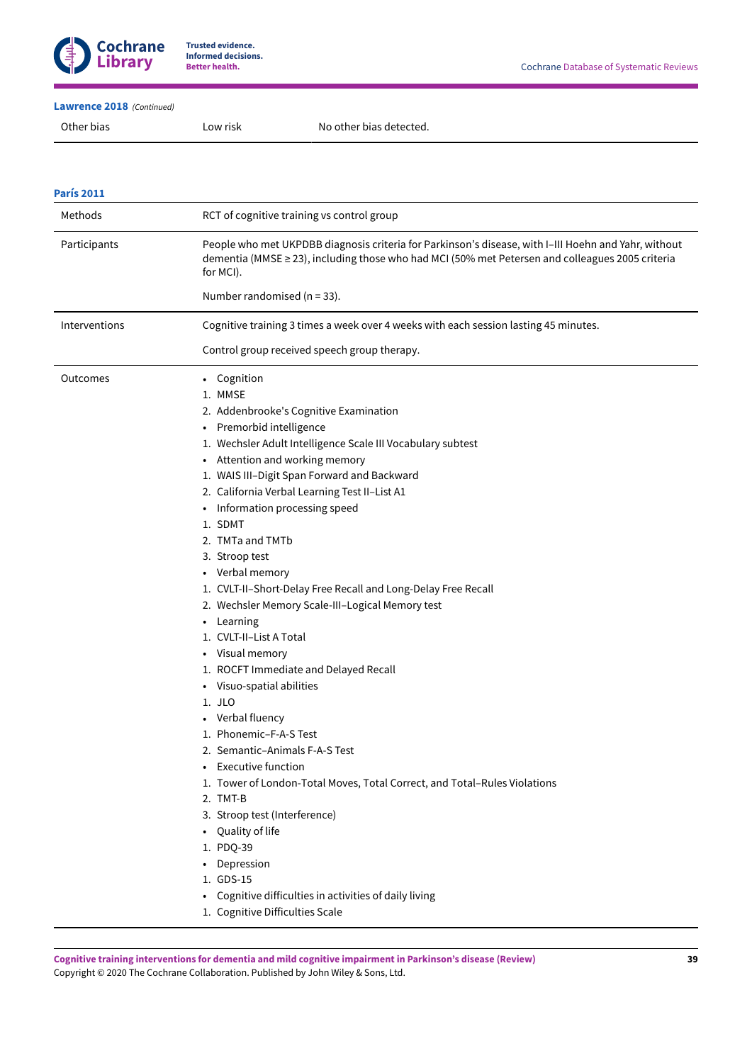**Lawrence 2018** *(Continued)*

| | | |
|---|---|---|
| Other bias | Low risk | No other bias detected. |

**París 2011**

| | |
|---|---|
| Methods | RCT of cognitive training vs control group |
| Participants | People who met UKPDBB diagnosis criteria for Parkinson's disease, with I–III Hoehn and Yahr, without dementia (MMSE ≥ 23), including those who had MCI (50% met Petersen and colleagues 2005 criteria for MCI).<br><br>Number randomised (n = 33). |
| Interventions | Cognitive training 3 times a week over 4 weeks with each session lasting 45 minutes.<br><br>Control group received speech group therapy. |
| Outcomes | • Cognition<br>1. MMSE<br>2. Addenbrooke's Cognitive Examination<br>• Premorbid intelligence<br>1. Wechsler Adult Intelligence Scale III Vocabulary subtest<br>• Attention and working memory<br>1. WAIS III–Digit Span Forward and Backward<br>2. California Verbal Learning Test II–List A1<br>• Information processing speed<br>1. SDMT<br>2. TMTa and TMTb<br>3. Stroop test<br>• Verbal memory<br>1. CVLT-II–Short-Delay Free Recall and Long-Delay Free Recall<br>2. Wechsler Memory Scale-III–Logical Memory test<br>• Learning<br>1. CVLT-II–List A Total<br>• Visual memory<br>1. ROCFT Immediate and Delayed Recall<br>• Visuo-spatial abilities<br>1. JLO<br>• Verbal fluency<br>1. Phonemic–F-A-S Test<br>2. Semantic–Animals F-A-S Test<br>• Executive function<br>1. Tower of London-Total Moves, Total Correct, and Total–Rules Violations<br>2. TMT-B<br>3. Stroop test (Interference)<br>• Quality of life<br>1. PDQ-39<br>• Depression<br>1. GDS-15<br>• Cognitive difficulties in activities of daily living<br>1. Cognitive Difficulties Scale |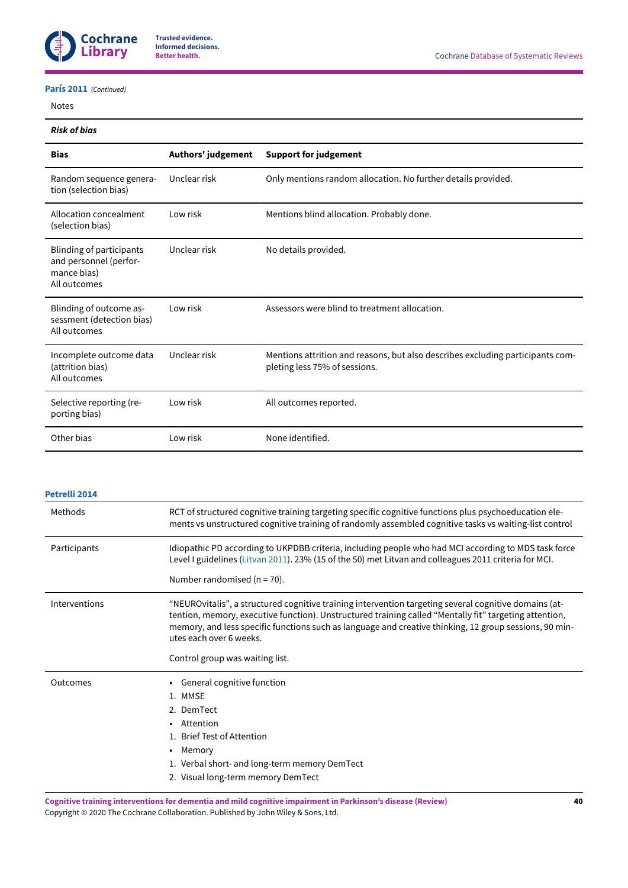**París 2011** *(Continued)*

Notes

***Risk of bias***

| Bias | Authors' judgement | Support for judgement |
|---|---|---|
| Random sequence generation (selection bias) | Unclear risk | Only mentions random allocation. No further details provided. |
| Allocation concealment (selection bias) | Low risk | Mentions blind allocation. Probably done. |
| Blinding of participants and personnel (performance bias)<br>All outcomes | Unclear risk | No details provided. |
| Blinding of outcome assessment (detection bias)<br>All outcomes | Low risk | Assessors were blind to treatment allocation. |
| Incomplete outcome data (attrition bias)<br>All outcomes | Unclear risk | Mentions attrition and reasons, but also describes excluding participants completing less 75% of sessions. |
| Selective reporting (reporting bias) | Low risk | All outcomes reported. |
| Other bias | Low risk | None identified. |

**Petrelli 2014**

| | |
|---|---|
| Methods | RCT of structured cognitive training targeting specific cognitive functions plus psychoeducation elements vs unstructured cognitive training of randomly assembled cognitive tasks vs waiting-list control |
| Participants | Idiopathic PD according to UKPDBB criteria, including people who had MCI according to MDS task force Level I guidelines (Litvan 2011). 23% (15 of the 50) met Litvan and colleagues 2011 criteria for MCI.<br><br>Number randomised (n = 70). |
| Interventions | “NEUROvitalis”, a structured cognitive training intervention targeting several cognitive domains (attention, memory, executive function). Unstructured training called “Mentally fit” targeting attention, memory, and less specific functions such as language and creative thinking, 12 group sessions, 90 minutes each over 6 weeks.<br><br>Control group was waiting list. |
| Outcomes | • General cognitive function<br>1. MMSE<br>2. DemTect<br>• Attention<br>1. Brief Test of Attention<br>• Memory<br>1. Verbal short- and long-term memory DemTect<br>2. Visual long-term memory DemTect |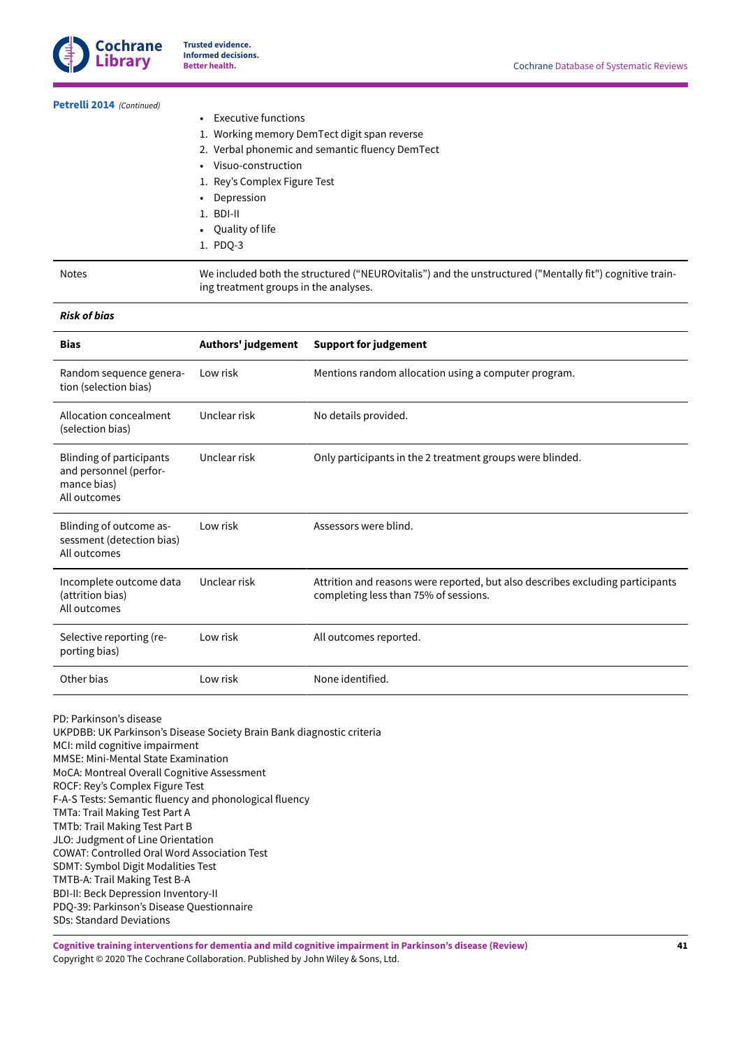**Petrelli 2014** *(Continued)*

| | |
|---|---|
| | • Executive functions<br>1. Working memory DemTect digit span reverse<br>2. Verbal phonemic and semantic fluency DemTect<br>• Visuo-construction<br>1. Rey's Complex Figure Test<br>• Depression<br>1. BDI-II<br>• Quality of life<br>1. PDQ-3 |
| Notes | We included both the structured ("NEUROvitalis") and the unstructured ("Mentally fit") cognitive training treatment groups in the analyses. |

***Risk of bias***

| Bias | Authors' judgement | Support for judgement |
|---|---|---|
| Random sequence generation (selection bias) | Low risk | Mentions random allocation using a computer program. |
| Allocation concealment (selection bias) | Unclear risk | No details provided. |
| Blinding of participants and personnel (performance bias)<br>All outcomes | Unclear risk | Only participants in the 2 treatment groups were blinded. |
| Blinding of outcome assessment (detection bias)<br>All outcomes | Low risk | Assessors were blind. |
| Incomplete outcome data (attrition bias)<br>All outcomes | Unclear risk | Attrition and reasons were reported, but also describes excluding participants completing less than 75% of sessions. |
| Selective reporting (reporting bias) | Low risk | All outcomes reported. |
| Other bias | Low risk | None identified. |

PD: Parkinson's disease
UKPDBB: UK Parkinson's Disease Society Brain Bank diagnostic criteria
MCI: mild cognitive impairment
MMSE: Mini-Mental State Examination
MoCA: Montreal Overall Cognitive Assessment
ROCF: Rey's Complex Figure Test
F-A-S Tests: Semantic fluency and phonological fluency
TMTa: Trail Making Test Part A
TMTb: Trail Making Test Part B
JLO: Judgment of Line Orientation
COWAT: Controlled Oral Word Association Test
SDMT: Symbol Digit Modalities Test
TMTB-A: Trail Making Test B-A
BDI-II: Beck Depression Inventory-II
PDQ-39: Parkinson's Disease Questionnaire
SDs: Standard Deviations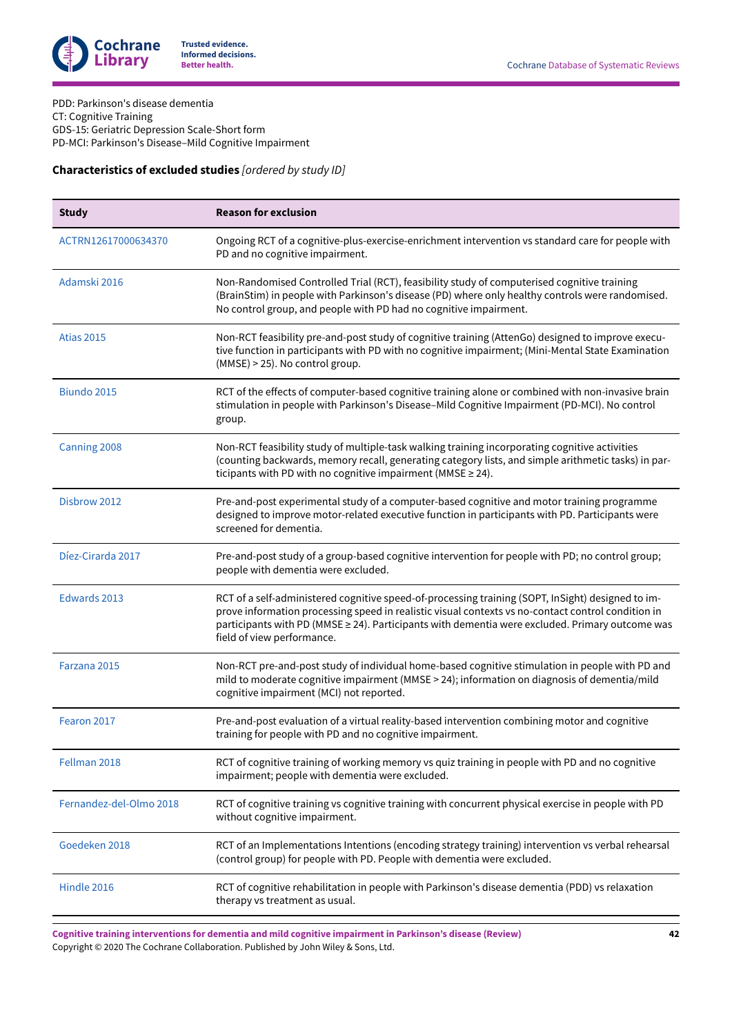PDD: Parkinson's disease dementia
CT: Cognitive Training
GDS-15: Geriatric Depression Scale-Short form
PD-MCI: Parkinson's Disease–Mild Cognitive Impairment

**Characteristics of excluded studies** *[ordered by study ID]*

| Study | Reason for exclusion |
|---|---|
| ACTRN12617000634370 | Ongoing RCT of a cognitive-plus-exercise-enrichment intervention vs standard care for people with PD and no cognitive impairment. |
| Adamski 2016 | Non-Randomised Controlled Trial (RCT), feasibility study of computerised cognitive training (BrainStim) in people with Parkinson's disease (PD) where only healthy controls were randomised. No control group, and people with PD had no cognitive impairment. |
| Atias 2015 | Non-RCT feasibility pre-and-post study of cognitive training (AttenGo) designed to improve executive function in participants with PD with no cognitive impairment; (Mini-Mental State Examination (MMSE) > 25). No control group. |
| Biundo 2015 | RCT of the effects of computer-based cognitive training alone or combined with non-invasive brain stimulation in people with Parkinson's Disease–Mild Cognitive Impairment (PD-MCI). No control group. |
| Canning 2008 | Non-RCT feasibility study of multiple-task walking training incorporating cognitive activities (counting backwards, memory recall, generating category lists, and simple arithmetic tasks) in participants with PD with no cognitive impairment (MMSE ≥ 24). |
| Disbrow 2012 | Pre-and-post experimental study of a computer-based cognitive and motor training programme designed to improve motor-related executive function in participants with PD. Participants were screened for dementia. |
| Díez-Cirarda 2017 | Pre-and-post study of a group-based cognitive intervention for people with PD; no control group; people with dementia were excluded. |
| Edwards 2013 | RCT of a self-administered cognitive speed-of-processing training (SOPT, InSight) designed to improve information processing speed in realistic visual contexts vs no-contact control condition in participants with PD (MMSE ≥ 24). Participants with dementia were excluded. Primary outcome was field of view performance. |
| Farzana 2015 | Non-RCT pre-and-post study of individual home-based cognitive stimulation in people with PD and mild to moderate cognitive impairment (MMSE > 24); information on diagnosis of dementia/mild cognitive impairment (MCI) not reported. |
| Fearon 2017 | Pre-and-post evaluation of a virtual reality-based intervention combining motor and cognitive training for people with PD and no cognitive impairment. |
| Fellman 2018 | RCT of cognitive training of working memory vs quiz training in people with PD and no cognitive impairment; people with dementia were excluded. |
| Fernandez-del-Olmo 2018 | RCT of cognitive training vs cognitive training with concurrent physical exercise in people with PD without cognitive impairment. |
| Goedeken 2018 | RCT of an Implementations Intentions (encoding strategy training) intervention vs verbal rehearsal (control group) for people with PD. People with dementia were excluded. |
| Hindle 2016 | RCT of cognitive rehabilitation in people with Parkinson's disease dementia (PDD) vs relaxation therapy vs treatment as usual. |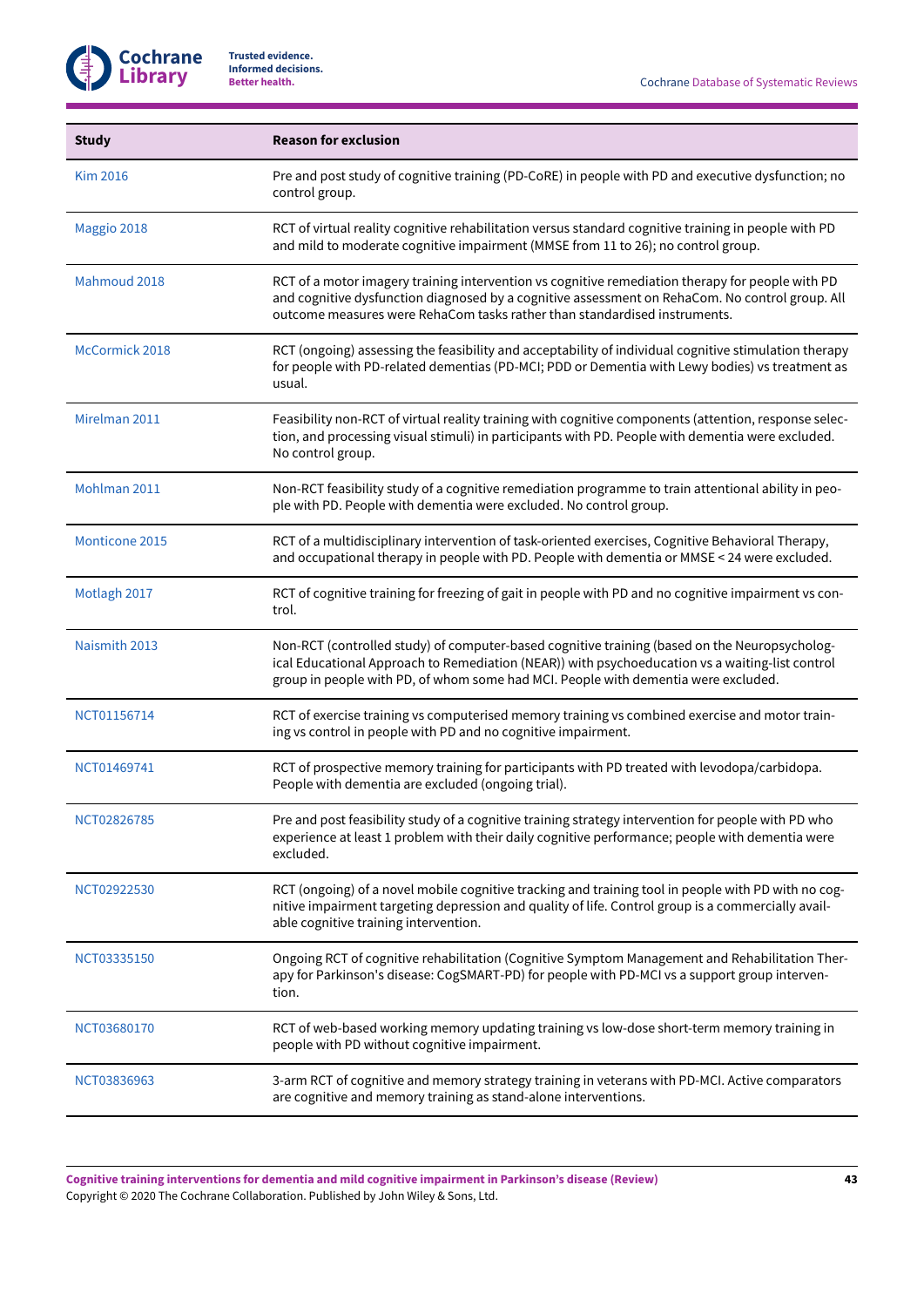| Study | Reason for exclusion |
|---|---|
| Kim 2016 | Pre and post study of cognitive training (PD-CoRE) in people with PD and executive dysfunction; no control group. |
| Maggio 2018 | RCT of virtual reality cognitive rehabilitation versus standard cognitive training in people with PD and mild to moderate cognitive impairment (MMSE from 11 to 26); no control group. |
| Mahmoud 2018 | RCT of a motor imagery training intervention vs cognitive remediation therapy for people with PD and cognitive dysfunction diagnosed by a cognitive assessment on RehaCom. No control group. All outcome measures were RehaCom tasks rather than standardised instruments. |
| McCormick 2018 | RCT (ongoing) assessing the feasibility and acceptability of individual cognitive stimulation therapy for people with PD-related dementias (PD-MCI; PDD or Dementia with Lewy bodies) vs treatment as usual. |
| Mirelman 2011 | Feasibility non-RCT of virtual reality training with cognitive components (attention, response selection, and processing visual stimuli) in participants with PD. People with dementia were excluded. No control group. |
| Mohlman 2011 | Non-RCT feasibility study of a cognitive remediation programme to train attentional ability in people with PD. People with dementia were excluded. No control group. |
| Monticone 2015 | RCT of a multidisciplinary intervention of task-oriented exercises, Cognitive Behavioral Therapy, and occupational therapy in people with PD. People with dementia or MMSE < 24 were excluded. |
| Motlagh 2017 | RCT of cognitive training for freezing of gait in people with PD and no cognitive impairment vs control. |
| Naismith 2013 | Non-RCT (controlled study) of computer-based cognitive training (based on the Neuropsychological Educational Approach to Remediation (NEAR)) with psychoeducation vs a waiting-list control group in people with PD, of whom some had MCI. People with dementia were excluded. |
| NCT01156714 | RCT of exercise training vs computerised memory training vs combined exercise and motor training vs control in people with PD and no cognitive impairment. |
| NCT01469741 | RCT of prospective memory training for participants with PD treated with levodopa/carbidopa. People with dementia are excluded (ongoing trial). |
| NCT02826785 | Pre and post feasibility study of a cognitive training strategy intervention for people with PD who experience at least 1 problem with their daily cognitive performance; people with dementia were excluded. |
| NCT02922530 | RCT (ongoing) of a novel mobile cognitive tracking and training tool in people with PD with no cognitive impairment targeting depression and quality of life. Control group is a commercially available cognitive training intervention. |
| NCT03335150 | Ongoing RCT of cognitive rehabilitation (Cognitive Symptom Management and Rehabilitation Therapy for Parkinson's disease: CogSMART-PD) for people with PD-MCI vs a support group intervention. |
| NCT03680170 | RCT of web-based working memory updating training vs low-dose short-term memory training in people with PD without cognitive impairment. |
| NCT03836963 | 3-arm RCT of cognitive and memory strategy training in veterans with PD-MCI. Active comparators are cognitive and memory training as stand-alone interventions. |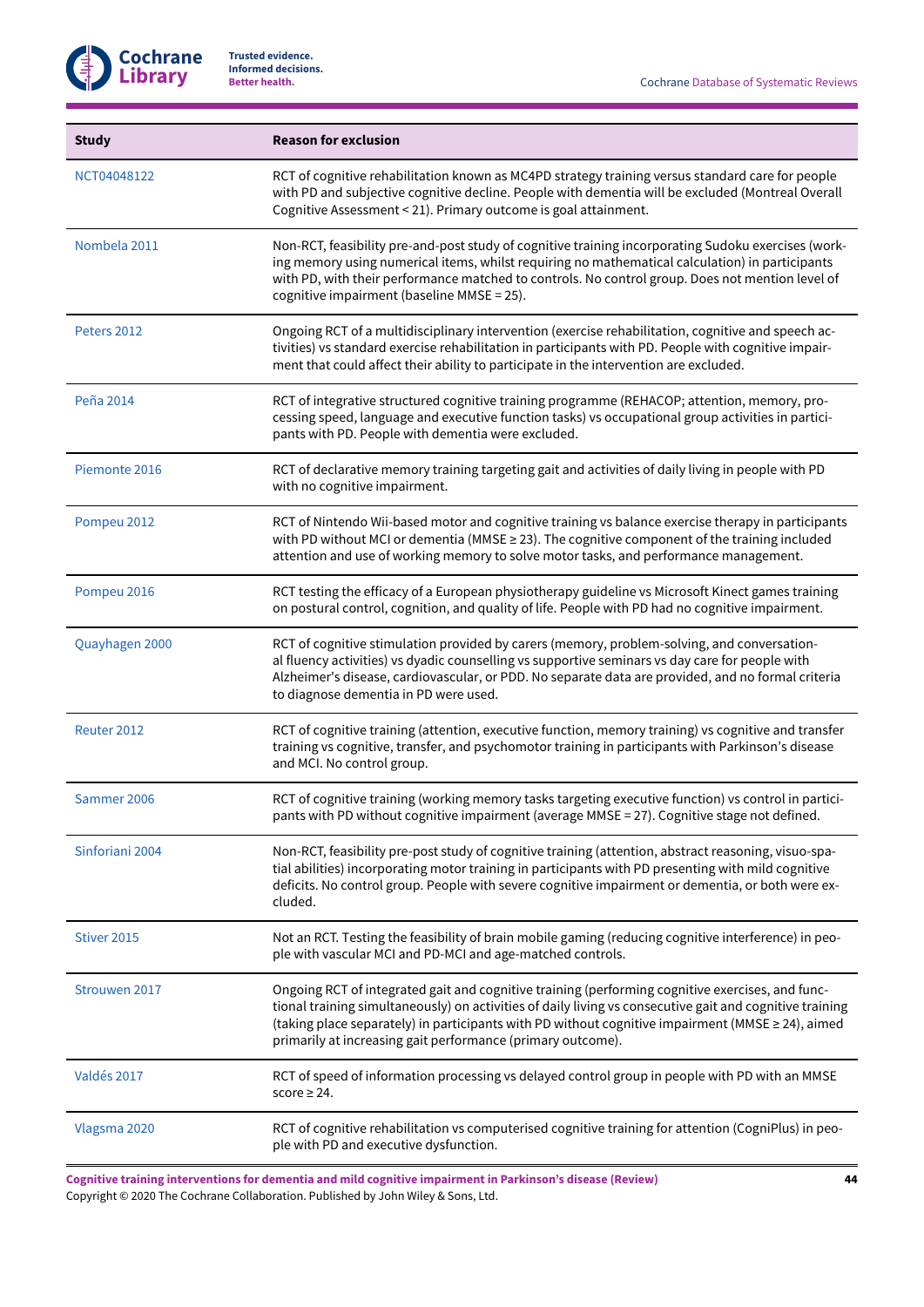| Study | Reason for exclusion |
|---|---|
| NCT04048122 | RCT of cognitive rehabilitation known as MC4PD strategy training versus standard care for people with PD and subjective cognitive decline. People with dementia will be excluded (Montreal Overall Cognitive Assessment < 21). Primary outcome is goal attainment. |
| Nombela 2011 | Non-RCT, feasibility pre-and-post study of cognitive training incorporating Sudoku exercises (working memory using numerical items, whilst requiring no mathematical calculation) in participants with PD, with their performance matched to controls. No control group. Does not mention level of cognitive impairment (baseline MMSE = 25). |
| Peters 2012 | Ongoing RCT of a multidisciplinary intervention (exercise rehabilitation, cognitive and speech activities) vs standard exercise rehabilitation in participants with PD. People with cognitive impairment that could affect their ability to participate in the intervention are excluded. |
| Peña 2014 | RCT of integrative structured cognitive training programme (REHACOP; attention, memory, processing speed, language and executive function tasks) vs occupational group activities in participants with PD. People with dementia were excluded. |
| Piemonte 2016 | RCT of declarative memory training targeting gait and activities of daily living in people with PD with no cognitive impairment. |
| Pompeu 2012 | RCT of Nintendo Wii-based motor and cognitive training vs balance exercise therapy in participants with PD without MCI or dementia (MMSE ≥ 23). The cognitive component of the training included attention and use of working memory to solve motor tasks, and performance management. |
| Pompeu 2016 | RCT testing the efficacy of a European physiotherapy guideline vs Microsoft Kinect games training on postural control, cognition, and quality of life. People with PD had no cognitive impairment. |
| Quayhagen 2000 | RCT of cognitive stimulation provided by carers (memory, problem-solving, and conversational fluency activities) vs dyadic counselling vs supportive seminars vs day care for people with Alzheimer's disease, cardiovascular, or PDD. No separate data are provided, and no formal criteria to diagnose dementia in PD were used. |
| Reuter 2012 | RCT of cognitive training (attention, executive function, memory training) vs cognitive and transfer training vs cognitive, transfer, and psychomotor training in participants with Parkinson's disease and MCI. No control group. |
| Sammer 2006 | RCT of cognitive training (working memory tasks targeting executive function) vs control in participants with PD without cognitive impairment (average MMSE = 27). Cognitive stage not defined. |
| Sinforiani 2004 | Non-RCT, feasibility pre-post study of cognitive training (attention, abstract reasoning, visuo-spatial abilities) incorporating motor training in participants with PD presenting with mild cognitive deficits. No control group. People with severe cognitive impairment or dementia, or both were excluded. |
| Stiver 2015 | Not an RCT. Testing the feasibility of brain mobile gaming (reducing cognitive interference) in people with vascular MCI and PD-MCI and age-matched controls. |
| Strouwen 2017 | Ongoing RCT of integrated gait and cognitive training (performing cognitive exercises, and functional training simultaneously) on activities of daily living vs consecutive gait and cognitive training (taking place separately) in participants with PD without cognitive impairment (MMSE ≥ 24), aimed primarily at increasing gait performance (primary outcome). |
| Valdés 2017 | RCT of speed of information processing vs delayed control group in people with PD with an MMSE score ≥ 24. |
| Vlagsma 2020 | RCT of cognitive rehabilitation vs computerised cognitive training for attention (CogniPlus) in people with PD and executive dysfunction. |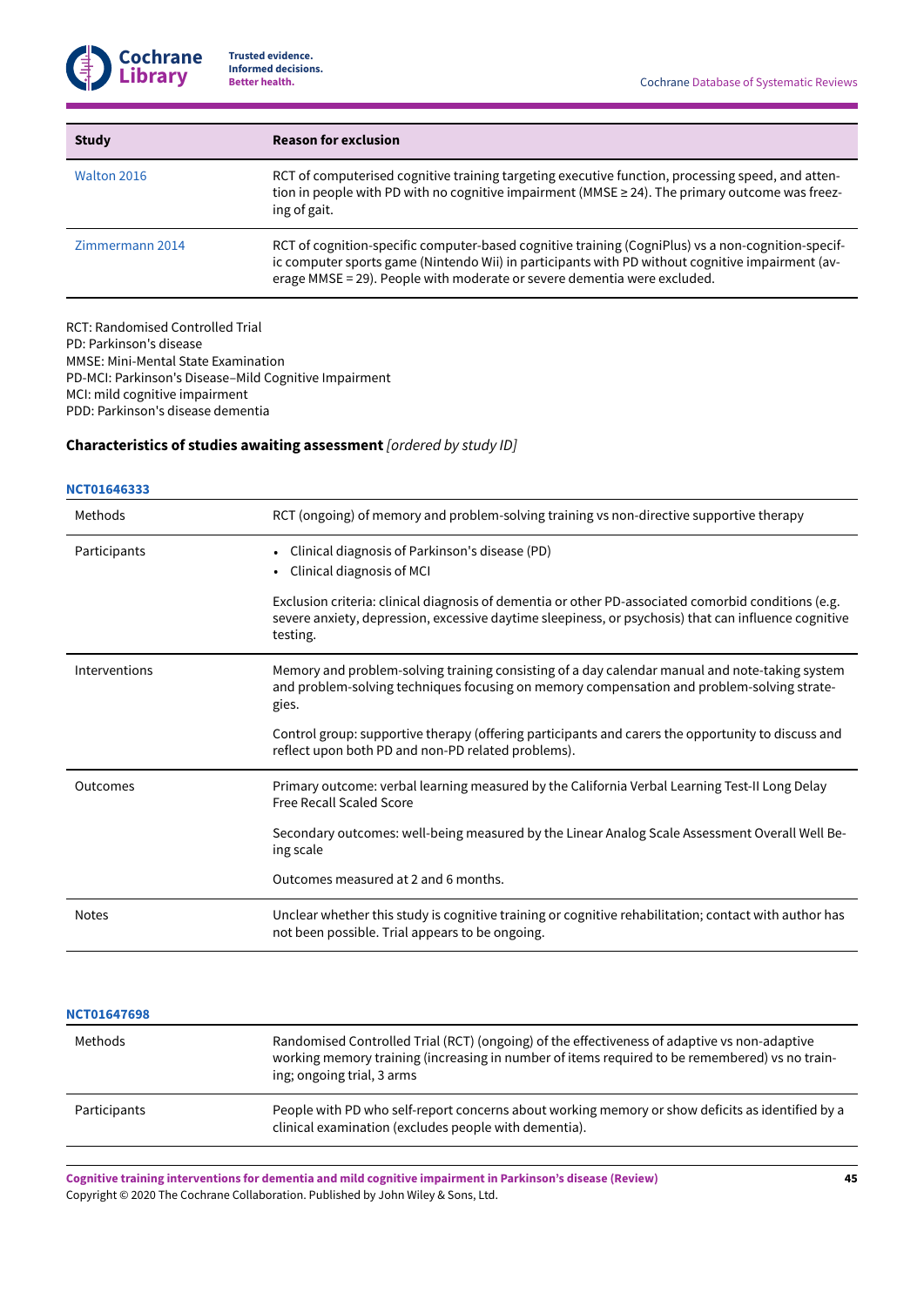| Study | Reason for exclusion |
|---|---|
| Walton 2016 | RCT of computerised cognitive training targeting executive function, processing speed, and attention in people with PD with no cognitive impairment (MMSE ≥ 24). The primary outcome was freezing of gait. |
| Zimmermann 2014 | RCT of cognition-specific computer-based cognitive training (CogniPlus) vs a non-cognition-specific computer sports game (Nintendo Wii) in participants with PD without cognitive impairment (average MMSE = 29). People with moderate or severe dementia were excluded. |

RCT: Randomised Controlled Trial
PD: Parkinson's disease
MMSE: Mini-Mental State Examination
PD-MCI: Parkinson's Disease–Mild Cognitive Impairment
MCI: mild cognitive impairment
PDD: Parkinson's disease dementia

**Characteristics of studies awaiting assessment** *[ordered by study ID]*

**NCT01646333**

| | |
|---|---|
| Methods | RCT (ongoing) of memory and problem-solving training vs non-directive supportive therapy |
| Participants | • Clinical diagnosis of Parkinson's disease (PD)<br>• Clinical diagnosis of MCI<br><br>Exclusion criteria: clinical diagnosis of dementia or other PD-associated comorbid conditions (e.g. severe anxiety, depression, excessive daytime sleepiness, or psychosis) that can influence cognitive testing. |
| Interventions | Memory and problem-solving training consisting of a day calendar manual and note-taking system and problem-solving techniques focusing on memory compensation and problem-solving strategies.<br><br>Control group: supportive therapy (offering participants and carers the opportunity to discuss and reflect upon both PD and non-PD related problems). |
| Outcomes | Primary outcome: verbal learning measured by the California Verbal Learning Test-II Long Delay Free Recall Scaled Score<br><br>Secondary outcomes: well-being measured by the Linear Analog Scale Assessment Overall Well Being scale<br><br>Outcomes measured at 2 and 6 months. |
| Notes | Unclear whether this study is cognitive training or cognitive rehabilitation; contact with author has not been possible. Trial appears to be ongoing. |

**NCT01647698**

| | |
|---|---|
| Methods | Randomised Controlled Trial (RCT) (ongoing) of the effectiveness of adaptive vs non-adaptive working memory training (increasing in number of items required to be remembered) vs no training; ongoing trial, 3 arms |
| Participants | People with PD who self-report concerns about working memory or show deficits as identified by a clinical examination (excludes people with dementia). |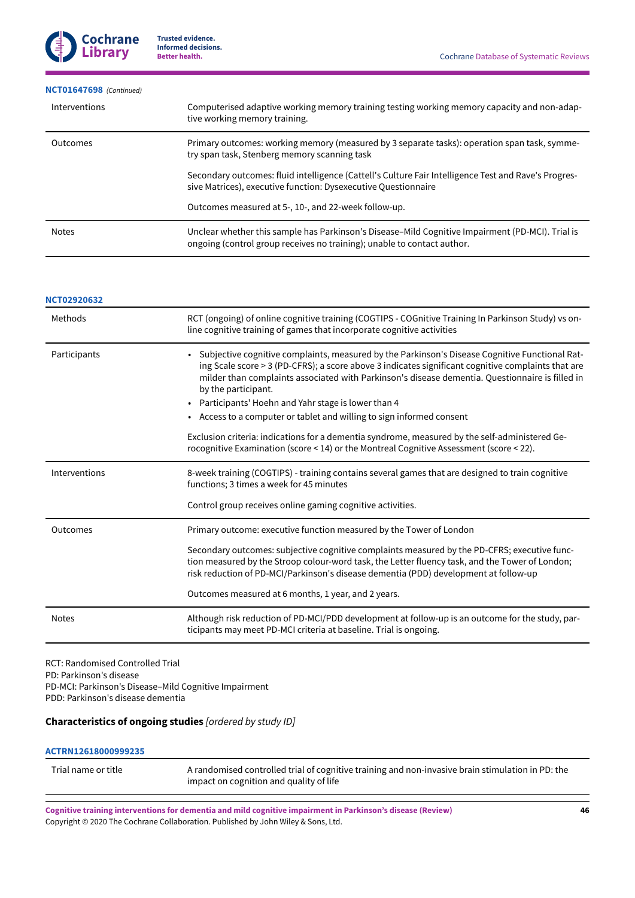**NCT01647698** *(Continued)*

| | |
|---|---|
| Interventions | Computerised adaptive working memory training testing working memory capacity and non-adaptive working memory training. |
| Outcomes | Primary outcomes: working memory (measured by 3 separate tasks): operation span task, symmetry span task, Stenberg memory scanning task<br><br>Secondary outcomes: fluid intelligence (Cattell's Culture Fair Intelligence Test and Rave's Progressive Matrices), executive function: Dysexecutive Questionnaire<br><br>Outcomes measured at 5-, 10-, and 22-week follow-up. |
| Notes | Unclear whether this sample has Parkinson's Disease–Mild Cognitive Impairment (PD-MCI). Trial is ongoing (control group receives no training); unable to contact author. |

**NCT02920632**

| | |
|---|---|
| Methods | RCT (ongoing) of online cognitive training (COGTIPS - COGnitive Training In Parkinson Study) vs online cognitive training of games that incorporate cognitive activities |
| Participants | • Subjective cognitive complaints, measured by the Parkinson's Disease Cognitive Functional Rating Scale score > 3 (PD-CFRS); a score above 3 indicates significant cognitive complaints that are milder than complaints associated with Parkinson's disease dementia. Questionnaire is filled in by the participant.<br>• Participants' Hoehn and Yahr stage is lower than 4<br>• Access to a computer or tablet and willing to sign informed consent<br><br>Exclusion criteria: indications for a dementia syndrome, measured by the self-administered Gerocognitive Examination (score < 14) or the Montreal Cognitive Assessment (score < 22). |
| Interventions | 8-week training (COGTIPS) - training contains several games that are designed to train cognitive functions; 3 times a week for 45 minutes<br><br>Control group receives online gaming cognitive activities. |
| Outcomes | Primary outcome: executive function measured by the Tower of London<br><br>Secondary outcomes: subjective cognitive complaints measured by the PD-CFRS; executive function measured by the Stroop colour-word task, the Letter fluency task, and the Tower of London; risk reduction of PD-MCI/Parkinson's disease dementia (PDD) development at follow-up<br><br>Outcomes measured at 6 months, 1 year, and 2 years. |
| Notes | Although risk reduction of PD-MCI/PDD development at follow-up is an outcome for the study, participants may meet PD-MCI criteria at baseline. Trial is ongoing. |

RCT: Randomised Controlled Trial
PD: Parkinson's disease
PD-MCI: Parkinson's Disease–Mild Cognitive Impairment
PDD: Parkinson's disease dementia

### Characteristics of ongoing studies *[ordered by study ID]*

**ACTRN12618000999235**

| | |
|---|---|
| Trial name or title | A randomised controlled trial of cognitive training and non-invasive brain stimulation in PD: the impact on cognition and quality of life |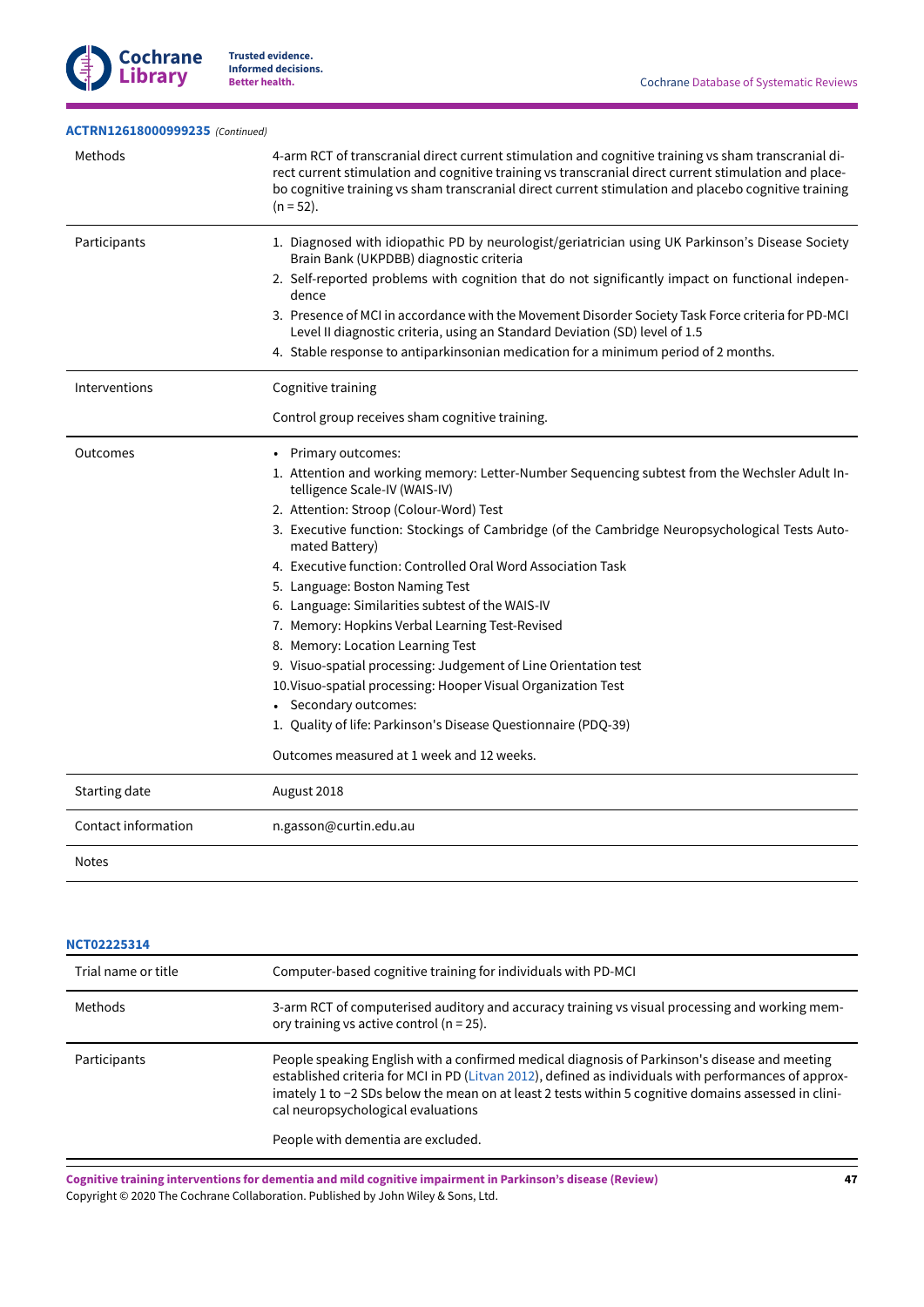**ACTRN12618000999235** *(Continued)*

| | |
|---|---|
| Methods | 4-arm RCT of transcranial direct current stimulation and cognitive training vs sham transcranial direct current stimulation and cognitive training vs transcranial direct current stimulation and placebo cognitive training vs sham transcranial direct current stimulation and placebo cognitive training (n = 52). |
| Participants | 1. Diagnosed with idiopathic PD by neurologist/geriatrician using UK Parkinson's Disease Society Brain Bank (UKPDBB) diagnostic criteria<br>2. Self-reported problems with cognition that do not significantly impact on functional independence<br>3. Presence of MCI in accordance with the Movement Disorder Society Task Force criteria for PD-MCI Level II diagnostic criteria, using an Standard Deviation (SD) level of 1.5<br>4. Stable response to antiparkinsonian medication for a minimum period of 2 months. |
| Interventions | Cognitive training<br><br>Control group receives sham cognitive training. |
| Outcomes | • Primary outcomes:<br>1. Attention and working memory: Letter-Number Sequencing subtest from the Wechsler Adult Intelligence Scale-IV (WAIS-IV)<br>2. Attention: Stroop (Colour-Word) Test<br>3. Executive function: Stockings of Cambridge (of the Cambridge Neuropsychological Tests Automated Battery)<br>4. Executive function: Controlled Oral Word Association Task<br>5. Language: Boston Naming Test<br>6. Language: Similarities subtest of the WAIS-IV<br>7. Memory: Hopkins Verbal Learning Test-Revised<br>8. Memory: Location Learning Test<br>9. Visuo-spatial processing: Judgement of Line Orientation test<br>10.Visuo-spatial processing: Hooper Visual Organization Test<br>• Secondary outcomes:<br>1. Quality of life: Parkinson's Disease Questionnaire (PDQ-39)<br><br>Outcomes measured at 1 week and 12 weeks. |
| Starting date | August 2018 |
| Contact information | n.gasson@curtin.edu.au |
| Notes | |

**NCT02225314**

| | |
|---|---|
| Trial name or title | Computer-based cognitive training for individuals with PD-MCI |
| Methods | 3-arm RCT of computerised auditory and accuracy training vs visual processing and working memory training vs active control (n = 25). |
| Participants | People speaking English with a confirmed medical diagnosis of Parkinson's disease and meeting established criteria for MCI in PD (Litvan 2012), defined as individuals with performances of approximately 1 to −2 SDs below the mean on at least 2 tests within 5 cognitive domains assessed in clinical neuropsychological evaluations<br><br>People with dementia are excluded. |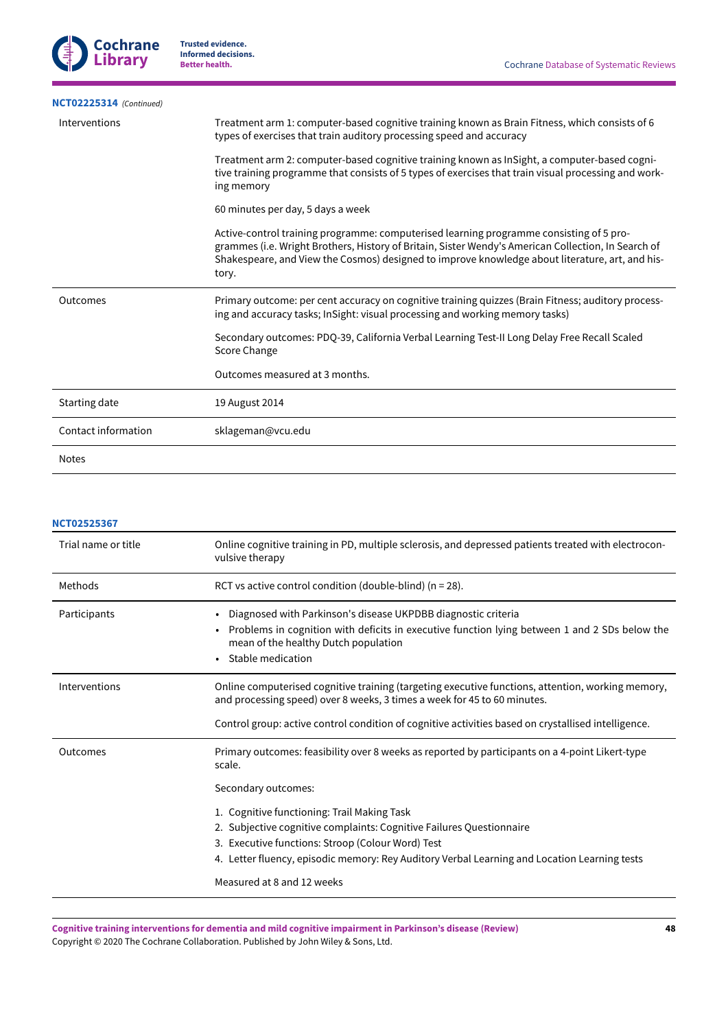**NCT02225314** *(Continued)*

| | |
|---|---|
| Interventions | Treatment arm 1: computer-based cognitive training known as Brain Fitness, which consists of 6 types of exercises that train auditory processing speed and accuracy<br><br>Treatment arm 2: computer-based cognitive training known as InSight, a computer-based cognitive training programme that consists of 5 types of exercises that train visual processing and working memory<br><br>60 minutes per day, 5 days a week<br><br>Active-control training programme: computerised learning programme consisting of 5 programmes (i.e. Wright Brothers, History of Britain, Sister Wendy's American Collection, In Search of Shakespeare, and View the Cosmos) designed to improve knowledge about literature, art, and history. |
| Outcomes | Primary outcome: per cent accuracy on cognitive training quizzes (Brain Fitness; auditory processing and accuracy tasks; InSight: visual processing and working memory tasks)<br><br>Secondary outcomes: PDQ-39, California Verbal Learning Test-II Long Delay Free Recall Scaled Score Change<br><br>Outcomes measured at 3 months. |
| Starting date | 19 August 2014 |
| Contact information | sklageman@vcu.edu |
| Notes | |

**NCT02525367**

| | |
|---|---|
| Trial name or title | Online cognitive training in PD, multiple sclerosis, and depressed patients treated with electroconvulsive therapy |
| Methods | RCT vs active control condition (double-blind) (n = 28). |
| Participants | • Diagnosed with Parkinson's disease UKPDBB diagnostic criteria<br>• Problems in cognition with deficits in executive function lying between 1 and 2 SDs below the mean of the healthy Dutch population<br>• Stable medication |
| Interventions | Online computerised cognitive training (targeting executive functions, attention, working memory, and processing speed) over 8 weeks, 3 times a week for 45 to 60 minutes.<br><br>Control group: active control condition of cognitive activities based on crystallised intelligence. |
| Outcomes | Primary outcomes: feasibility over 8 weeks as reported by participants on a 4-point Likert-type scale.<br><br>Secondary outcomes:<br><br>1. Cognitive functioning: Trail Making Task<br>2. Subjective cognitive complaints: Cognitive Failures Questionnaire<br>3. Executive functions: Stroop (Colour Word) Test<br>4. Letter fluency, episodic memory: Rey Auditory Verbal Learning and Location Learning tests<br><br>Measured at 8 and 12 weeks |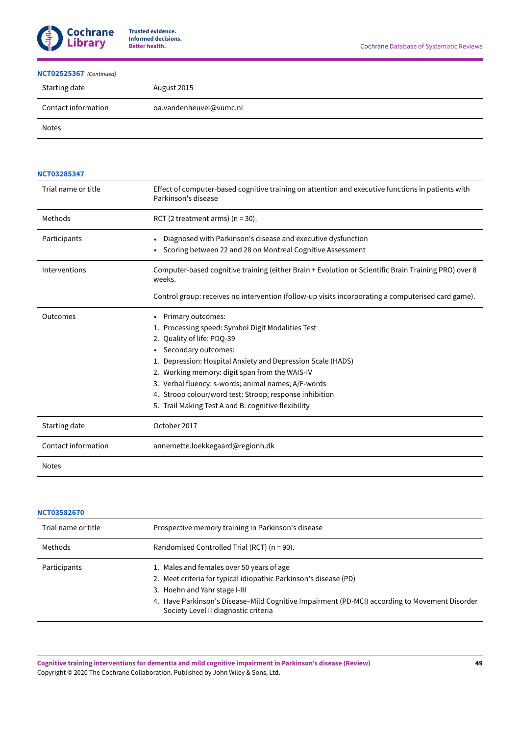**NCT02525367** *(Continued)*

| | |
|---|---|
| Starting date | August 2015 |
| Contact information | oa.vandenheuvel@vumc.nl |
| Notes | |

**NCT03285347**

| | |
|---|---|
| Trial name or title | Effect of computer-based cognitive training on attention and executive functions in patients with Parkinson's disease |
| Methods | RCT (2 treatment arms) (n = 30). |
| Participants | • Diagnosed with Parkinson's disease and executive dysfunction<br>• Scoring between 22 and 28 on Montreal Cognitive Assessment |
| Interventions | Computer-based cognitive training (either Brain + Evolution or Scientific Brain Training PRO) over 8 weeks.<br><br>Control group: receives no intervention (follow-up visits incorporating a computerised card game). |
| Outcomes | • Primary outcomes:<br>1. Processing speed: Symbol Digit Modalities Test<br>2. Quality of life: PDQ-39<br>• Secondary outcomes:<br>1. Depression: Hospital Anxiety and Depression Scale (HADS)<br>2. Working memory: digit span from the WAIS-IV<br>3. Verbal fluency: s-words; animal names; A/F-words<br>4. Stroop colour/word test: Stroop; response inhibition<br>5. Trail Making Test A and B: cognitive flexibility |
| Starting date | October 2017 |
| Contact information | annemette.loekkegaard@regionh.dk |
| Notes | |

**NCT03582670**

| | |
|---|---|
| Trial name or title | Prospective memory training in Parkinson's disease |
| Methods | Randomised Controlled Trial (RCT) (n = 90). |
| Participants | 1. Males and females over 50 years of age<br>2. Meet criteria for typical idiopathic Parkinson's disease (PD)<br>3. Hoehn and Yahr stage I-III<br>4. Have Parkinson's Disease–Mild Cognitive Impairment (PD-MCI) according to Movement Disorder Society Level II diagnostic criteria |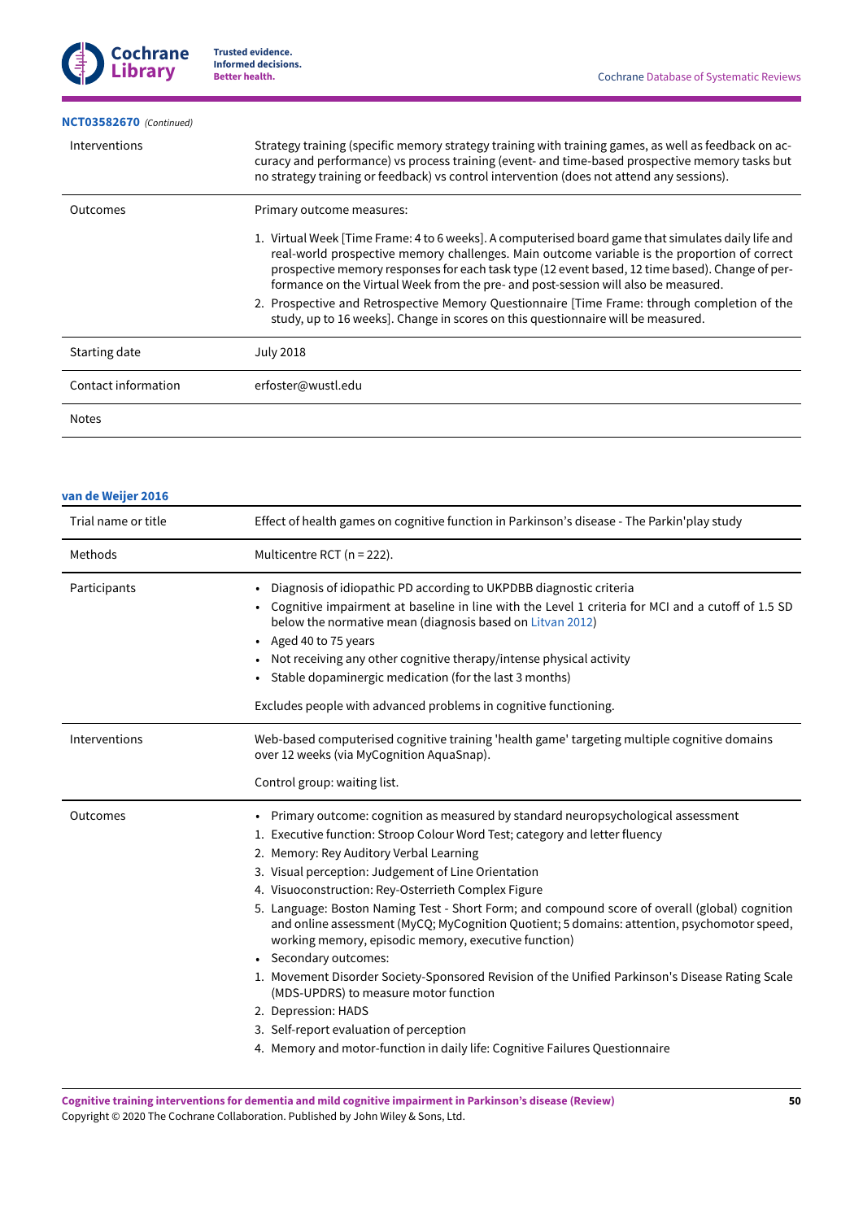**NCT03582670** *(Continued)*

| | |
|---|---|
| Interventions | Strategy training (specific memory strategy training with training games, as well as feedback on accuracy and performance) vs process training (event- and time-based prospective memory tasks but no strategy training or feedback) vs control intervention (does not attend any sessions). |
| Outcomes | Primary outcome measures:<br><br>1. Virtual Week [Time Frame: 4 to 6 weeks]. A computerised board game that simulates daily life and real-world prospective memory challenges. Main outcome variable is the proportion of correct prospective memory responses for each task type (12 event based, 12 time based). Change of performance on the Virtual Week from the pre- and post-session will also be measured.<br>2. Prospective and Retrospective Memory Questionnaire [Time Frame: through completion of the study, up to 16 weeks]. Change in scores on this questionnaire will be measured. |
| Starting date | July 2018 |
| Contact information | erfoster@wustl.edu |
| Notes | |

**van de Weijer 2016**

| | |
|---|---|
| Trial name or title | Effect of health games on cognitive function in Parkinson's disease - The Parkin'play study |
| Methods | Multicentre RCT (n = 222). |
| Participants | • Diagnosis of idiopathic PD according to UKPDBB diagnostic criteria<br>• Cognitive impairment at baseline in line with the Level 1 criteria for MCI and a cutoff of 1.5 SD below the normative mean (diagnosis based on Litvan 2012)<br>• Aged 40 to 75 years<br>• Not receiving any other cognitive therapy/intense physical activity<br>• Stable dopaminergic medication (for the last 3 months)<br><br>Excludes people with advanced problems in cognitive functioning. |
| Interventions | Web-based computerised cognitive training 'health game' targeting multiple cognitive domains over 12 weeks (via MyCognition AquaSnap).<br><br>Control group: waiting list. |
| Outcomes | • Primary outcome: cognition as measured by standard neuropsychological assessment<br>1. Executive function: Stroop Colour Word Test; category and letter fluency<br>2. Memory: Rey Auditory Verbal Learning<br>3. Visual perception: Judgement of Line Orientation<br>4. Visuoconstruction: Rey-Osterrieth Complex Figure<br>5. Language: Boston Naming Test - Short Form; and compound score of overall (global) cognition and online assessment (MyCQ; MyCognition Quotient; 5 domains: attention, psychomotor speed, working memory, episodic memory, executive function)<br>• Secondary outcomes:<br>1. Movement Disorder Society-Sponsored Revision of the Unified Parkinson's Disease Rating Scale (MDS-UPDRS) to measure motor function<br>2. Depression: HADS<br>3. Self-report evaluation of perception<br>4. Memory and motor-function in daily life: Cognitive Failures Questionnaire |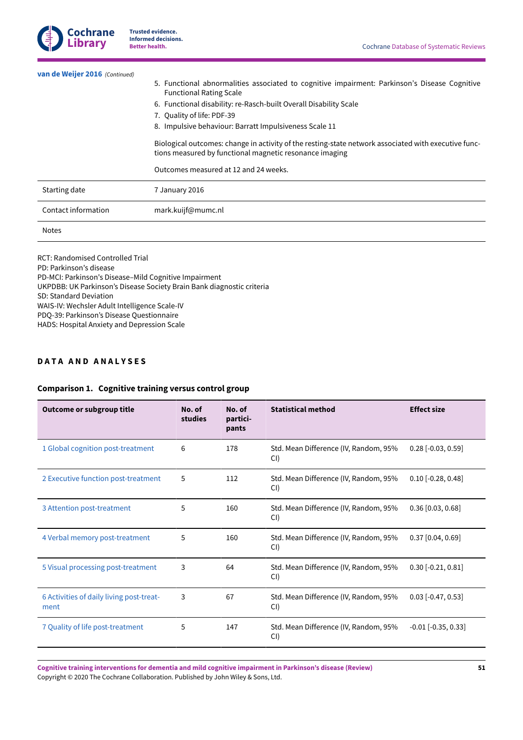**van de Weijer 2016** *(Continued)*

| | |
|---|---|
| | 5. Functional abnormalities associated to cognitive impairment: Parkinson's Disease Cognitive Functional Rating Scale<br>6. Functional disability: re-Rasch-built Overall Disability Scale<br>7. Quality of life: PDF-39<br>8. Impulsive behaviour: Barratt Impulsiveness Scale 11<br><br>Biological outcomes: change in activity of the resting-state network associated with executive functions measured by functional magnetic resonance imaging<br><br>Outcomes measured at 12 and 24 weeks. |
| Starting date | 7 January 2016 |
| Contact information | mark.kuijf@mumc.nl |
| Notes | |

RCT: Randomised Controlled Trial
PD: Parkinson's disease
PD-MCI: Parkinson's Disease–Mild Cognitive Impairment
UKPDBB: UK Parkinson's Disease Society Brain Bank diagnostic criteria
SD: Standard Deviation
WAIS-IV: Wechsler Adult Intelligence Scale-IV
PDQ-39: Parkinson's Disease Questionnaire
HADS: Hospital Anxiety and Depression Scale

# DATA AND ANALYSES

### Comparison 1. Cognitive training versus control group

| Outcome or subgroup title | No. of studies | No. of participants | Statistical method | Effect size |
|---|---|---|---|---|
| 1 Global cognition post-treatment | 6 | 178 | Std. Mean Difference (IV, Random, 95% CI) | 0.28 [-0.03, 0.59] |
| 2 Executive function post-treatment | 5 | 112 | Std. Mean Difference (IV, Random, 95% CI) | 0.10 [-0.28, 0.48] |
| 3 Attention post-treatment | 5 | 160 | Std. Mean Difference (IV, Random, 95% CI) | 0.36 [0.03, 0.68] |
| 4 Verbal memory post-treatment | 5 | 160 | Std. Mean Difference (IV, Random, 95% CI) | 0.37 [0.04, 0.69] |
| 5 Visual processing post-treatment | 3 | 64 | Std. Mean Difference (IV, Random, 95% CI) | 0.30 [-0.21, 0.81] |
| 6 Activities of daily living post-treatment | 3 | 67 | Std. Mean Difference (IV, Random, 95% CI) | 0.03 [-0.47, 0.53] |
| 7 Quality of life post-treatment | 5 | 147 | Std. Mean Difference (IV, Random, 95% CI) | -0.01 [-0.35, 0.33] |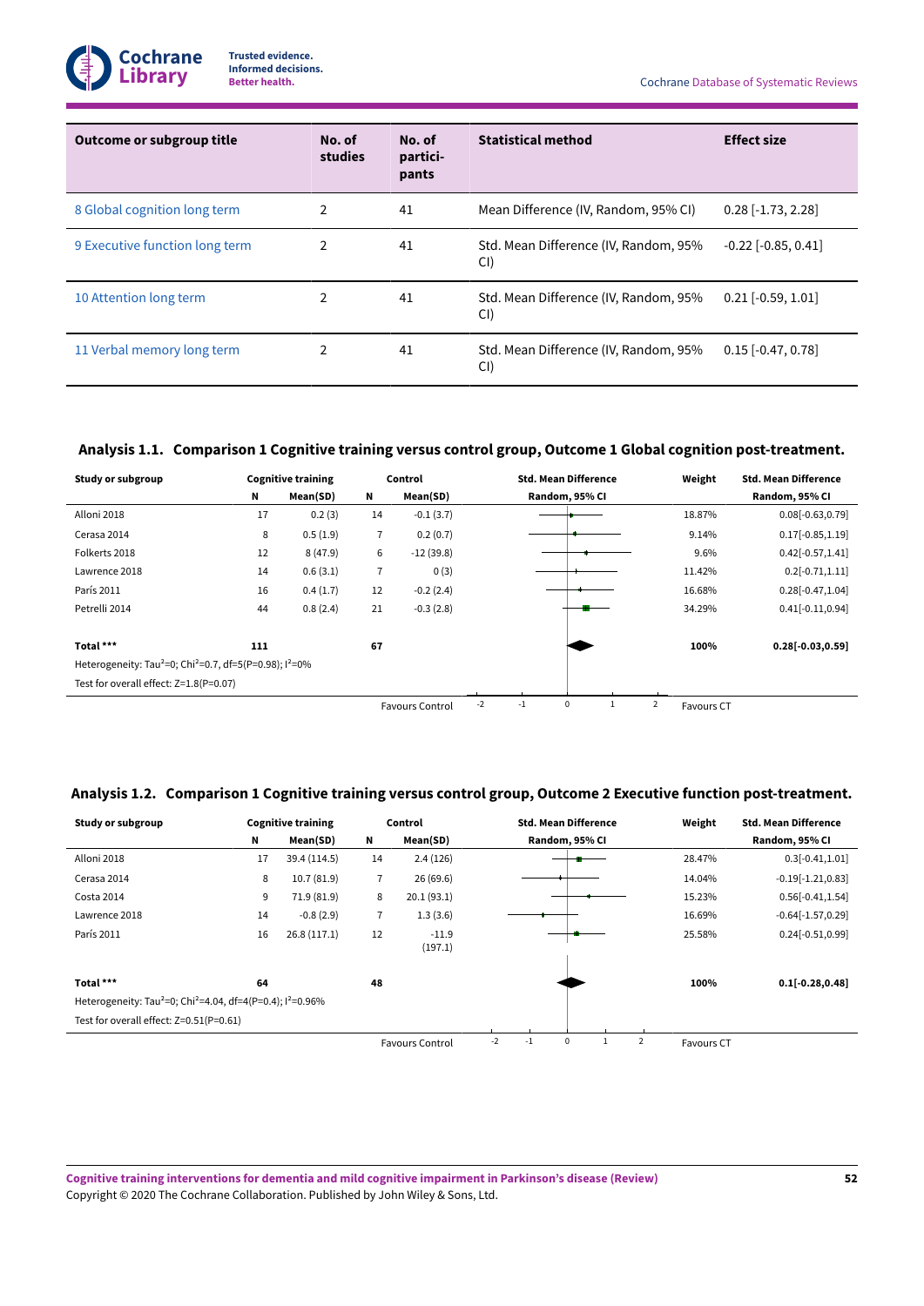| Outcome or subgroup title | No. of studies | No. of participants | Statistical method | Effect size |
|---|---|---|---|---|
| 8 Global cognition long term | 2 | 41 | Mean Difference (IV, Random, 95% CI) | 0.28 [-1.73, 2.28] |
| 9 Executive function long term | 2 | 41 | Std. Mean Difference (IV, Random, 95% CI) | -0.22 [-0.85, 0.41] |
| 10 Attention long term | 2 | 41 | Std. Mean Difference (IV, Random, 95% CI) | 0.21 [-0.59, 1.01] |
| 11 Verbal memory long term | 2 | 41 | Std. Mean Difference (IV, Random, 95% CI) | 0.15 [-0.47, 0.78] |

### Analysis 1.1. Comparison 1 Cognitive training versus control group, Outcome 1 Global cognition post-treatment.

| Study or subgroup | Cognitive training N | Cognitive training Mean(SD) | Control N | Control Mean(SD) | Std. Mean Difference Random, 95% CI | Weight | Std. Mean Difference Random, 95% CI |
|---|---|---|---|---|---|---|---|
| Alloni 2018 | 17 | 0.2 (3) | 14 | -0.1 (3.7) | | 18.87% | 0.08[-0.63,0.79] |
| Cerasa 2014 | 8 | 0.5 (1.9) | 7 | 0.2 (0.7) | | 9.14% | 0.17[-0.85,1.19] |
| Folkerts 2018 | 12 | 8 (47.9) | 6 | -12 (39.8) | | 9.6% | 0.42[-0.57,1.41] |
| Lawrence 2018 | 14 | 0.6 (3.1) | 7 | 0 (3) | | 11.42% | 0.2[-0.71,1.11] |
| París 2011 | 16 | 0.4 (1.7) | 12 | -0.2 (2.4) | | 16.68% | 0.28[-0.47,1.04] |
| Petrelli 2014 | 44 | 0.8 (2.4) | 21 | -0.3 (2.8) | | 34.29% | 0.41[-0.11,0.94] |
| **Total \*\*\*** | **111** | | **67** | | | **100%** | **0.28[-0.03,0.59]** |
| Heterogeneity: Tau²=0; Chi²=0.7, df=5(P=0.98); I²=0% | | | | | | | |
| Test for overall effect: Z=1.8(P=0.07) | | | | | | | |
| | | | | Favours Control | -2 -1 0 1 2 | Favours CT | |

### Analysis 1.2. Comparison 1 Cognitive training versus control group, Outcome 2 Executive function post-treatment.

| Study or subgroup | Cognitive training N | Cognitive training Mean(SD) | Control N | Control Mean(SD) | Std. Mean Difference Random, 95% CI | Weight | Std. Mean Difference Random, 95% CI |
|---|---|---|---|---|---|---|---|
| Alloni 2018 | 17 | 39.4 (114.5) | 14 | 2.4 (126) | | 28.47% | 0.3[-0.41,1.01] |
| Cerasa 2014 | 8 | 10.7 (81.9) | 7 | 26 (69.6) | | 14.04% | -0.19[-1.21,0.83] |
| Costa 2014 | 9 | 71.9 (81.9) | 8 | 20.1 (93.1) | | 15.23% | 0.56[-0.41,1.54] |
| Lawrence 2018 | 14 | -0.8 (2.9) | 7 | 1.3 (3.6) | | 16.69% | -0.64[-1.57,0.29] |
| París 2011 | 16 | 26.8 (117.1) | 12 | -11.9 (197.1) | | 25.58% | 0.24[-0.51,0.99] |
| **Total \*\*\*** | **64** | | **48** | | | **100%** | **0.1[-0.28,0.48]** |
| Heterogeneity: Tau²=0; Chi²=4.04, df=4(P=0.4); I²=0.96% | | | | | | | |
| Test for overall effect: Z=0.51(P=0.61) | | | | | | | |
| | | | | Favours Control | -2 -1 0 1 2 | Favours CT | |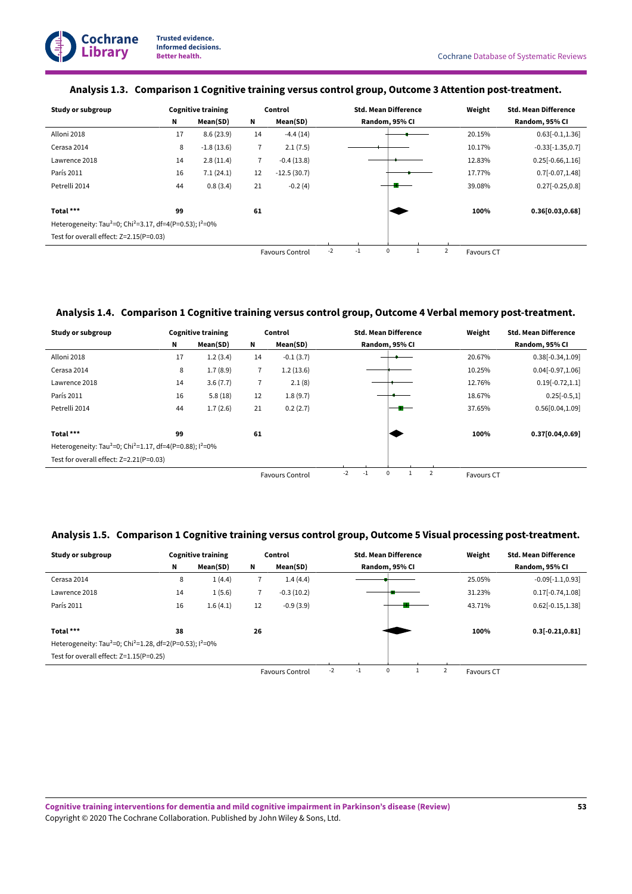### Analysis 1.3. Comparison 1 Cognitive training versus control group, Outcome 3 Attention post-treatment.

| Study or subgroup | Cognitive training | | Control | | Std. Mean Difference | Weight | Std. Mean Difference |
|---|---|---|---|---|---|---|---|
| | N | Mean(SD) | N | Mean(SD) | Random, 95% CI | | Random, 95% CI |
| Alloni 2018 | 17 | 8.6 (23.9) | 14 | -4.4 (14) | | 20.15% | 0.63[-0.1,1.36] |
| Cerasa 2014 | 8 | -1.8 (13.6) | 7 | 2.1 (7.5) | | 10.17% | -0.33[-1.35,0.7] |
| Lawrence 2018 | 14 | 2.8 (11.4) | 7 | -0.4 (13.8) | | 12.83% | 0.25[-0.66,1.16] |
| París 2011 | 16 | 7.1 (24.1) | 12 | -12.5 (30.7) | | 17.77% | 0.7[-0.07,1.48] |
| Petrelli 2014 | 44 | 0.8 (3.4) | 21 | -0.2 (4) | | 39.08% | 0.27[-0.25,0.8] |
| **Total \*\*\*** | **99** | | **61** | | | **100%** | **0.36[0.03,0.68]** |
| Heterogeneity: Tau²=0; Chi²=3.17, df=4(P=0.53); I²=0% | | | | | | | |
| Test for overall effect: Z=2.15(P=0.03) | | | | | | | |
| | | | | Favours Control | -2 -1 0 1 2 | Favours CT | |

### Analysis 1.4. Comparison 1 Cognitive training versus control group, Outcome 4 Verbal memory post-treatment.

| Study or subgroup | Cognitive training | | Control | | Std. Mean Difference | Weight | Std. Mean Difference |
|---|---|---|---|---|---|---|---|
| | N | Mean(SD) | N | Mean(SD) | Random, 95% CI | | Random, 95% CI |
| Alloni 2018 | 17 | 1.2 (3.4) | 14 | -0.1 (3.7) | | 20.67% | 0.38[-0.34,1.09] |
| Cerasa 2014 | 8 | 1.7 (8.9) | 7 | 1.2 (13.6) | | 10.25% | 0.04[-0.97,1.06] |
| Lawrence 2018 | 14 | 3.6 (7.7) | 7 | 2.1 (8) | | 12.76% | 0.19[-0.72,1.1] |
| París 2011 | 16 | 5.8 (18) | 12 | 1.8 (9.7) | | 18.67% | 0.25[-0.5,1] |
| Petrelli 2014 | 44 | 1.7 (2.6) | 21 | 0.2 (2.7) | | 37.65% | 0.56[0.04,1.09] |
| **Total \*\*\*** | **99** | | **61** | | | **100%** | **0.37[0.04,0.69]** |
| Heterogeneity: Tau²=0; Chi²=1.17, df=4(P=0.88); I²=0% | | | | | | | |
| Test for overall effect: Z=2.21(P=0.03) | | | | | | | |
| | | | | Favours Control | -2 -1 0 1 2 | Favours CT | |

### Analysis 1.5. Comparison 1 Cognitive training versus control group, Outcome 5 Visual processing post-treatment.

| Study or subgroup | Cognitive training | | Control | | Std. Mean Difference | Weight | Std. Mean Difference |
|---|---|---|---|---|---|---|---|
| | N | Mean(SD) | N | Mean(SD) | Random, 95% CI | | Random, 95% CI |
| Cerasa 2014 | 8 | 1 (4.4) | 7 | 1.4 (4.4) | | 25.05% | -0.09[-1.1,0.93] |
| Lawrence 2018 | 14 | 1 (5.6) | 7 | -0.3 (10.2) | | 31.23% | 0.17[-0.74,1.08] |
| París 2011 | 16 | 1.6 (4.1) | 12 | -0.9 (3.9) | | 43.71% | 0.62[-0.15,1.38] |
| **Total \*\*\*** | **38** | | **26** | | | **100%** | **0.3[-0.21,0.81]** |
| Heterogeneity: Tau²=0; Chi²=1.28, df=2(P=0.53); I²=0% | | | | | | | |
| Test for overall effect: Z=1.15(P=0.25) | | | | | | | |
| | | | | Favours Control | -2 -1 0 1 2 | Favours CT | |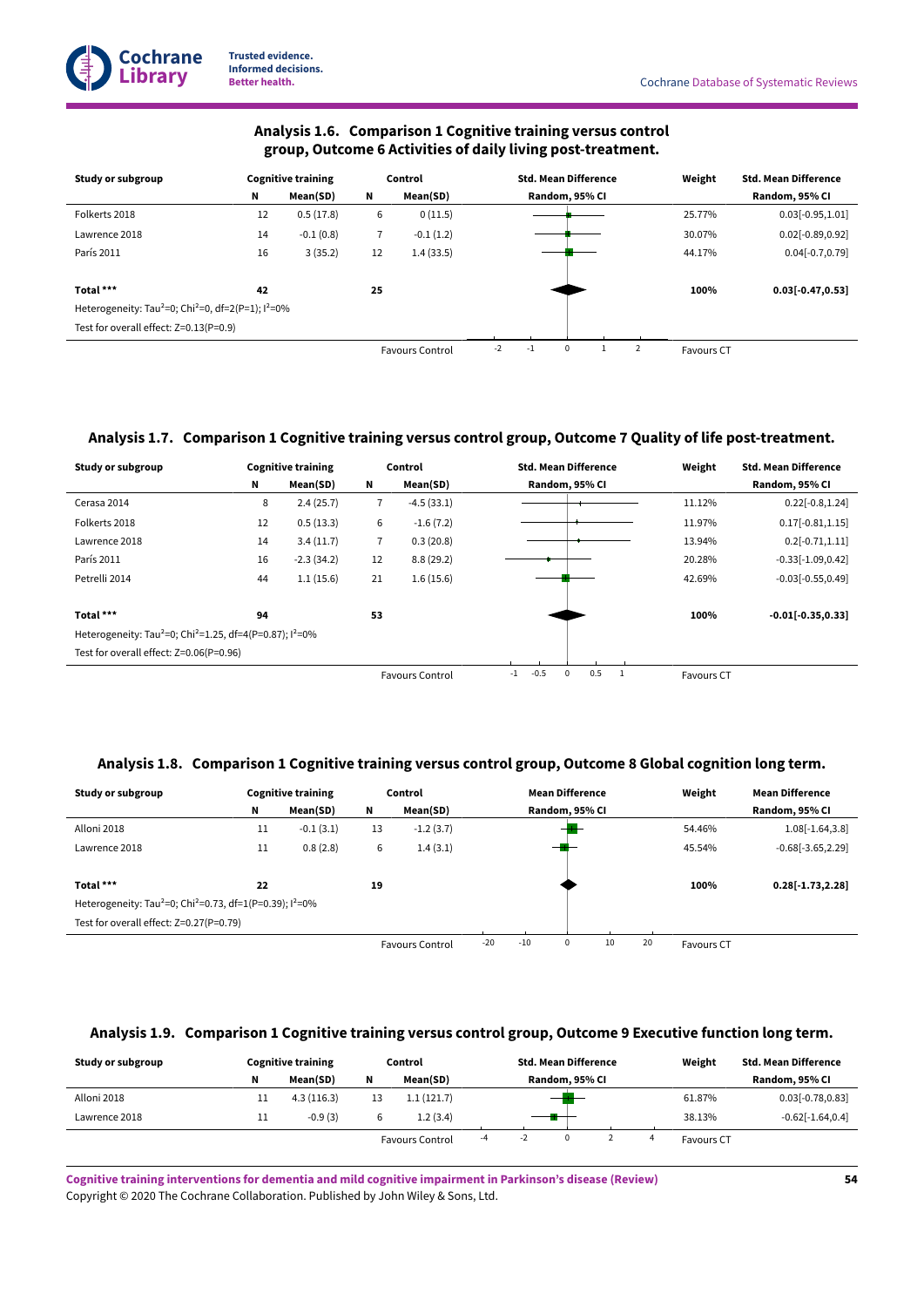### Analysis 1.6. Comparison 1 Cognitive training versus control group, Outcome 6 Activities of daily living post-treatment.

| Study or subgroup | Cognitive training | | Control | | Std. Mean Difference | Weight | Std. Mean Difference |
|---|---|---|---|---|---|---|---|
| | N | Mean(SD) | N | Mean(SD) | Random, 95% CI | | Random, 95% CI |
| Folkerts 2018 | 12 | 0.5 (17.8) | 6 | 0 (11.5) | | 25.77% | 0.03[-0.95,1.01] |
| Lawrence 2018 | 14 | -0.1 (0.8) | 7 | -0.1 (1.2) | | 30.07% | 0.02[-0.89,0.92] |
| París 2011 | 16 | 3 (35.2) | 12 | 1.4 (33.5) | | 44.17% | 0.04[-0.7,0.79] |
| **Total *** ** | **42** | | **25** | | | **100%** | **0.03[-0.47,0.53]** |
| Heterogeneity: $Tau^2$=0; $Chi^2$=0, df=2(P=1); $I^2$=0% | | | | | | | |
| Test for overall effect: Z=0.13(P=0.9) | | | | | | | |
| | | | | Favours Control | -2 -1 0 1 2 | Favours CT | |

### Analysis 1.7. Comparison 1 Cognitive training versus control group, Outcome 7 Quality of life post-treatment.

| Study or subgroup | Cognitive training | | Control | | Std. Mean Difference | Weight | Std. Mean Difference |
|---|---|---|---|---|---|---|---|
| | N | Mean(SD) | N | Mean(SD) | Random, 95% CI | | Random, 95% CI |
| Cerasa 2014 | 8 | 2.4 (25.7) | 7 | -4.5 (33.1) | | 11.12% | 0.22[-0.8,1.24] |
| Folkerts 2018 | 12 | 0.5 (13.3) | 6 | -1.6 (7.2) | | 11.97% | 0.17[-0.81,1.15] |
| Lawrence 2018 | 14 | 3.4 (11.7) | 7 | 0.3 (20.8) | | 13.94% | 0.2[-0.71,1.11] |
| París 2011 | 16 | -2.3 (34.2) | 12 | 8.8 (29.2) | | 20.28% | -0.33[-1.09,0.42] |
| Petrelli 2014 | 44 | 1.1 (15.6) | 21 | 1.6 (15.6) | | 42.69% | -0.03[-0.55,0.49] |
| **Total *** ** | **94** | | **53** | | | **100%** | **-0.01[-0.35,0.33]** |
| Heterogeneity: $Tau^2$=0; $Chi^2$=1.25, df=4(P=0.87); $I^2$=0% | | | | | | | |
| Test for overall effect: Z=0.06(P=0.96) | | | | | | | |
| | | | | Favours Control | -1 -0.5 0 0.5 1 | Favours CT | |

### Analysis 1.8. Comparison 1 Cognitive training versus control group, Outcome 8 Global cognition long term.

| Study or subgroup | Cognitive training | | Control | | Mean Difference | Weight | Mean Difference |
|---|---|---|---|---|---|---|---|
| | N | Mean(SD) | N | Mean(SD) | Random, 95% CI | | Random, 95% CI |
| Alloni 2018 | 11 | -0.1 (3.1) | 13 | -1.2 (3.7) | | 54.46% | 1.08[-1.64,3.8] |
| Lawrence 2018 | 11 | 0.8 (2.8) | 6 | 1.4 (3.1) | | 45.54% | -0.68[-3.65,2.29] |
| **Total *** ** | **22** | | **19** | | | **100%** | **0.28[-1.73,2.28]** |
| Heterogeneity: $Tau^2$=0; $Chi^2$=0.73, df=1(P=0.39); $I^2$=0% | | | | | | | |
| Test for overall effect: Z=0.27(P=0.79) | | | | | | | |
| | | | | Favours Control | -20 -10 0 10 20 | Favours CT | |

### Analysis 1.9. Comparison 1 Cognitive training versus control group, Outcome 9 Executive function long term.

| Study or subgroup | Cognitive training | | Control | | Std. Mean Difference | Weight | Std. Mean Difference |
|---|---|---|---|---|---|---|---|
| | N | Mean(SD) | N | Mean(SD) | Random, 95% CI | | Random, 95% CI |
| Alloni 2018 | 11 | 4.3 (116.3) | 13 | 1.1 (121.7) | | 61.87% | 0.03[-0.78,0.83] |
| Lawrence 2018 | 11 | -0.9 (3) | 6 | 1.2 (3.4) | | 38.13% | -0.62[-1.64,0.4] |
| | | | | Favours Control | -4 -2 0 2 4 | Favours CT | |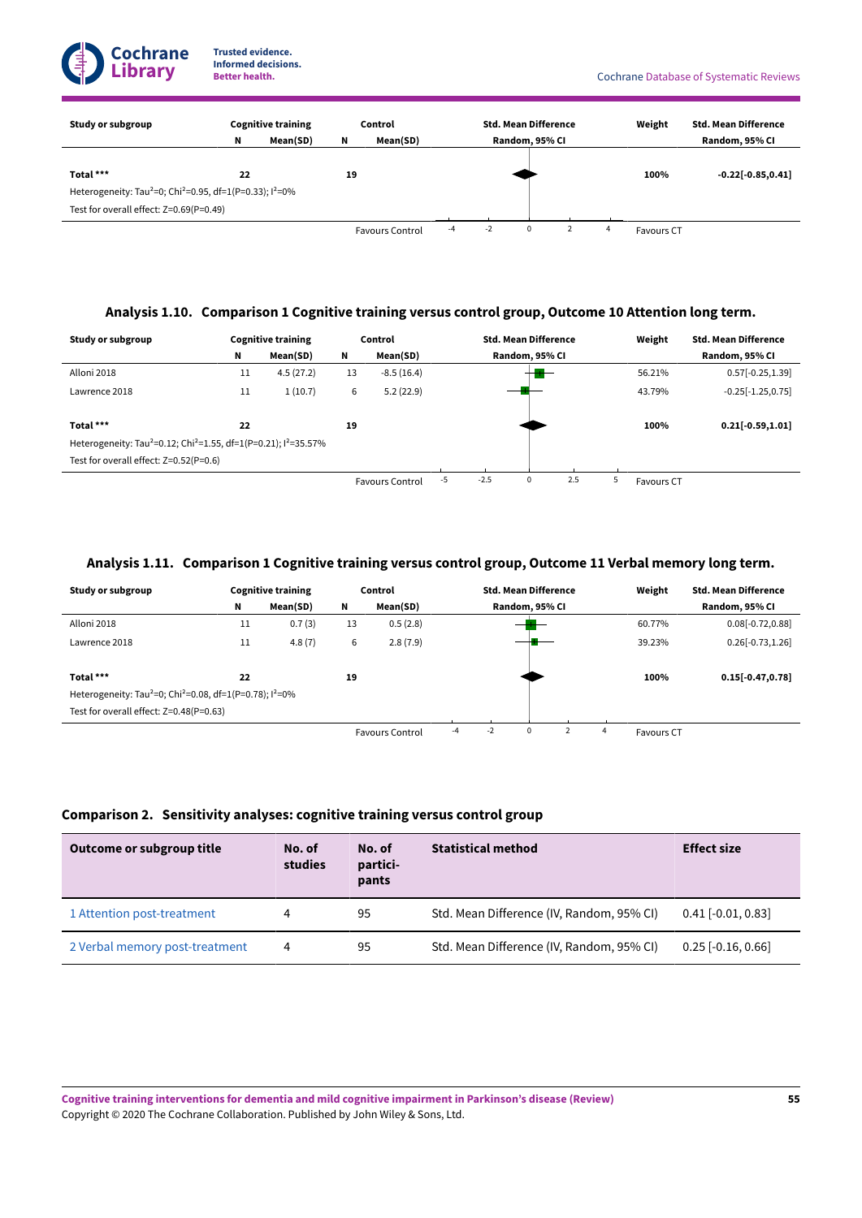| Study or subgroup | Cognitive training | | Control | | Std. Mean Difference | Weight | Std. Mean Difference |
|---|---|---|---|---|---|---|---|
| | N | Mean(SD) | N | Mean(SD) | Random, 95% CI | | Random, 95% CI |
| **Total *** ** | **22** | | **19** | | | **100%** | **-0.22[-0.85,0.41]** |
| Heterogeneity: Tau²=0; Chi²=0.95, df=1(P=0.33); I²=0% | | | | | | | |
| Test for overall effect: Z=0.69(P=0.49) | | | | | | | |
| | | | | Favours Control | -4 -2 0 2 4 | Favours CT | |

### Analysis 1.10. Comparison 1 Cognitive training versus control group, Outcome 10 Attention long term.

| Study or subgroup | Cognitive training | | Control | | Std. Mean Difference | Weight | Std. Mean Difference |
|---|---|---|---|---|---|---|---|
| | N | Mean(SD) | N | Mean(SD) | Random, 95% CI | | Random, 95% CI |
| Alloni 2018 | 11 | 4.5 (27.2) | 13 | -8.5 (16.4) | | 56.21% | 0.57[-0.25,1.39] |
| Lawrence 2018 | 11 | 1 (10.7) | 6 | 5.2 (22.9) | | 43.79% | -0.25[-1.25,0.75] |
| **Total *** ** | **22** | | **19** | | | **100%** | **0.21[-0.59,1.01]** |
| Heterogeneity: Tau²=0.12; Chi²=1.55, df=1(P=0.21); I²=35.57% | | | | | | | |
| Test for overall effect: Z=0.52(P=0.6) | | | | | | | |
| | | | | Favours Control | -5 -2.5 0 2.5 5 | Favours CT | |

### Analysis 1.11. Comparison 1 Cognitive training versus control group, Outcome 11 Verbal memory long term.

| Study or subgroup | Cognitive training | | Control | | Std. Mean Difference | Weight | Std. Mean Difference |
|---|---|---|---|---|---|---|---|
| | N | Mean(SD) | N | Mean(SD) | Random, 95% CI | | Random, 95% CI |
| Alloni 2018 | 11 | 0.7 (3) | 13 | 0.5 (2.8) | | 60.77% | 0.08[-0.72,0.88] |
| Lawrence 2018 | 11 | 4.8 (7) | 6 | 2.8 (7.9) | | 39.23% | 0.26[-0.73,1.26] |
| **Total *** ** | **22** | | **19** | | | **100%** | **0.15[-0.47,0.78]** |
| Heterogeneity: Tau²=0; Chi²=0.08, df=1(P=0.78); I²=0% | | | | | | | |
| Test for overall effect: Z=0.48(P=0.63) | | | | | | | |
| | | | | Favours Control | -4 -2 0 2 4 | Favours CT | |

## Comparison 2. Sensitivity analyses: cognitive training versus control group

| Outcome or subgroup title | No. of studies | No. of participants | Statistical method | Effect size |
|---|---|---|---|---|
| 1 Attention post-treatment | 4 | 95 | Std. Mean Difference (IV, Random, 95% CI) | 0.41 [-0.01, 0.83] |
| 2 Verbal memory post-treatment | 4 | 95 | Std. Mean Difference (IV, Random, 95% CI) | 0.25 [-0.16, 0.66] |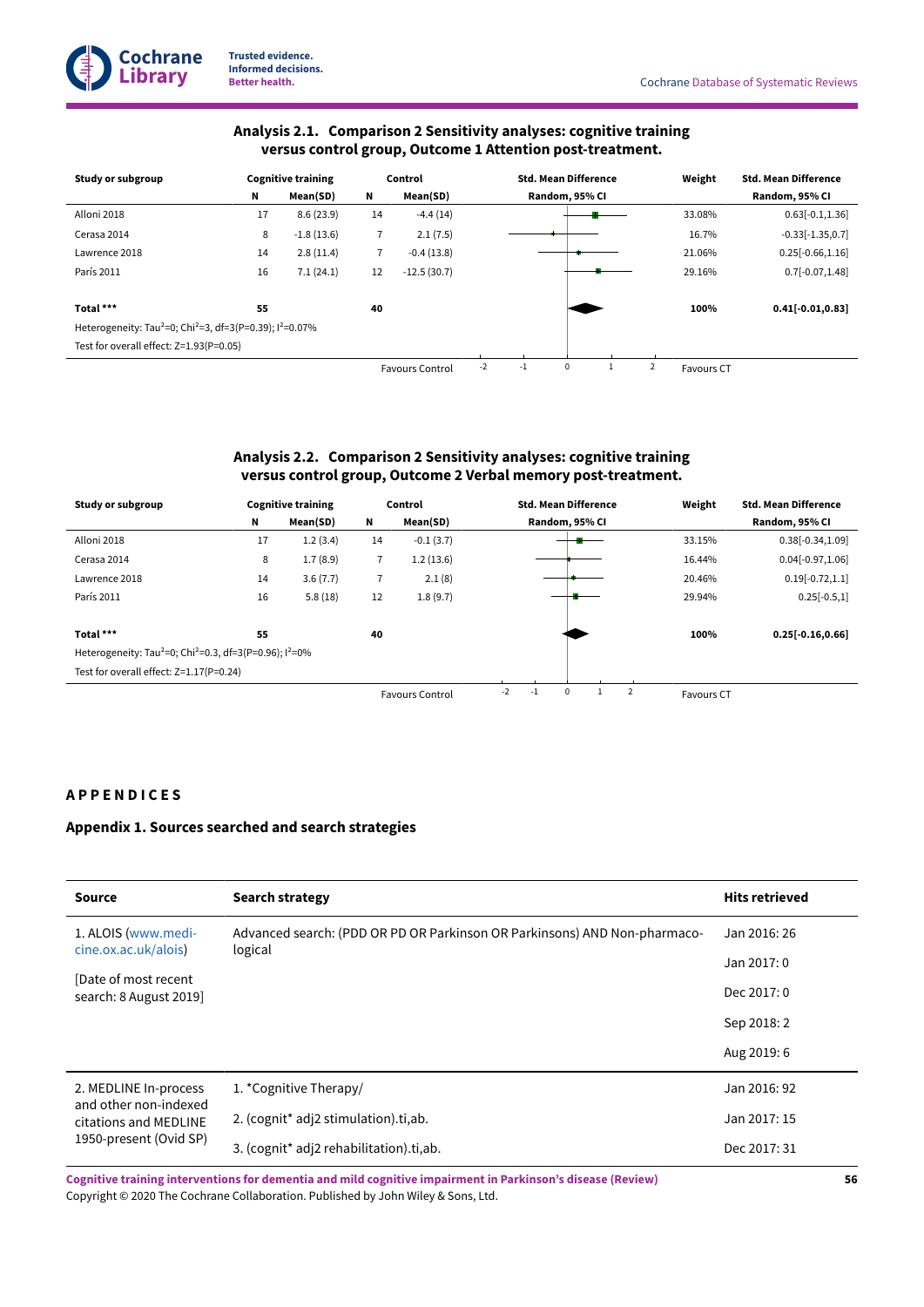### Analysis 2.1. Comparison 2 Sensitivity analyses: cognitive training versus control group, Outcome 1 Attention post-treatment.

| Study or subgroup | Cognitive training | | Control | | Std. Mean Difference | Weight | Std. Mean Difference |
|---|---|---|---|---|---|---|---|
| | N | Mean(SD) | N | Mean(SD) | Random, 95% CI | | Random, 95% CI |
| Alloni 2018 | 17 | 8.6 (23.9) | 14 | -4.4 (14) | | 33.08% | 0.63[-0.1,1.36] |
| Cerasa 2014 | 8 | -1.8 (13.6) | 7 | 2.1 (7.5) | | 16.7% | -0.33[-1.35,0.7] |
| Lawrence 2018 | 14 | 2.8 (11.4) | 7 | -0.4 (13.8) | | 21.06% | 0.25[-0.66,1.16] |
| París 2011 | 16 | 7.1 (24.1) | 12 | -12.5 (30.7) | | 29.16% | 0.7[-0.07,1.48] |
| **Total \*\*\*** | **55** | | **40** | | | **100%** | **0.41[-0.01,0.83]** |
| Heterogeneity: Tau²=0; Chi²=3, df=3(P=0.39); I²=0.07% | | | | | | | |
| Test for overall effect: Z=1.93(P=0.05) | | | | | | | |
| | | | | Favours Control | -2 -1 0 1 2 | Favours CT | |

### Analysis 2.2. Comparison 2 Sensitivity analyses: cognitive training versus control group, Outcome 2 Verbal memory post-treatment.

| Study or subgroup | Cognitive training | | Control | | Std. Mean Difference | Weight | Std. Mean Difference |
|---|---|---|---|---|---|---|---|
| | N | Mean(SD) | N | Mean(SD) | Random, 95% CI | | Random, 95% CI |
| Alloni 2018 | 17 | 1.2 (3.4) | 14 | -0.1 (3.7) | | 33.15% | 0.38[-0.34,1.09] |
| Cerasa 2014 | 8 | 1.7 (8.9) | 7 | 1.2 (13.6) | | 16.44% | 0.04[-0.97,1.06] |
| Lawrence 2018 | 14 | 3.6 (7.7) | 7 | 2.1 (8) | | 20.46% | 0.19[-0.72,1.1] |
| París 2011 | 16 | 5.8 (18) | 12 | 1.8 (9.7) | | 29.94% | 0.25[-0.5,1] |
| **Total \*\*\*** | **55** | | **40** | | | **100%** | **0.25[-0.16,0.66]** |
| Heterogeneity: Tau²=0; Chi²=0.3, df=3(P=0.96); I²=0% | | | | | | | |
| Test for overall effect: Z=1.17(P=0.24) | | | | | | | |
| | | | | Favours Control | -2 -1 0 1 2 | Favours CT | |

## APPENDICES

### Appendix 1. Sources searched and search strategies

| Source | Search strategy | Hits retrieved |
|---|---|---|
| 1. ALOIS (www.medicine.ox.ac.uk/alois) [Date of most recent search: 8 August 2019] | Advanced search: (PDD OR PD OR Parkinson OR Parkinsons) AND Non-pharmacological | Jan 2016: 26<br>Jan 2017: 0<br>Dec 2017: 0<br>Sep 2018: 2<br>Aug 2019: 6 |
| 2. MEDLINE In-process and other non-indexed citations and MEDLINE 1950-present (Ovid SP) | 1. *Cognitive Therapy/<br>2. (cognit* adj2 stimulation).ti,ab.<br>3. (cognit* adj2 rehabilitation).ti,ab. | Jan 2016: 92<br>Jan 2017: 15<br>Dec 2017: 31 |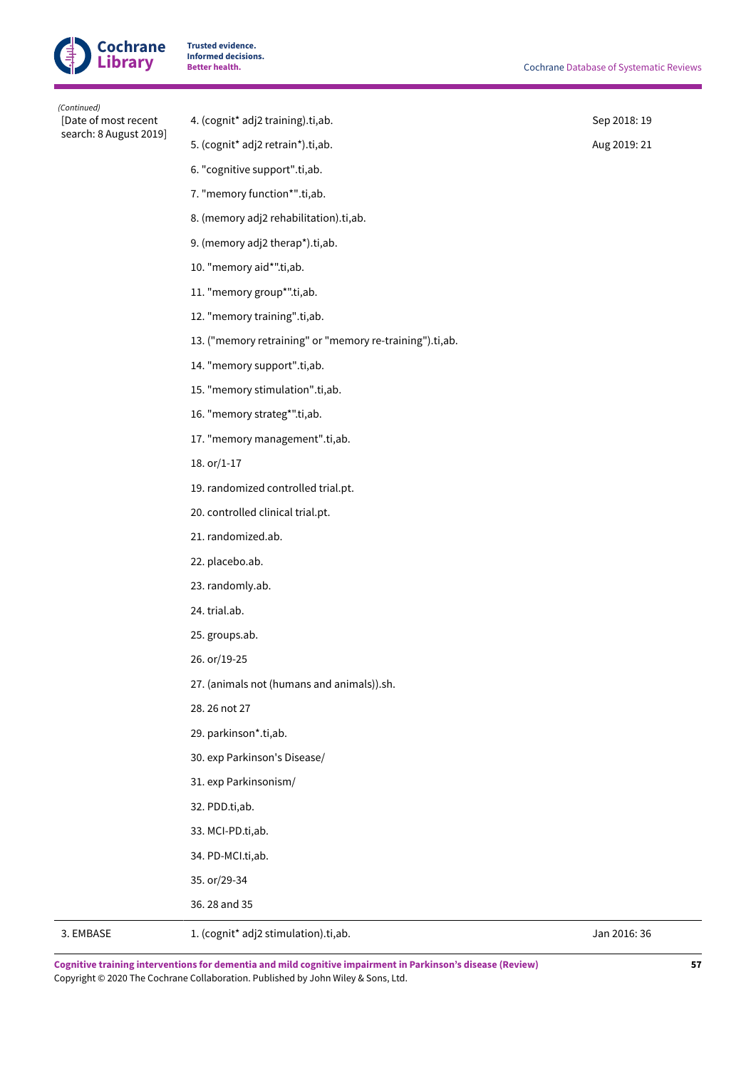*(Continued)*

| | | |
|---|---|---|
| [Date of most recent search: 8 August 2019] | 4. (cognit* adj2 training).ti,ab. | Sep 2018: 19 |
| | 5. (cognit* adj2 retrain*).ti,ab. | Aug 2019: 21 |
| | 6. "cognitive support".ti,ab. | |
| | 7. "memory function*".ti,ab. | |
| | 8. (memory adj2 rehabilitation).ti,ab. | |
| | 9. (memory adj2 therap*).ti,ab. | |
| | 10. "memory aid*".ti,ab. | |
| | 11. "memory group*".ti,ab. | |
| | 12. "memory training".ti,ab. | |
| | 13. ("memory retraining" or "memory re-training").ti,ab. | |
| | 14. "memory support".ti,ab. | |
| | 15. "memory stimulation".ti,ab. | |
| | 16. "memory strateg*".ti,ab. | |
| | 17. "memory management".ti,ab. | |
| | 18. or/1-17 | |
| | 19. randomized controlled trial.pt. | |
| | 20. controlled clinical trial.pt. | |
| | 21. randomized.ab. | |
| | 22. placebo.ab. | |
| | 23. randomly.ab. | |
| | 24. trial.ab. | |
| | 25. groups.ab. | |
| | 26. or/19-25 | |
| | 27. (animals not (humans and animals)).sh. | |
| | 28. 26 not 27 | |
| | 29. parkinson*.ti,ab. | |
| | 30. exp Parkinson's Disease/ | |
| | 31. exp Parkinsonism/ | |
| | 32. PDD.ti,ab. | |
| | 33. MCI-PD.ti,ab. | |
| | 34. PD-MCI.ti,ab. | |
| | 35. or/29-34 | |
| | 36. 28 and 35 | |
| 3. EMBASE | 1. (cognit* adj2 stimulation).ti,ab. | Jan 2016: 36 |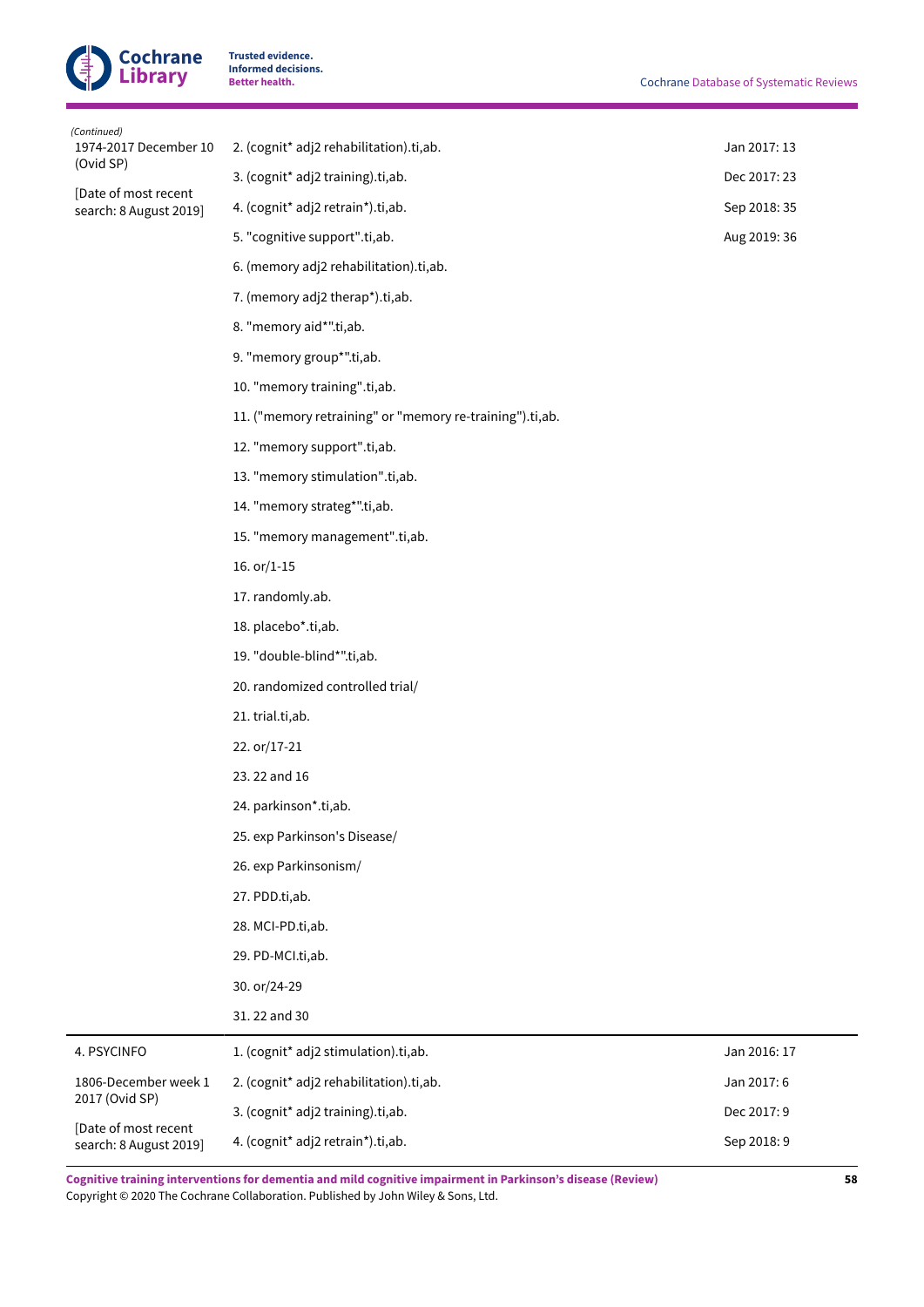*(Continued)*

| | | |
|---|---|---|
| 1974-2017 December 10 (Ovid SP)<br><br>[Date of most recent search: 8 August 2019] | 2. (cognit* adj2 rehabilitation).ti,ab.<br>3. (cognit* adj2 training).ti,ab.<br>4. (cognit* adj2 retrain*).ti,ab.<br>5. "cognitive support".ti,ab.<br>6. (memory adj2 rehabilitation).ti,ab.<br>7. (memory adj2 therap*).ti,ab.<br>8. "memory aid*".ti,ab.<br>9. "memory group*".ti,ab.<br>10. "memory training".ti,ab.<br>11. ("memory retraining" or "memory re-training").ti,ab.<br>12. "memory support".ti,ab.<br>13. "memory stimulation".ti,ab.<br>14. "memory strateg*".ti,ab.<br>15. "memory management".ti,ab.<br>16. or/1-15<br>17. randomly.ab.<br>18. placebo*.ti,ab.<br>19. "double-blind*".ti,ab.<br>20. randomized controlled trial/<br>21. trial.ti,ab.<br>22. or/17-21<br>23. 22 and 16<br>24. parkinson*.ti,ab.<br>25. exp Parkinson's Disease/<br>26. exp Parkinsonism/<br>27. PDD.ti,ab.<br>28. MCI-PD.ti,ab.<br>29. PD-MCI.ti,ab.<br>30. or/24-29<br>31. 22 and 30 | Jan 2017: 13<br>Dec 2017: 23<br>Sep 2018: 35<br>Aug 2019: 36 |
| 4. PSYCINFO<br><br>1806-December week 1 2017 (Ovid SP)<br><br>[Date of most recent search: 8 August 2019] | 1. (cognit* adj2 stimulation).ti,ab.<br>2. (cognit* adj2 rehabilitation).ti,ab.<br>3. (cognit* adj2 training).ti,ab.<br>4. (cognit* adj2 retrain*).ti,ab. | Jan 2016: 17<br>Jan 2017: 6<br>Dec 2017: 9<br>Sep 2018: 9 |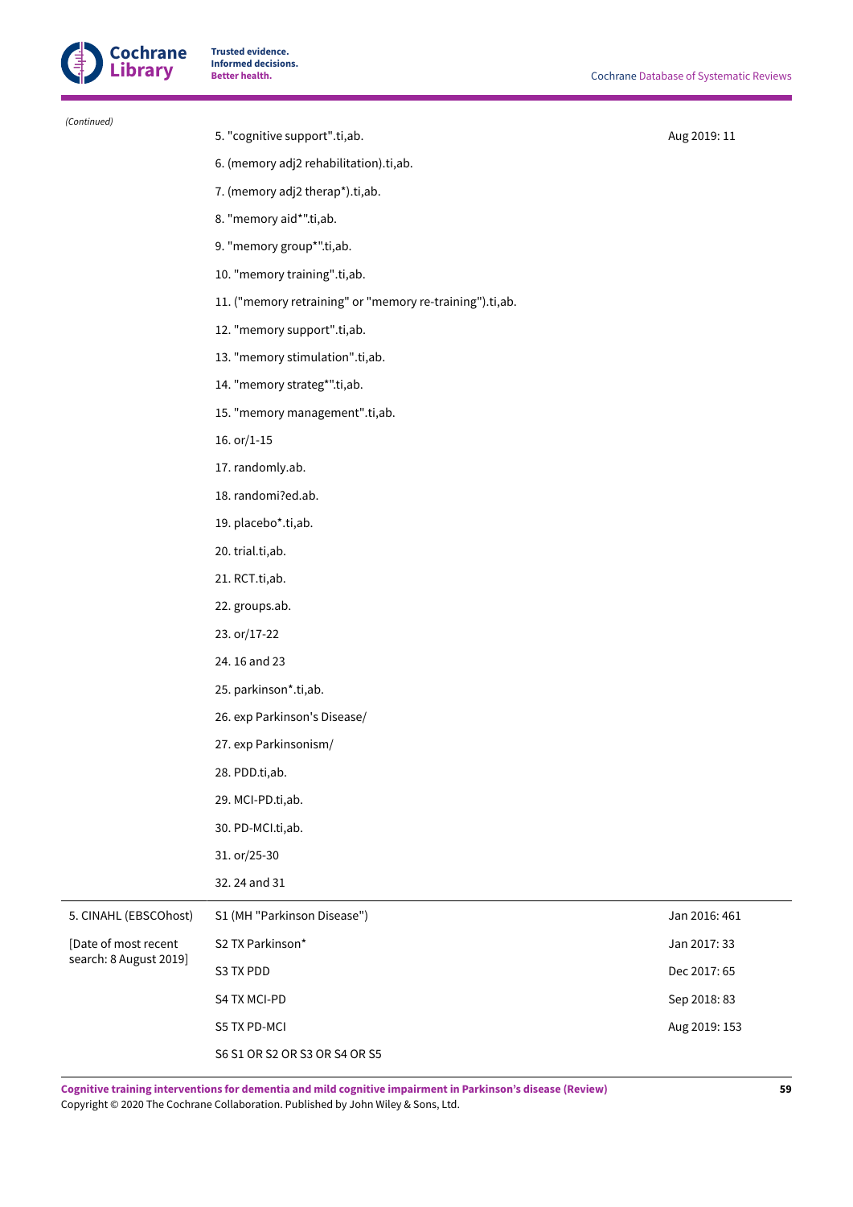*(Continued)*

| | | |
|---|---|---|
| | 5. "cognitive support".ti,ab. | Aug 2019: 11 |
| | 6. (memory adj2 rehabilitation).ti,ab. | |
| | 7. (memory adj2 therap*).ti,ab. | |
| | 8. "memory aid*".ti,ab. | |
| | 9. "memory group*".ti,ab. | |
| | 10. "memory training".ti,ab. | |
| | 11. ("memory retraining" or "memory re-training").ti,ab. | |
| | 12. "memory support".ti,ab. | |
| | 13. "memory stimulation".ti,ab. | |
| | 14. "memory strateg*".ti,ab. | |
| | 15. "memory management".ti,ab. | |
| | 16. or/1-15 | |
| | 17. randomly.ab. | |
| | 18. randomi?ed.ab. | |
| | 19. placebo*.ti,ab. | |
| | 20. trial.ti,ab. | |
| | 21. RCT.ti,ab. | |
| | 22. groups.ab. | |
| | 23. or/17-22 | |
| | 24. 16 and 23 | |
| | 25. parkinson*.ti,ab. | |
| | 26. exp Parkinson's Disease/ | |
| | 27. exp Parkinsonism/ | |
| | 28. PDD.ti,ab. | |
| | 29. MCI-PD.ti,ab. | |
| | 30. PD-MCI.ti,ab. | |
| | 31. or/25-30 | |
| | 32. 24 and 31 | |
| 5. CINAHL (EBSCOhost) | S1 (MH "Parkinson Disease") | Jan 2016: 461 |
| [Date of most recent search: 8 August 2019] | S2 TX Parkinson* | Jan 2017: 33 |
| | S3 TX PDD | Dec 2017: 65 |
| | S4 TX MCI-PD | Sep 2018: 83 |
| | S5 TX PD-MCI | Aug 2019: 153 |
| | S6 S1 OR S2 OR S3 OR S4 OR S5 | |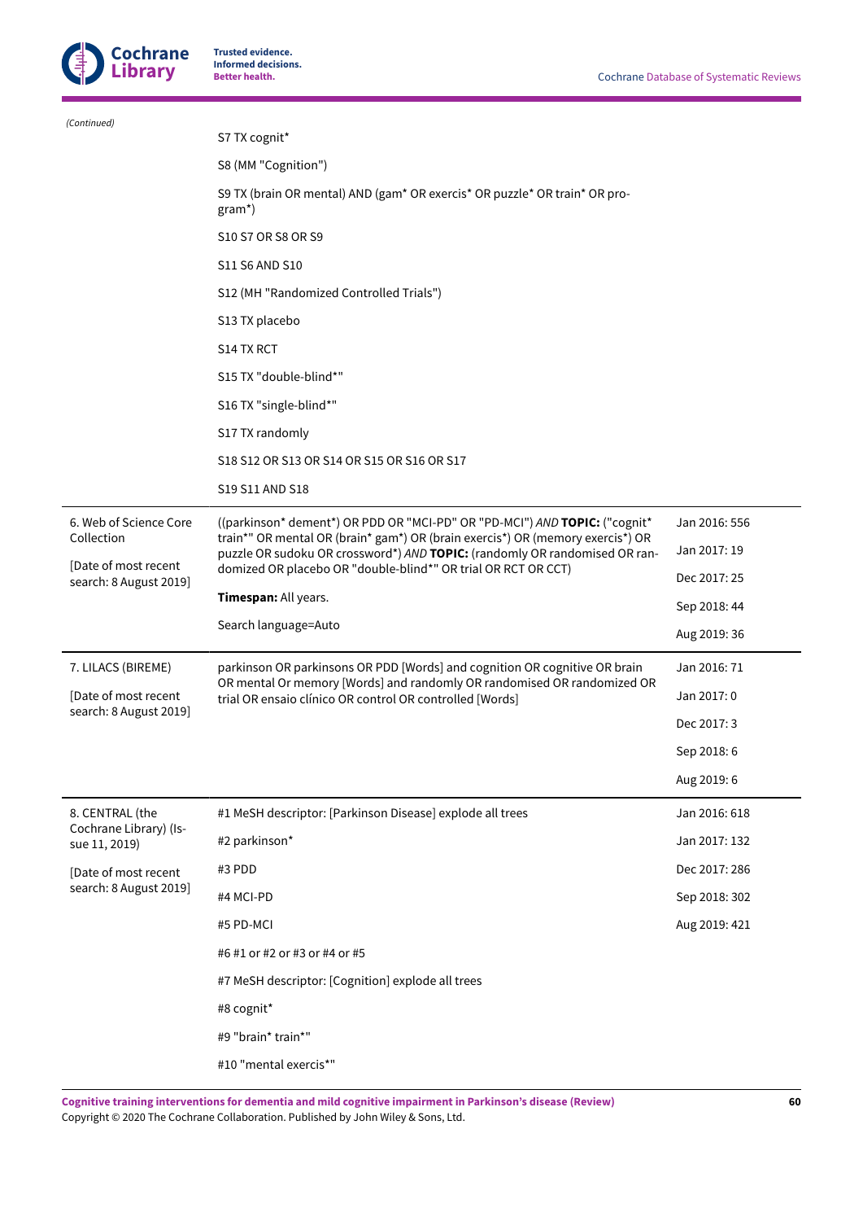*(Continued)*

| | | |
|---|---|---|
| | S7 TX cognit* | |
| | S8 (MM "Cognition") | |
| | S9 TX (brain OR mental) AND (gam* OR exercis* OR puzzle* OR train* OR program*) | |
| | S10 S7 OR S8 OR S9 | |
| | S11 S6 AND S10 | |
| | S12 (MH "Randomized Controlled Trials") | |
| | S13 TX placebo | |
| | S14 TX RCT | |
| | S15 TX "double-blind*" | |
| | S16 TX "single-blind*" | |
| | S17 TX randomly | |
| | S18 S12 OR S13 OR S14 OR S15 OR S16 OR S17 | |
| | S19 S11 AND S18 | |
| 6. Web of Science Core Collection<br><br>[Date of most recent search: 8 August 2019] | ((parkinson* dement*) OR PDD OR "MCI-PD" OR "PD-MCI") *AND* **TOPIC:** ("cognit* train*" OR mental OR (brain* gam*) OR (brain exercis*) OR (memory exercis*) OR puzzle OR sudoku OR crossword*) *AND* **TOPIC:** (randomly OR randomised OR randomized OR placebo OR "double-blind*" OR trial OR RCT OR CCT)<br><br>**Timespan:** All years.<br><br>Search language=Auto | Jan 2016: 556<br><br>Jan 2017: 19<br><br>Dec 2017: 25<br><br>Sep 2018: 44<br><br>Aug 2019: 36 |
| 7. LILACS (BIREME)<br><br>[Date of most recent search: 8 August 2019] | parkinson OR parkinsons OR PDD [Words] and cognition OR cognitive OR brain OR mental Or memory [Words] and randomly OR randomised OR randomized OR trial OR ensaio clínico OR control OR controlled [Words] | Jan 2016: 71<br><br>Jan 2017: 0<br><br>Dec 2017: 3<br><br>Sep 2018: 6<br><br>Aug 2019: 6 |
| 8. CENTRAL (the Cochrane Library) (Issue 11, 2019)<br><br>[Date of most recent search: 8 August 2019] | #1 MeSH descriptor: [Parkinson Disease] explode all trees<br><br>#2 parkinson*<br><br>#3 PDD<br><br>#4 MCI-PD<br><br>#5 PD-MCI<br><br>#6 #1 or #2 or #3 or #4 or #5<br><br>#7 MeSH descriptor: [Cognition] explode all trees<br><br>#8 cognit*<br><br>#9 "brain* train*"<br><br>#10 "mental exercis*" | Jan 2016: 618<br><br>Jan 2017: 132<br><br>Dec 2017: 286<br><br>Sep 2018: 302<br><br>Aug 2019: 421 |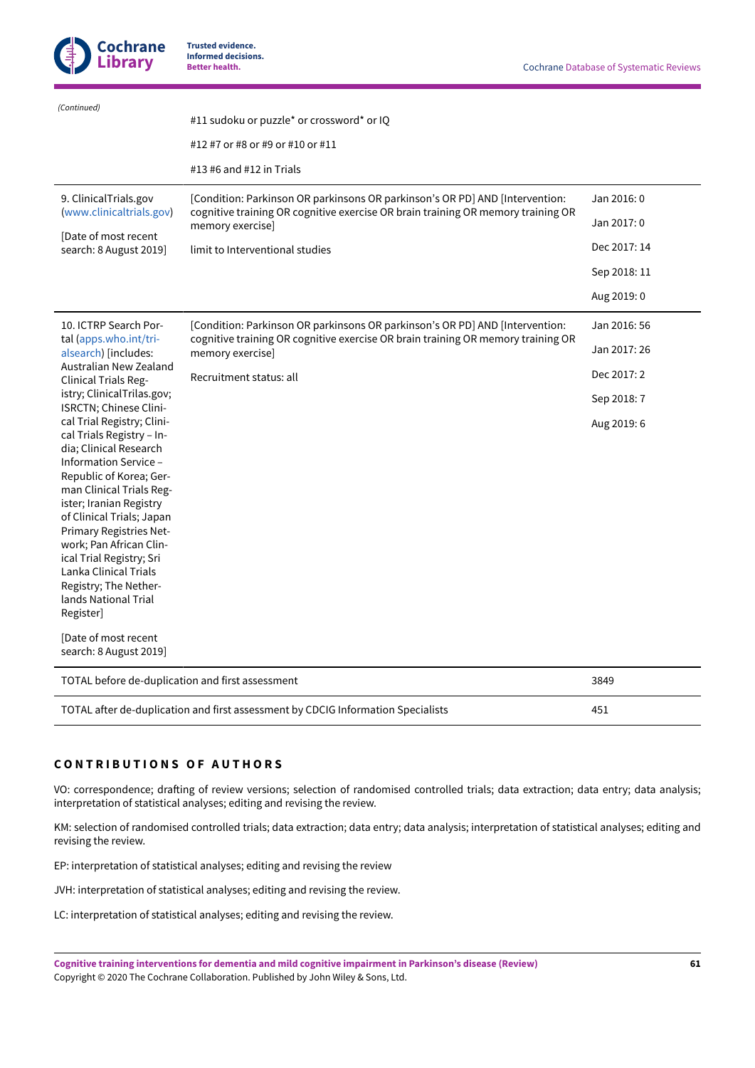| | | |
|---|---|---|
| *(Continued)* | #11 sudoku or puzzle* or crossword* or IQ<br><br>#12 #7 or #8 or #9 or #10 or #11<br><br>#13 #6 and #12 in Trials | |
| 9. ClinicalTrials.gov (www.clinicaltrials.gov)<br><br>[Date of most recent search: 8 August 2019] | [Condition: Parkinson OR parkinsons OR parkinson's OR PD] AND [Intervention: cognitive training OR cognitive exercise OR brain training OR memory training OR memory exercise]<br><br>limit to Interventional studies | Jan 2016: 0<br><br>Jan 2017: 0<br><br>Dec 2017: 14<br><br>Sep 2018: 11<br><br>Aug 2019: 0 |
| 10. ICTRP Search Portal (apps.who.int/trialsearch) [includes: Australian New Zealand Clinical Trials Registry; ClinicalTrilas.gov; ISRCTN; Chinese Clinical Trial Registry; Clinical Trials Registry – India; Clinical Research Information Service – Republic of Korea; German Clinical Trials Register; Iranian Registry of Clinical Trials; Japan Primary Registries Network; Pan African Clinical Trial Registry; Sri Lanka Clinical Trials Registry; The Netherlands National Trial Register]<br><br>[Date of most recent search: 8 August 2019] | [Condition: Parkinson OR parkinsons OR parkinson's OR PD] AND [Intervention: cognitive training OR cognitive exercise OR brain training OR memory training OR memory exercise]<br><br>Recruitment status: all | Jan 2016: 56<br><br>Jan 2017: 26<br><br>Dec 2017: 2<br><br>Sep 2018: 7<br><br>Aug 2019: 6 |
| TOTAL before de-duplication and first assessment | | 3849 |
| TOTAL after de-duplication and first assessment by CDCIG Information Specialists | | 451 |

## CONTRIBUTIONS OF AUTHORS

VO: correspondence; drafting of review versions; selection of randomised controlled trials; data extraction; data entry; data analysis; interpretation of statistical analyses; editing and revising the review.

KM: selection of randomised controlled trials; data extraction; data entry; data analysis; interpretation of statistical analyses; editing and revising the review.

EP: interpretation of statistical analyses; editing and revising the review

JVH: interpretation of statistical analyses; editing and revising the review.

LC: interpretation of statistical analyses; editing and revising the review.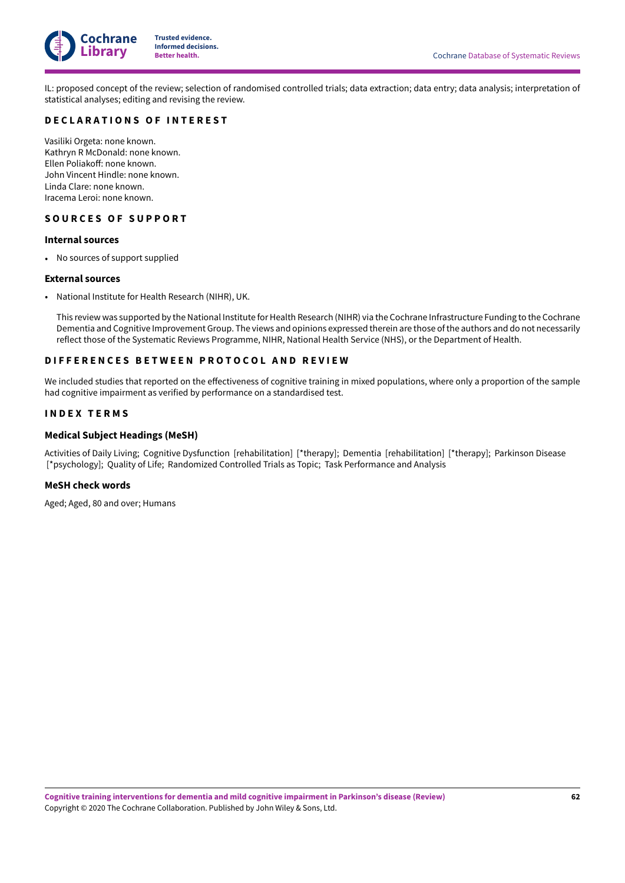IL: proposed concept of the review; selection of randomised controlled trials; data extraction; data entry; data analysis; interpretation of statistical analyses; editing and revising the review.

## DECLARATIONS OF INTEREST

Vasiliki Orgeta: none known.
Kathryn R McDonald: none known.
Ellen Poliakoff: none known.
John Vincent Hindle: none known.
Linda Clare: none known.
Iracema Leroi: none known.

## SOURCES OF SUPPORT

### Internal sources

- No sources of support supplied

### External sources

- National Institute for Health Research (NIHR), UK.

  This review was supported by the National Institute for Health Research (NIHR) via the Cochrane Infrastructure Funding to the Cochrane Dementia and Cognitive Improvement Group. The views and opinions expressed therein are those of the authors and do not necessarily reflect those of the Systematic Reviews Programme, NIHR, National Health Service (NHS), or the Department of Health.

## DIFFERENCES BETWEEN PROTOCOL AND REVIEW

We included studies that reported on the effectiveness of cognitive training in mixed populations, where only a proportion of the sample had cognitive impairment as verified by performance on a standardised test.

## INDEX TERMS

### Medical Subject Headings (MeSH)

Activities of Daily Living; Cognitive Dysfunction [rehabilitation] [*therapy]; Dementia [rehabilitation] [*therapy]; Parkinson Disease [*psychology]; Quality of Life; Randomized Controlled Trials as Topic; Task Performance and Analysis

### MeSH check words

Aged; Aged, 80 and over; Humans